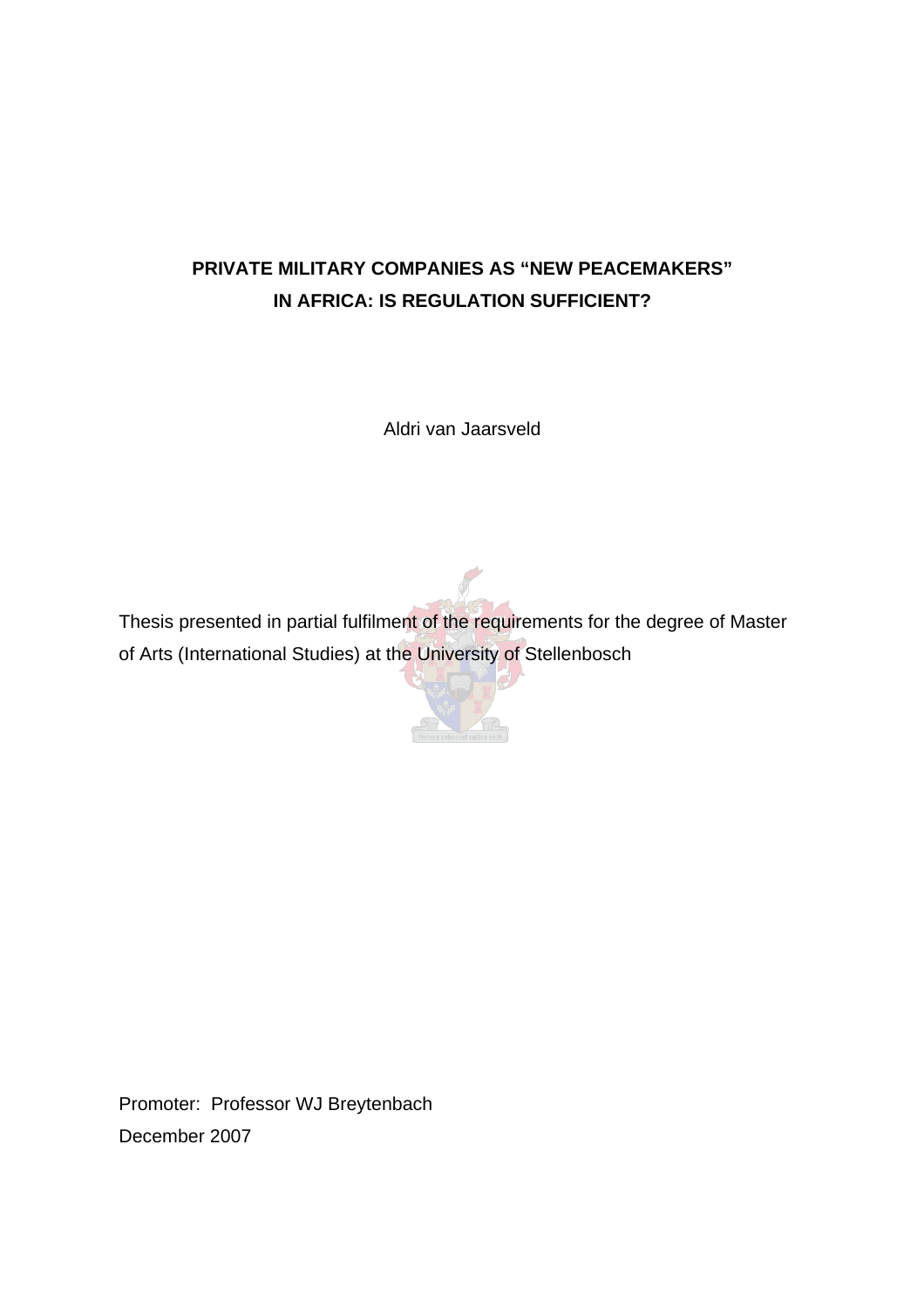# PRIVATE MILITARY COMPANIES AS "NEW PEACEMAKERS" IN AFRICA: IS REGULATION SUFFICIENT?

Aldri van Jaarsveld

Thesis presented in partial fulfilment of the requirements for the degree of Master of Arts (International Studies) at the University of Stellenbosch

Promoter: Professor WJ Breytenbach

December 2007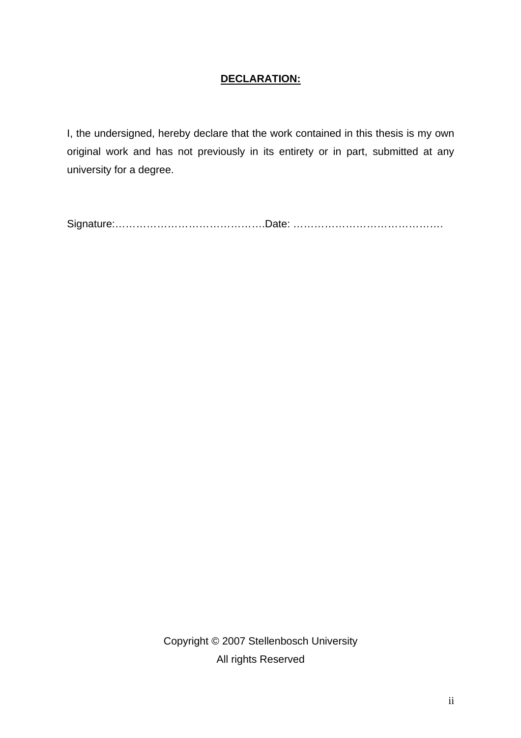**DECLARATION:**

I, the undersigned, hereby declare that the work contained in this thesis is my own original work and has not previously in its entirety or in part, submitted at any university for a degree.

Signature:…………………………………….Date: …………………………………….

Copyright © 2007 Stellenbosch University

All rights Reserved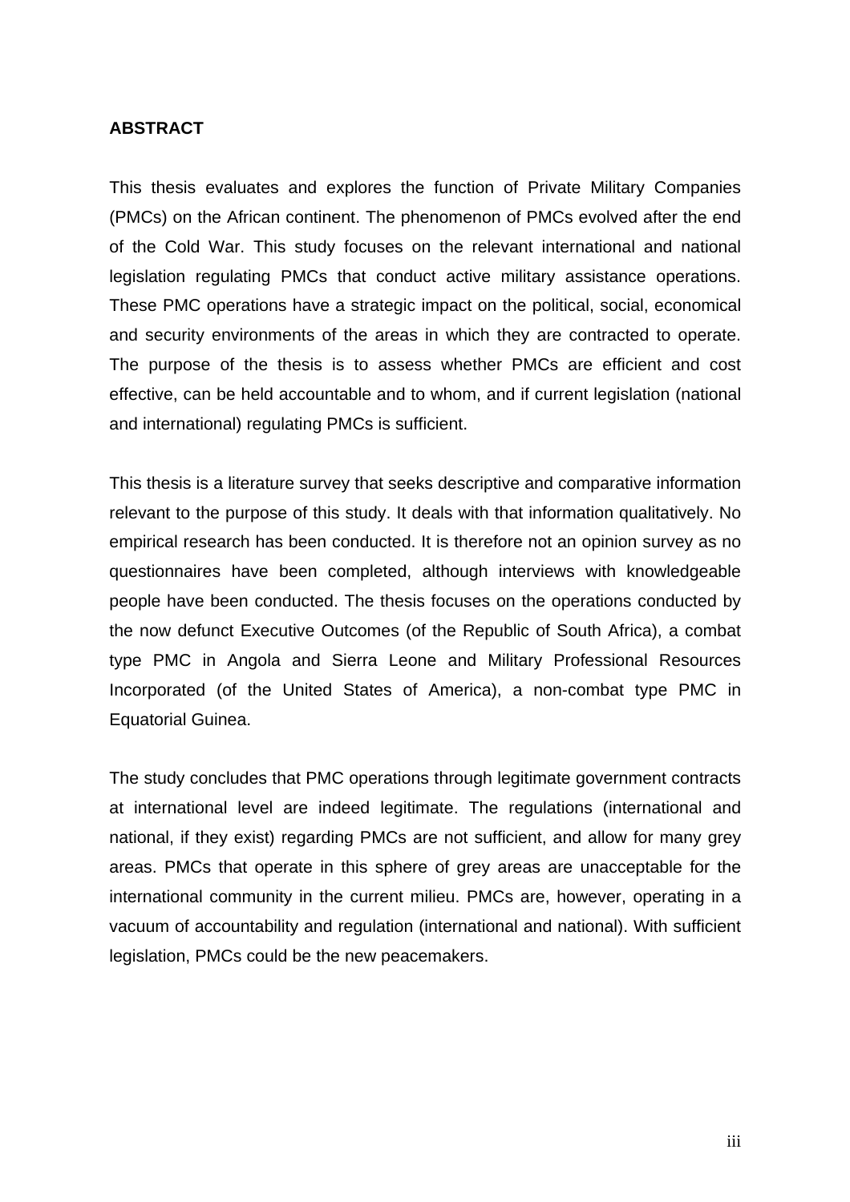## ABSTRACT

This thesis evaluates and explores the function of Private Military Companies (PMCs) on the African continent. The phenomenon of PMCs evolved after the end of the Cold War. This study focuses on the relevant international and national legislation regulating PMCs that conduct active military assistance operations. These PMC operations have a strategic impact on the political, social, economical and security environments of the areas in which they are contracted to operate. The purpose of the thesis is to assess whether PMCs are efficient and cost effective, can be held accountable and to whom, and if current legislation (national and international) regulating PMCs is sufficient.

This thesis is a literature survey that seeks descriptive and comparative information relevant to the purpose of this study. It deals with that information qualitatively. No empirical research has been conducted. It is therefore not an opinion survey as no questionnaires have been completed, although interviews with knowledgeable people have been conducted. The thesis focuses on the operations conducted by the now defunct Executive Outcomes (of the Republic of South Africa), a combat type PMC in Angola and Sierra Leone and Military Professional Resources Incorporated (of the United States of America), a non-combat type PMC in Equatorial Guinea.

The study concludes that PMC operations through legitimate government contracts at international level are indeed legitimate. The regulations (international and national, if they exist) regarding PMCs are not sufficient, and allow for many grey areas. PMCs that operate in this sphere of grey areas are unacceptable for the international community in the current milieu. PMCs are, however, operating in a vacuum of accountability and regulation (international and national). With sufficient legislation, PMCs could be the new peacemakers.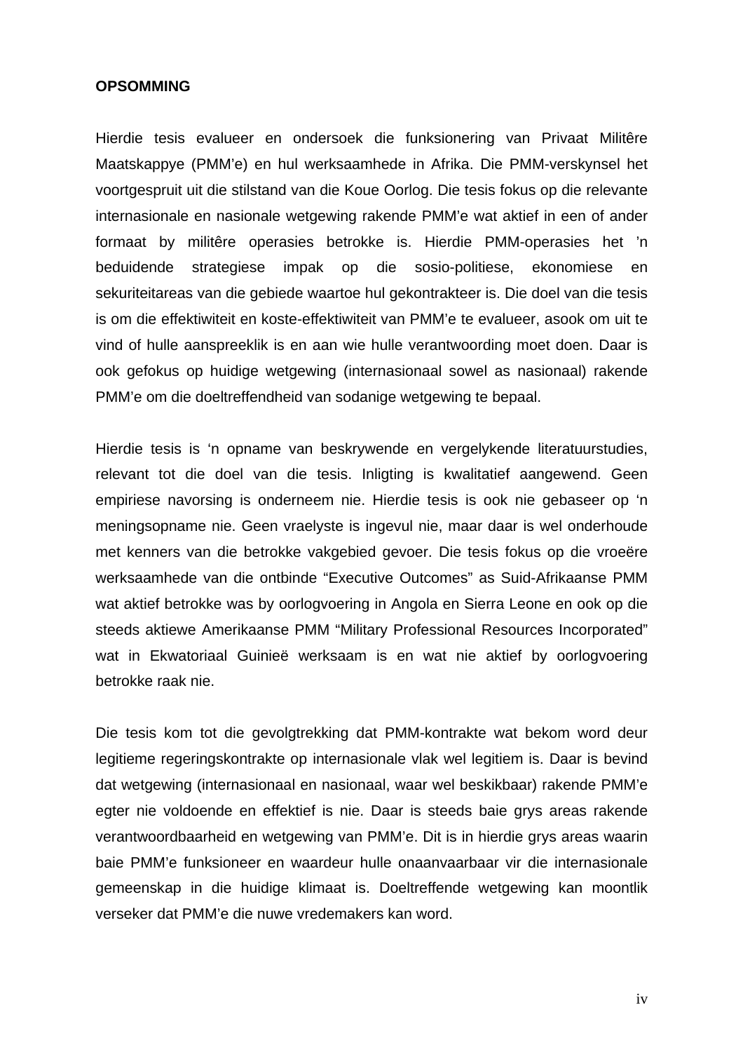**OPSOMMING**

Hierdie tesis evalueer en ondersoek die funksionering van Privaat Militêre Maatskappye (PMM'e) en hul werksaamhede in Afrika. Die PMM-verskynsel het voortgespruit uit die stilstand van die Koue Oorlog. Die tesis fokus op die relevante internasionale en nasionale wetgewing rakende PMM'e wat aktief in een of ander formaat by militêre operasies betrokke is. Hierdie PMM-operasies het 'n beduidende strategiese impak op die sosio-politiese, ekonomiese en sekuriteitareas van die gebiede waartoe hul gekontrakteer is. Die doel van die tesis is om die effektiwiteit en koste-effektiwiteit van PMM'e te evalueer, asook om uit te vind of hulle aanspreeklik is en aan wie hulle verantwoording moet doen. Daar is ook gefokus op huidige wetgewing (internasionaal sowel as nasionaal) rakende PMM'e om die doeltreffendheid van sodanige wetgewing te bepaal.

Hierdie tesis is 'n opname van beskrywende en vergelykende literatuurstudies, relevant tot die doel van die tesis. Inligting is kwalitatief aangewend. Geen empiriese navorsing is onderneem nie. Hierdie tesis is ook nie gebaseer op 'n meningsopname nie. Geen vraelyste is ingevul nie, maar daar is wel onderhoude met kenners van die betrokke vakgebied gevoer. Die tesis fokus op die vroeëre werksaamhede van die ontbinde "Executive Outcomes" as Suid-Afrikaanse PMM wat aktief betrokke was by oorlogvoering in Angola en Sierra Leone en ook op die steeds aktiewe Amerikaanse PMM "Military Professional Resources Incorporated" wat in Ekwatoriaal Guinieë werksaam is en wat nie aktief by oorlogvoering betrokke raak nie.

Die tesis kom tot die gevolgtrekking dat PMM-kontrakte wat bekom word deur legitieme regeringskontrakte op internasionale vlak wel legitiem is. Daar is bevind dat wetgewing (internasionaal en nasionaal, waar wel beskikbaar) rakende PMM'e egter nie voldoende en effektief is nie. Daar is steeds baie grys areas rakende verantwoordbaarheid en wetgewing van PMM'e. Dit is in hierdie grys areas waarin baie PMM'e funksioneer en waardeur hulle onaanvaarbaar vir die internasionale gemeenskap in die huidige klimaat is. Doeltreffende wetgewing kan moontlik verseker dat PMM'e die nuwe vredemakers kan word.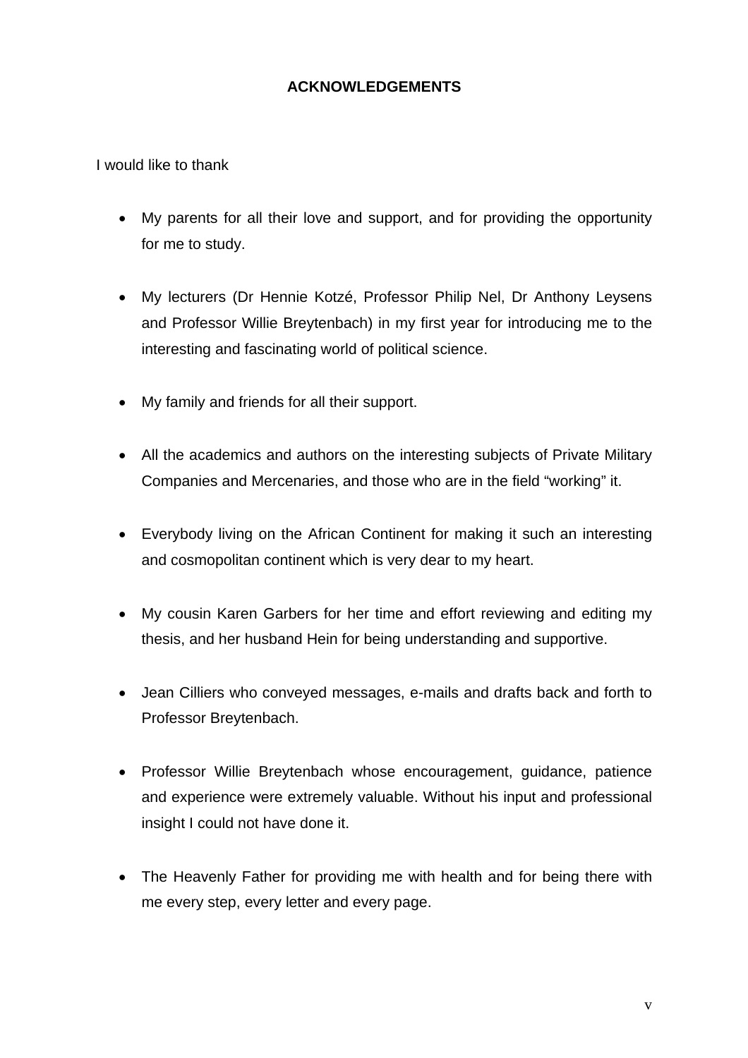# ACKNOWLEDGEMENTS

I would like to thank

- My parents for all their love and support, and for providing the opportunity for me to study.

- My lecturers (Dr Hennie Kotzé, Professor Philip Nel, Dr Anthony Leysens and Professor Willie Breytenbach) in my first year for introducing me to the interesting and fascinating world of political science.

- My family and friends for all their support.

- All the academics and authors on the interesting subjects of Private Military Companies and Mercenaries, and those who are in the field "working" it.

- Everybody living on the African Continent for making it such an interesting and cosmopolitan continent which is very dear to my heart.

- My cousin Karen Garbers for her time and effort reviewing and editing my thesis, and her husband Hein for being understanding and supportive.

- Jean Cilliers who conveyed messages, e-mails and drafts back and forth to Professor Breytenbach.

- Professor Willie Breytenbach whose encouragement, guidance, patience and experience were extremely valuable. Without his input and professional insight I could not have done it.

- The Heavenly Father for providing me with health and for being there with me every step, every letter and every page.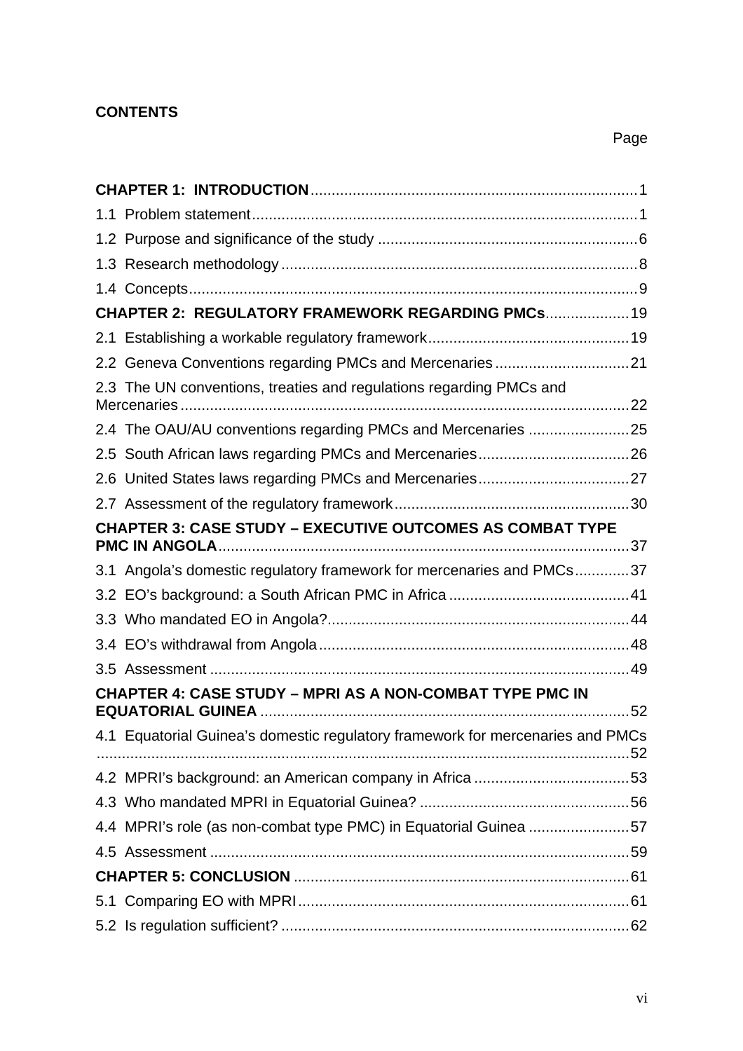**CONTENTS**

Page

**CHAPTER 1: INTRODUCTION** ..... 1

1.1 Problem statement ..... 1

1.2 Purpose and significance of the study ..... 6

1.3 Research methodology ..... 8

1.4 Concepts ..... 9

**CHAPTER 2: REGULATORY FRAMEWORK REGARDING PMCs** ..... 19

2.1 Establishing a workable regulatory framework ..... 19

2.2 Geneva Conventions regarding PMCs and Mercenaries ..... 21

2.3 The UN conventions, treaties and regulations regarding PMCs and Mercenaries ..... 22

2.4 The OAU/AU conventions regarding PMCs and Mercenaries ..... 25

2.5 South African laws regarding PMCs and Mercenaries ..... 26

2.6 United States laws regarding PMCs and Mercenaries ..... 27

2.7 Assessment of the regulatory framework ..... 30

**CHAPTER 3: CASE STUDY – EXECUTIVE OUTCOMES AS COMBAT TYPE PMC IN ANGOLA** ..... 37

3.1 Angola's domestic regulatory framework for mercenaries and PMCs ..... 37

3.2 EO's background: a South African PMC in Africa ..... 41

3.3 Who mandated EO in Angola? ..... 44

3.4 EO's withdrawal from Angola ..... 48

3.5 Assessment ..... 49

**CHAPTER 4: CASE STUDY – MPRI AS A NON-COMBAT TYPE PMC IN EQUATORIAL GUINEA** ..... 52

4.1 Equatorial Guinea's domestic regulatory framework for mercenaries and PMCs ..... 52

4.2 MPRI's background: an American company in Africa ..... 53

4.3 Who mandated MPRI in Equatorial Guinea? ..... 56

4.4 MPRI's role (as non-combat type PMC) in Equatorial Guinea ..... 57

4.5 Assessment ..... 59

**CHAPTER 5: CONCLUSION** ..... 61

5.1 Comparing EO with MPRI ..... 61

5.2 Is regulation sufficient? ..... 62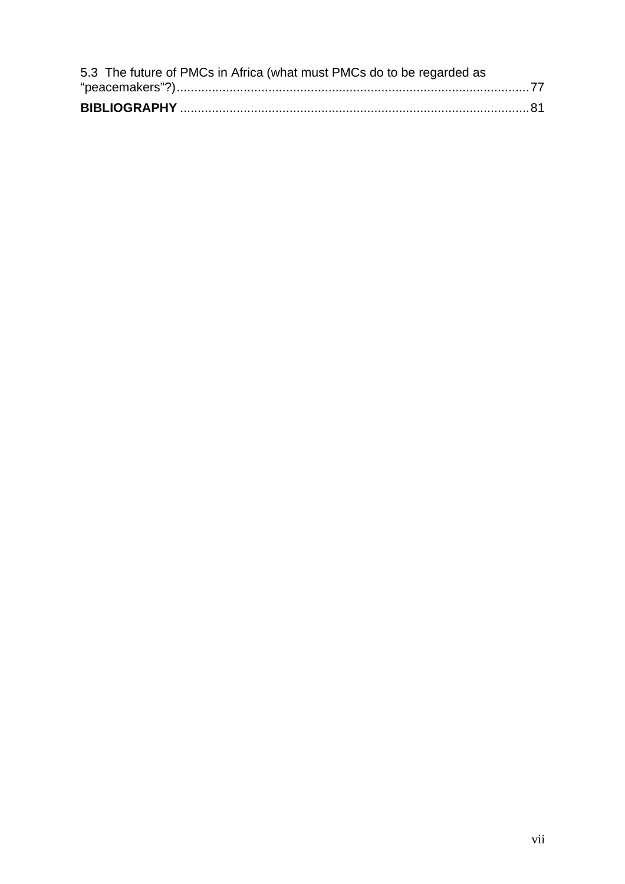5.3 The future of PMCs in Africa (what must PMCs do to be regarded as "peacemakers"?) ... 77

**BIBLIOGRAPHY** ... 81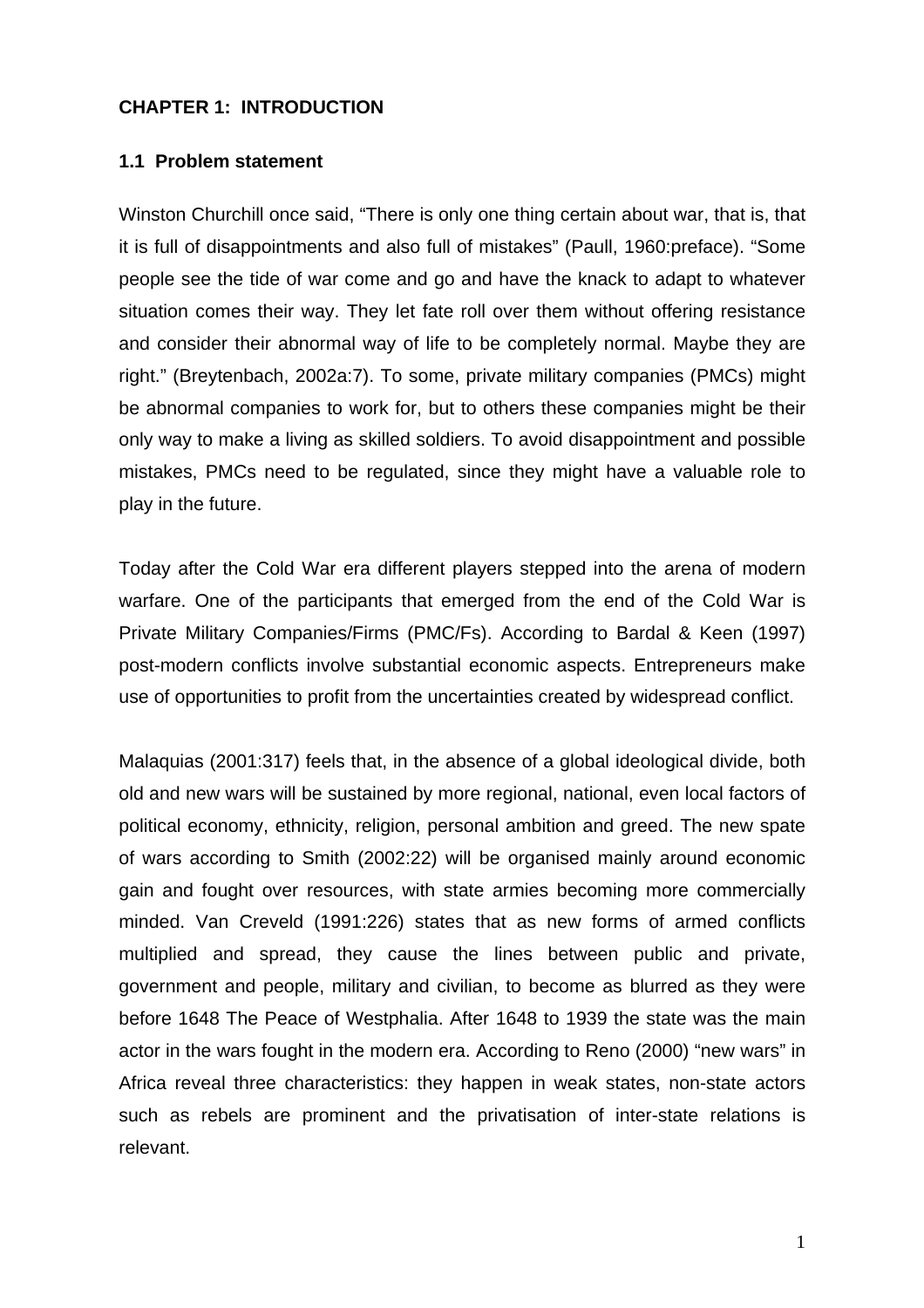## CHAPTER 1: INTRODUCTION

### 1.1 Problem statement

Winston Churchill once said, “There is only one thing certain about war, that is, that it is full of disappointments and also full of mistakes” (Paull, 1960:preface). “Some people see the tide of war come and go and have the knack to adapt to whatever situation comes their way. They let fate roll over them without offering resistance and consider their abnormal way of life to be completely normal. Maybe they are right.” (Breytenbach, 2002a:7). To some, private military companies (PMCs) might be abnormal companies to work for, but to others these companies might be their only way to make a living as skilled soldiers. To avoid disappointment and possible mistakes, PMCs need to be regulated, since they might have a valuable role to play in the future.

Today after the Cold War era different players stepped into the arena of modern warfare. One of the participants that emerged from the end of the Cold War is Private Military Companies/Firms (PMC/Fs). According to Bardal & Keen (1997) post-modern conflicts involve substantial economic aspects. Entrepreneurs make use of opportunities to profit from the uncertainties created by widespread conflict.

Malaquias (2001:317) feels that, in the absence of a global ideological divide, both old and new wars will be sustained by more regional, national, even local factors of political economy, ethnicity, religion, personal ambition and greed. The new spate of wars according to Smith (2002:22) will be organised mainly around economic gain and fought over resources, with state armies becoming more commercially minded. Van Creveld (1991:226) states that as new forms of armed conflicts multiplied and spread, they cause the lines between public and private, government and people, military and civilian, to become as blurred as they were before 1648 The Peace of Westphalia. After 1648 to 1939 the state was the main actor in the wars fought in the modern era. According to Reno (2000) “new wars” in Africa reveal three characteristics: they happen in weak states, non-state actors such as rebels are prominent and the privatisation of inter-state relations is relevant.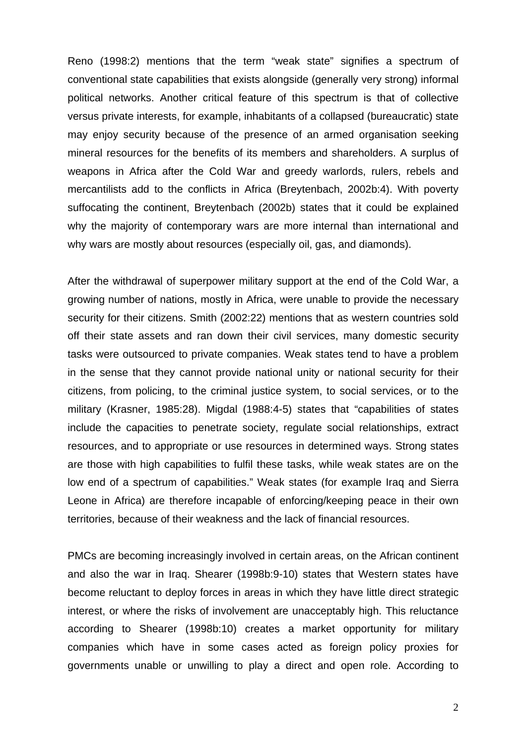Reno (1998:2) mentions that the term "weak state" signifies a spectrum of conventional state capabilities that exists alongside (generally very strong) informal political networks. Another critical feature of this spectrum is that of collective versus private interests, for example, inhabitants of a collapsed (bureaucratic) state may enjoy security because of the presence of an armed organisation seeking mineral resources for the benefits of its members and shareholders. A surplus of weapons in Africa after the Cold War and greedy warlords, rulers, rebels and mercantilists add to the conflicts in Africa (Breytenbach, 2002b:4). With poverty suffocating the continent, Breytenbach (2002b) states that it could be explained why the majority of contemporary wars are more internal than international and why wars are mostly about resources (especially oil, gas, and diamonds).

After the withdrawal of superpower military support at the end of the Cold War, a growing number of nations, mostly in Africa, were unable to provide the necessary security for their citizens. Smith (2002:22) mentions that as western countries sold off their state assets and ran down their civil services, many domestic security tasks were outsourced to private companies. Weak states tend to have a problem in the sense that they cannot provide national unity or national security for their citizens, from policing, to the criminal justice system, to social services, or to the military (Krasner, 1985:28). Migdal (1988:4-5) states that "capabilities of states include the capacities to penetrate society, regulate social relationships, extract resources, and to appropriate or use resources in determined ways. Strong states are those with high capabilities to fulfil these tasks, while weak states are on the low end of a spectrum of capabilities." Weak states (for example Iraq and Sierra Leone in Africa) are therefore incapable of enforcing/keeping peace in their own territories, because of their weakness and the lack of financial resources.

PMCs are becoming increasingly involved in certain areas, on the African continent and also the war in Iraq. Shearer (1998b:9-10) states that Western states have become reluctant to deploy forces in areas in which they have little direct strategic interest, or where the risks of involvement are unacceptably high. This reluctance according to Shearer (1998b:10) creates a market opportunity for military companies which have in some cases acted as foreign policy proxies for governments unable or unwilling to play a direct and open role. According to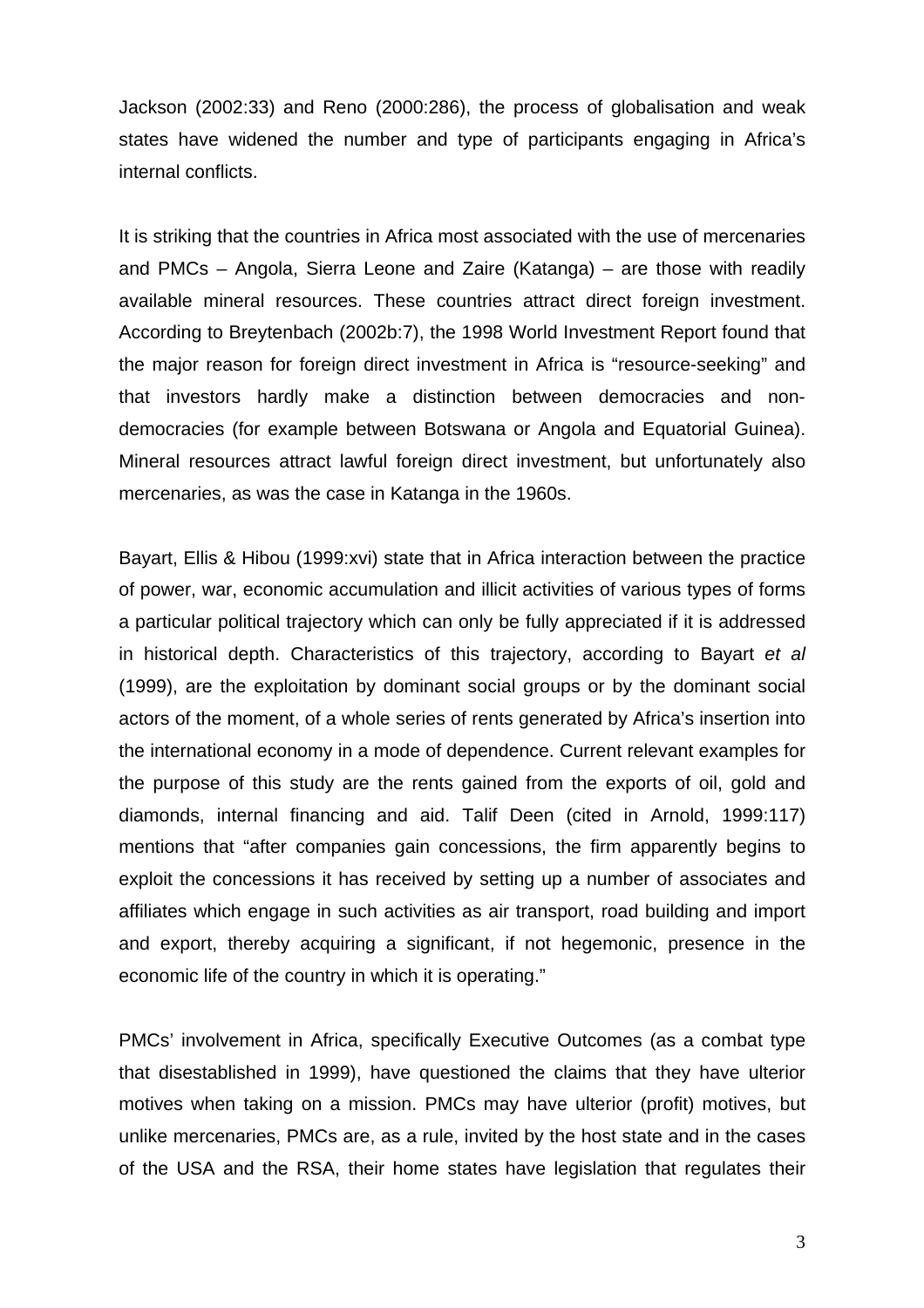Jackson (2002:33) and Reno (2000:286), the process of globalisation and weak states have widened the number and type of participants engaging in Africa's internal conflicts.

It is striking that the countries in Africa most associated with the use of mercenaries and PMCs – Angola, Sierra Leone and Zaire (Katanga) – are those with readily available mineral resources. These countries attract direct foreign investment. According to Breytenbach (2002b:7), the 1998 World Investment Report found that the major reason for foreign direct investment in Africa is "resource-seeking" and that investors hardly make a distinction between democracies and non-democracies (for example between Botswana or Angola and Equatorial Guinea). Mineral resources attract lawful foreign direct investment, but unfortunately also mercenaries, as was the case in Katanga in the 1960s.

Bayart, Ellis & Hibou (1999:xvi) state that in Africa interaction between the practice of power, war, economic accumulation and illicit activities of various types of forms a particular political trajectory which can only be fully appreciated if it is addressed in historical depth. Characteristics of this trajectory, according to Bayart *et al* (1999), are the exploitation by dominant social groups or by the dominant social actors of the moment, of a whole series of rents generated by Africa's insertion into the international economy in a mode of dependence. Current relevant examples for the purpose of this study are the rents gained from the exports of oil, gold and diamonds, internal financing and aid. Talif Deen (cited in Arnold, 1999:117) mentions that "after companies gain concessions, the firm apparently begins to exploit the concessions it has received by setting up a number of associates and affiliates which engage in such activities as air transport, road building and import and export, thereby acquiring a significant, if not hegemonic, presence in the economic life of the country in which it is operating."

PMCs' involvement in Africa, specifically Executive Outcomes (as a combat type that disestablished in 1999), have questioned the claims that they have ulterior motives when taking on a mission. PMCs may have ulterior (profit) motives, but unlike mercenaries, PMCs are, as a rule, invited by the host state and in the cases of the USA and the RSA, their home states have legislation that regulates their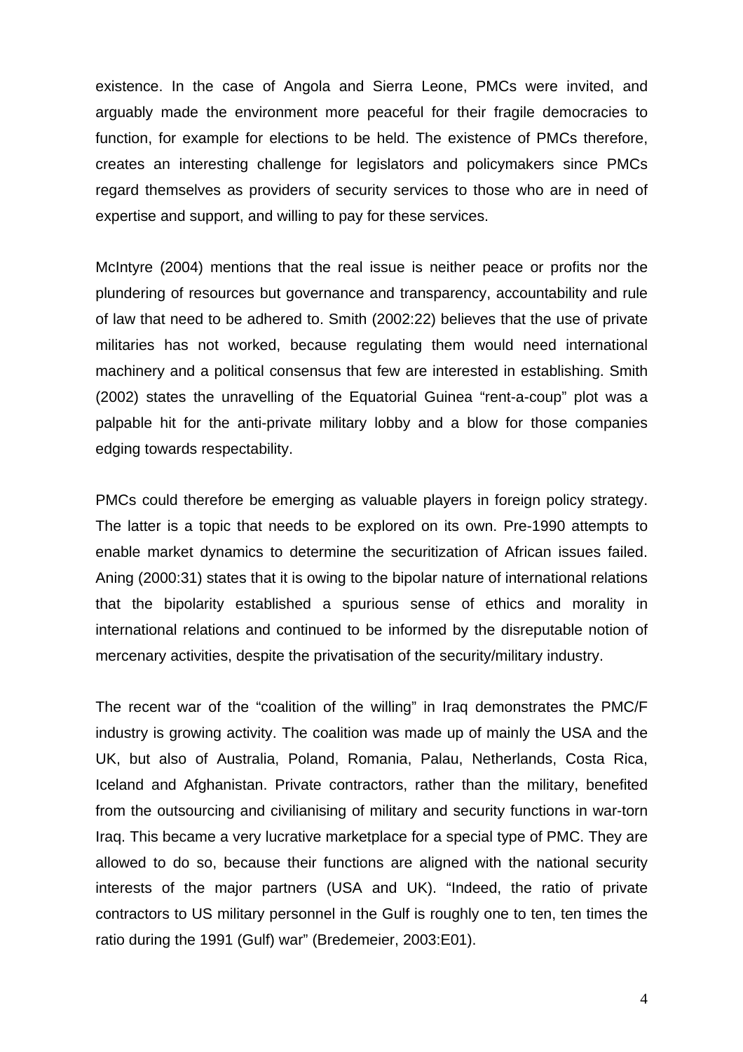existence. In the case of Angola and Sierra Leone, PMCs were invited, and arguably made the environment more peaceful for their fragile democracies to function, for example for elections to be held. The existence of PMCs therefore, creates an interesting challenge for legislators and policymakers since PMCs regard themselves as providers of security services to those who are in need of expertise and support, and willing to pay for these services.

McIntyre (2004) mentions that the real issue is neither peace or profits nor the plundering of resources but governance and transparency, accountability and rule of law that need to be adhered to. Smith (2002:22) believes that the use of private militaries has not worked, because regulating them would need international machinery and a political consensus that few are interested in establishing. Smith (2002) states the unravelling of the Equatorial Guinea "rent-a-coup" plot was a palpable hit for the anti-private military lobby and a blow for those companies edging towards respectability.

PMCs could therefore be emerging as valuable players in foreign policy strategy. The latter is a topic that needs to be explored on its own. Pre-1990 attempts to enable market dynamics to determine the securitization of African issues failed. Aning (2000:31) states that it is owing to the bipolar nature of international relations that the bipolarity established a spurious sense of ethics and morality in international relations and continued to be informed by the disreputable notion of mercenary activities, despite the privatisation of the security/military industry.

The recent war of the "coalition of the willing" in Iraq demonstrates the PMC/F industry is growing activity. The coalition was made up of mainly the USA and the UK, but also of Australia, Poland, Romania, Palau, Netherlands, Costa Rica, Iceland and Afghanistan. Private contractors, rather than the military, benefited from the outsourcing and civilianising of military and security functions in war-torn Iraq. This became a very lucrative marketplace for a special type of PMC. They are allowed to do so, because their functions are aligned with the national security interests of the major partners (USA and UK). "Indeed, the ratio of private contractors to US military personnel in the Gulf is roughly one to ten, ten times the ratio during the 1991 (Gulf) war" (Bredemeier, 2003:E01).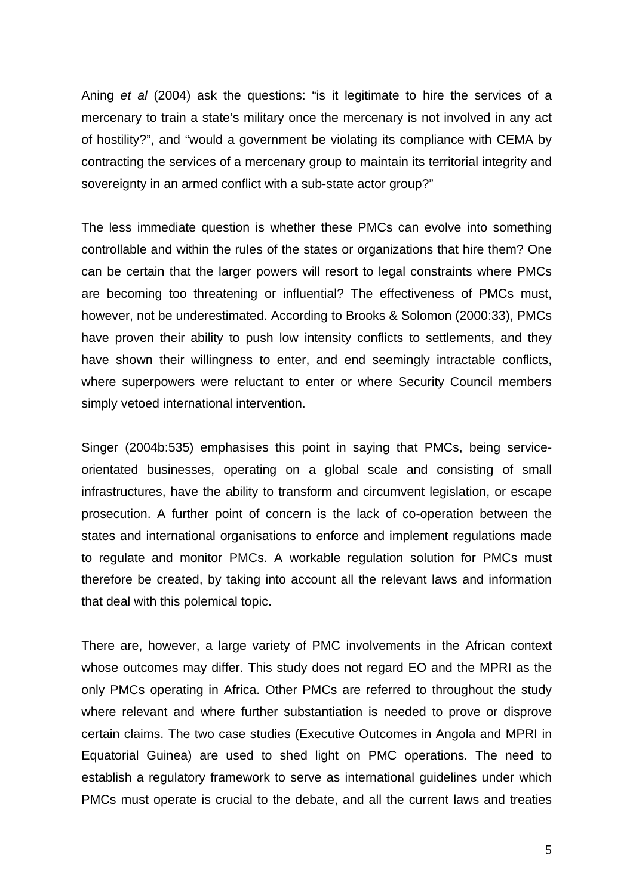Aning *et al* (2004) ask the questions: "is it legitimate to hire the services of a mercenary to train a state's military once the mercenary is not involved in any act of hostility?", and "would a government be violating its compliance with CEMA by contracting the services of a mercenary group to maintain its territorial integrity and sovereignty in an armed conflict with a sub-state actor group?"

The less immediate question is whether these PMCs can evolve into something controllable and within the rules of the states or organizations that hire them? One can be certain that the larger powers will resort to legal constraints where PMCs are becoming too threatening or influential? The effectiveness of PMCs must, however, not be underestimated. According to Brooks & Solomon (2000:33), PMCs have proven their ability to push low intensity conflicts to settlements, and they have shown their willingness to enter, and end seemingly intractable conflicts, where superpowers were reluctant to enter or where Security Council members simply vetoed international intervention.

Singer (2004b:535) emphasises this point in saying that PMCs, being service-orientated businesses, operating on a global scale and consisting of small infrastructures, have the ability to transform and circumvent legislation, or escape prosecution. A further point of concern is the lack of co-operation between the states and international organisations to enforce and implement regulations made to regulate and monitor PMCs. A workable regulation solution for PMCs must therefore be created, by taking into account all the relevant laws and information that deal with this polemical topic.

There are, however, a large variety of PMC involvements in the African context whose outcomes may differ. This study does not regard EO and the MPRI as the only PMCs operating in Africa. Other PMCs are referred to throughout the study where relevant and where further substantiation is needed to prove or disprove certain claims. The two case studies (Executive Outcomes in Angola and MPRI in Equatorial Guinea) are used to shed light on PMC operations. The need to establish a regulatory framework to serve as international guidelines under which PMCs must operate is crucial to the debate, and all the current laws and treaties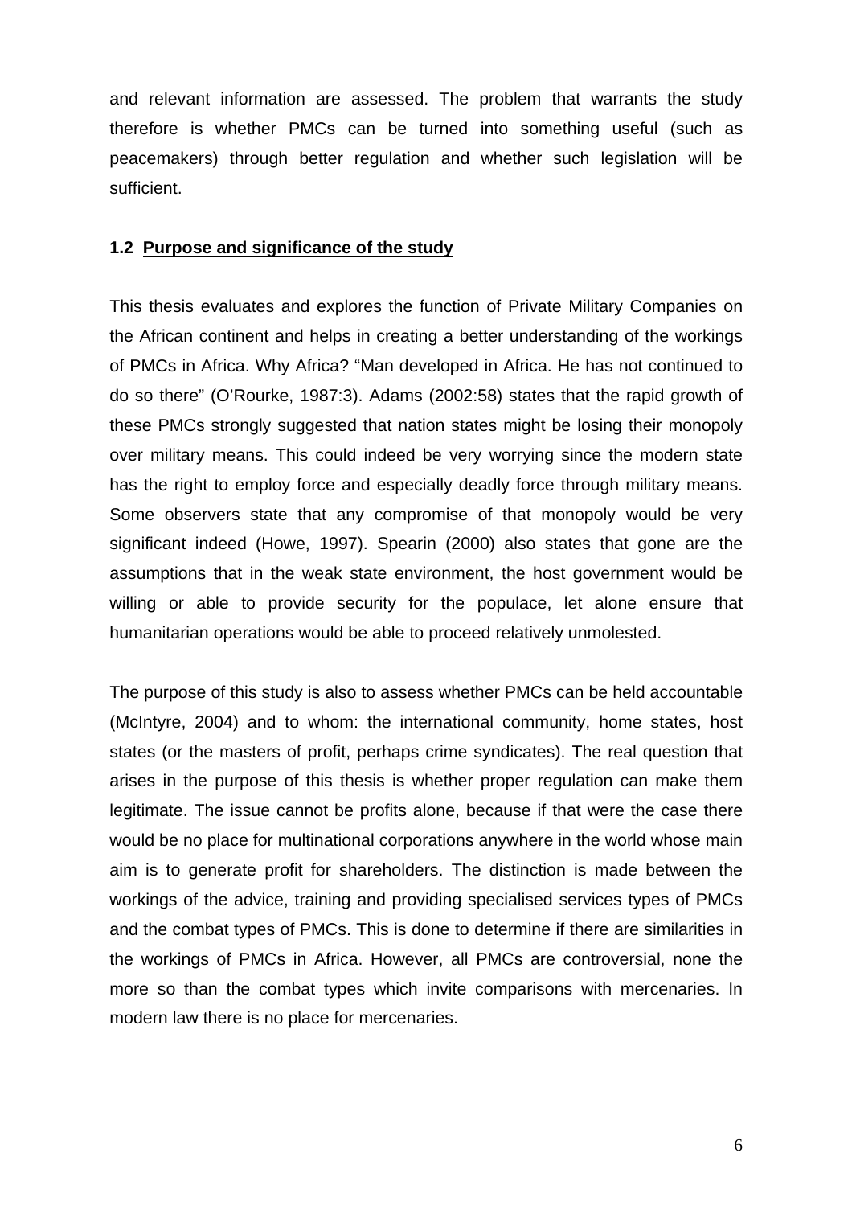and relevant information are assessed. The problem that warrants the study therefore is whether PMCs can be turned into something useful (such as peacemakers) through better regulation and whether such legislation will be sufficient.

### 1.2 Purpose and significance of the study

This thesis evaluates and explores the function of Private Military Companies on the African continent and helps in creating a better understanding of the workings of PMCs in Africa. Why Africa? "Man developed in Africa. He has not continued to do so there" (O'Rourke, 1987:3). Adams (2002:58) states that the rapid growth of these PMCs strongly suggested that nation states might be losing their monopoly over military means. This could indeed be very worrying since the modern state has the right to employ force and especially deadly force through military means. Some observers state that any compromise of that monopoly would be very significant indeed (Howe, 1997). Spearin (2000) also states that gone are the assumptions that in the weak state environment, the host government would be willing or able to provide security for the populace, let alone ensure that humanitarian operations would be able to proceed relatively unmolested.

The purpose of this study is also to assess whether PMCs can be held accountable (McIntyre, 2004) and to whom: the international community, home states, host states (or the masters of profit, perhaps crime syndicates). The real question that arises in the purpose of this thesis is whether proper regulation can make them legitimate. The issue cannot be profits alone, because if that were the case there would be no place for multinational corporations anywhere in the world whose main aim is to generate profit for shareholders. The distinction is made between the workings of the advice, training and providing specialised services types of PMCs and the combat types of PMCs. This is done to determine if there are similarities in the workings of PMCs in Africa. However, all PMCs are controversial, none the more so than the combat types which invite comparisons with mercenaries. In modern law there is no place for mercenaries.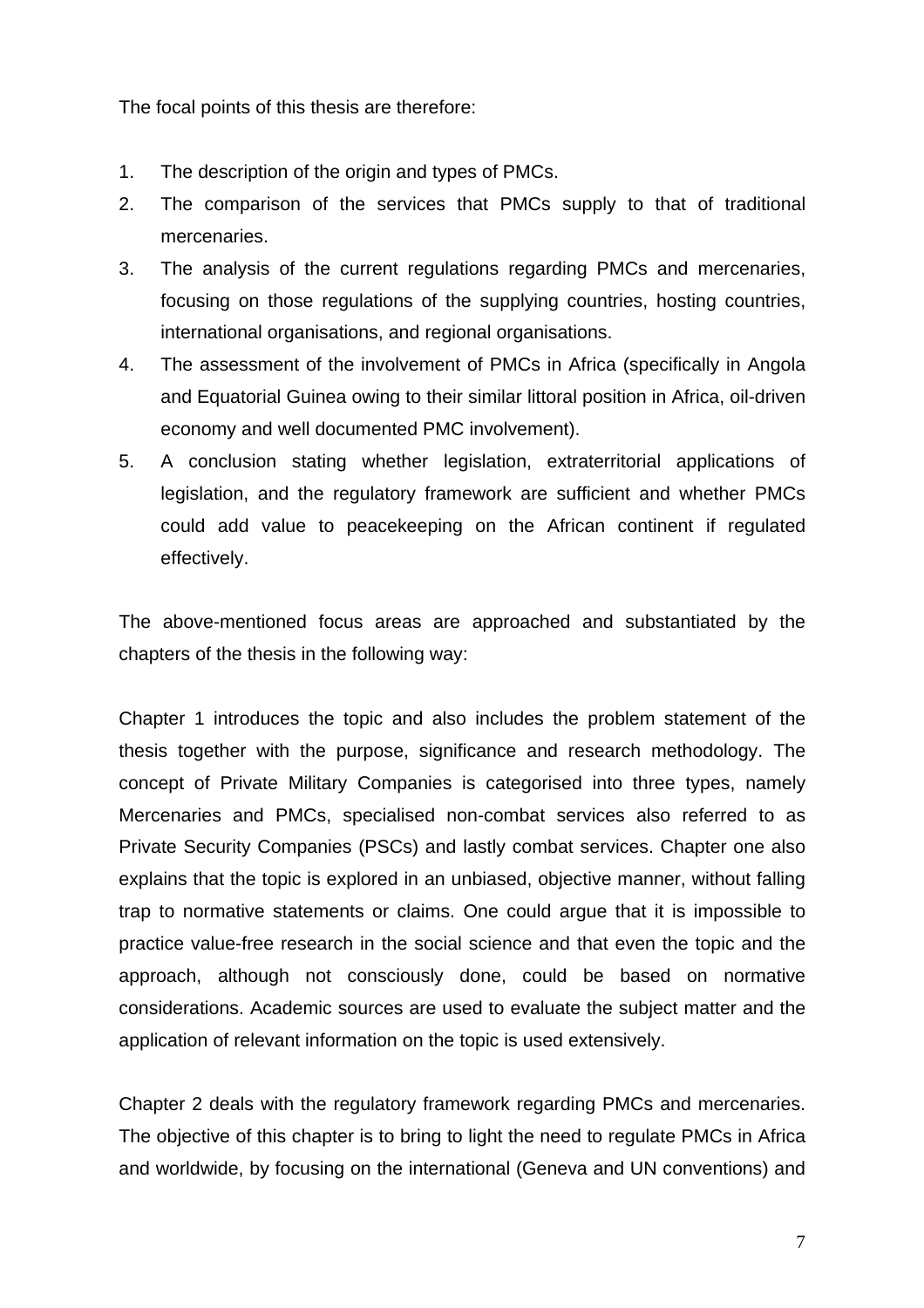The focal points of this thesis are therefore:

1. The description of the origin and types of PMCs.
2. The comparison of the services that PMCs supply to that of traditional mercenaries.
3. The analysis of the current regulations regarding PMCs and mercenaries, focusing on those regulations of the supplying countries, hosting countries, international organisations, and regional organisations.
4. The assessment of the involvement of PMCs in Africa (specifically in Angola and Equatorial Guinea owing to their similar littoral position in Africa, oil-driven economy and well documented PMC involvement).
5. A conclusion stating whether legislation, extraterritorial applications of legislation, and the regulatory framework are sufficient and whether PMCs could add value to peacekeeping on the African continent if regulated effectively.

The above-mentioned focus areas are approached and substantiated by the chapters of the thesis in the following way:

Chapter 1 introduces the topic and also includes the problem statement of the thesis together with the purpose, significance and research methodology. The concept of Private Military Companies is categorised into three types, namely Mercenaries and PMCs, specialised non-combat services also referred to as Private Security Companies (PSCs) and lastly combat services. Chapter one also explains that the topic is explored in an unbiased, objective manner, without falling trap to normative statements or claims. One could argue that it is impossible to practice value-free research in the social science and that even the topic and the approach, although not consciously done, could be based on normative considerations. Academic sources are used to evaluate the subject matter and the application of relevant information on the topic is used extensively.

Chapter 2 deals with the regulatory framework regarding PMCs and mercenaries. The objective of this chapter is to bring to light the need to regulate PMCs in Africa and worldwide, by focusing on the international (Geneva and UN conventions) and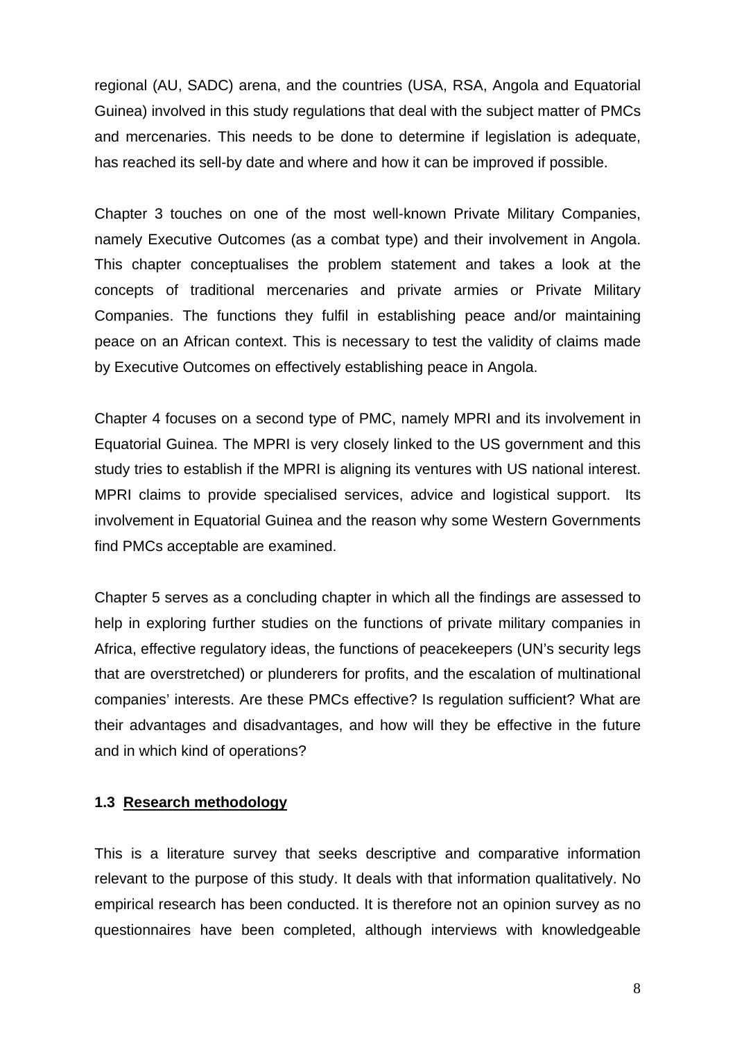regional (AU, SADC) arena, and the countries (USA, RSA, Angola and Equatorial Guinea) involved in this study regulations that deal with the subject matter of PMCs and mercenaries. This needs to be done to determine if legislation is adequate, has reached its sell-by date and where and how it can be improved if possible.

Chapter 3 touches on one of the most well-known Private Military Companies, namely Executive Outcomes (as a combat type) and their involvement in Angola. This chapter conceptualises the problem statement and takes a look at the concepts of traditional mercenaries and private armies or Private Military Companies. The functions they fulfil in establishing peace and/or maintaining peace on an African context. This is necessary to test the validity of claims made by Executive Outcomes on effectively establishing peace in Angola.

Chapter 4 focuses on a second type of PMC, namely MPRI and its involvement in Equatorial Guinea. The MPRI is very closely linked to the US government and this study tries to establish if the MPRI is aligning its ventures with US national interest. MPRI claims to provide specialised services, advice and logistical support. Its involvement in Equatorial Guinea and the reason why some Western Governments find PMCs acceptable are examined.

Chapter 5 serves as a concluding chapter in which all the findings are assessed to help in exploring further studies on the functions of private military companies in Africa, effective regulatory ideas, the functions of peacekeepers (UN's security legs that are overstretched) or plunderers for profits, and the escalation of multinational companies' interests. Are these PMCs effective? Is regulation sufficient? What are their advantages and disadvantages, and how will they be effective in the future and in which kind of operations?

### 1.3 Research methodology

This is a literature survey that seeks descriptive and comparative information relevant to the purpose of this study. It deals with that information qualitatively. No empirical research has been conducted. It is therefore not an opinion survey as no questionnaires have been completed, although interviews with knowledgeable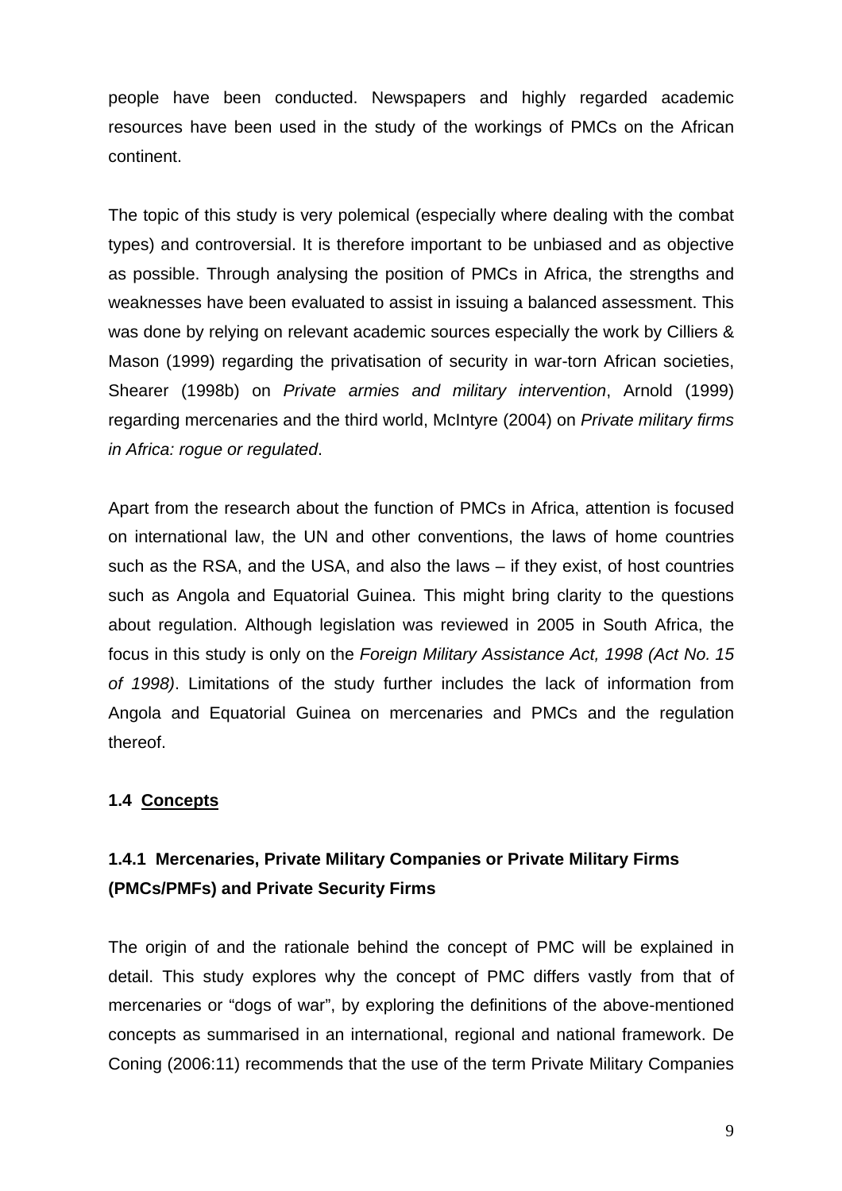people have been conducted. Newspapers and highly regarded academic resources have been used in the study of the workings of PMCs on the African continent.

The topic of this study is very polemical (especially where dealing with the combat types) and controversial. It is therefore important to be unbiased and as objective as possible. Through analysing the position of PMCs in Africa, the strengths and weaknesses have been evaluated to assist in issuing a balanced assessment. This was done by relying on relevant academic sources especially the work by Cilliers & Mason (1999) regarding the privatisation of security in war-torn African societies, Shearer (1998b) on *Private armies and military intervention*, Arnold (1999) regarding mercenaries and the third world, McIntyre (2004) on *Private military firms in Africa: rogue or regulated*.

Apart from the research about the function of PMCs in Africa, attention is focused on international law, the UN and other conventions, the laws of home countries such as the RSA, and the USA, and also the laws – if they exist, of host countries such as Angola and Equatorial Guinea. This might bring clarity to the questions about regulation. Although legislation was reviewed in 2005 in South Africa, the focus in this study is only on the *Foreign Military Assistance Act, 1998 (Act No. 15 of 1998)*. Limitations of the study further includes the lack of information from Angola and Equatorial Guinea on mercenaries and PMCs and the regulation thereof.

## 1.4 Concepts

### 1.4.1 Mercenaries, Private Military Companies or Private Military Firms (PMCs/PMFs) and Private Security Firms

The origin of and the rationale behind the concept of PMC will be explained in detail. This study explores why the concept of PMC differs vastly from that of mercenaries or "dogs of war", by exploring the definitions of the above-mentioned concepts as summarised in an international, regional and national framework. De Coning (2006:11) recommends that the use of the term Private Military Companies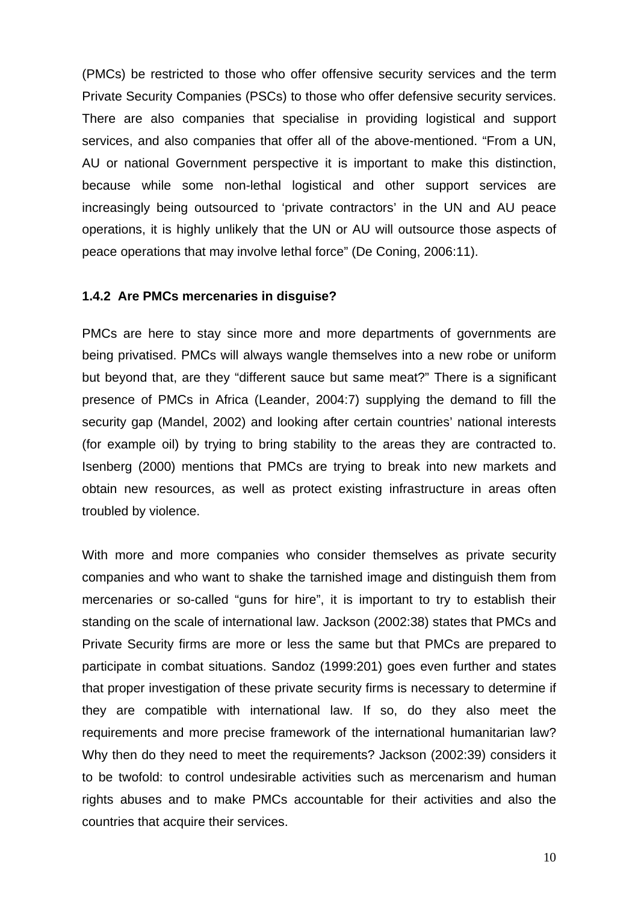(PMCs) be restricted to those who offer offensive security services and the term Private Security Companies (PSCs) to those who offer defensive security services. There are also companies that specialise in providing logistical and support services, and also companies that offer all of the above-mentioned. “From a UN, AU or national Government perspective it is important to make this distinction, because while some non-lethal logistical and other support services are increasingly being outsourced to ‘private contractors’ in the UN and AU peace operations, it is highly unlikely that the UN or AU will outsource those aspects of peace operations that may involve lethal force” (De Coning, 2006:11).

### 1.4.2 Are PMCs mercenaries in disguise?

PMCs are here to stay since more and more departments of governments are being privatised. PMCs will always wangle themselves into a new robe or uniform but beyond that, are they “different sauce but same meat?” There is a significant presence of PMCs in Africa (Leander, 2004:7) supplying the demand to fill the security gap (Mandel, 2002) and looking after certain countries’ national interests (for example oil) by trying to bring stability to the areas they are contracted to. Isenberg (2000) mentions that PMCs are trying to break into new markets and obtain new resources, as well as protect existing infrastructure in areas often troubled by violence.

With more and more companies who consider themselves as private security companies and who want to shake the tarnished image and distinguish them from mercenaries or so-called “guns for hire”, it is important to try to establish their standing on the scale of international law. Jackson (2002:38) states that PMCs and Private Security firms are more or less the same but that PMCs are prepared to participate in combat situations. Sandoz (1999:201) goes even further and states that proper investigation of these private security firms is necessary to determine if they are compatible with international law. If so, do they also meet the requirements and more precise framework of the international humanitarian law? Why then do they need to meet the requirements? Jackson (2002:39) considers it to be twofold: to control undesirable activities such as mercenarism and human rights abuses and to make PMCs accountable for their activities and also the countries that acquire their services.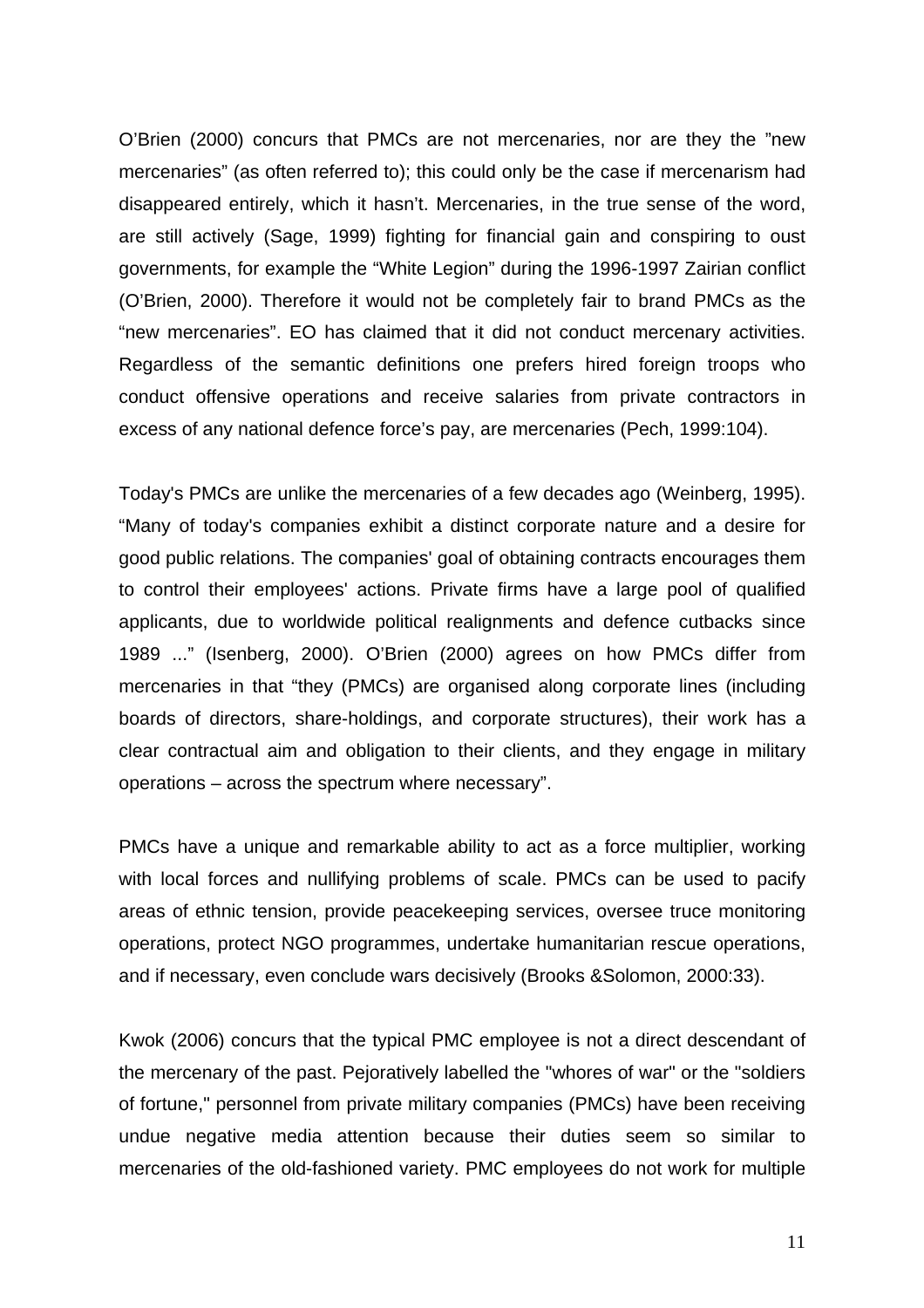O'Brien (2000) concurs that PMCs are not mercenaries, nor are they the "new mercenaries" (as often referred to); this could only be the case if mercenarism had disappeared entirely, which it hasn't. Mercenaries, in the true sense of the word, are still actively (Sage, 1999) fighting for financial gain and conspiring to oust governments, for example the "White Legion" during the 1996-1997 Zairian conflict (O'Brien, 2000). Therefore it would not be completely fair to brand PMCs as the "new mercenaries". EO has claimed that it did not conduct mercenary activities. Regardless of the semantic definitions one prefers hired foreign troops who conduct offensive operations and receive salaries from private contractors in excess of any national defence force's pay, are mercenaries (Pech, 1999:104).

Today's PMCs are unlike the mercenaries of a few decades ago (Weinberg, 1995). "Many of today's companies exhibit a distinct corporate nature and a desire for good public relations. The companies' goal of obtaining contracts encourages them to control their employees' actions. Private firms have a large pool of qualified applicants, due to worldwide political realignments and defence cutbacks since 1989 ..." (Isenberg, 2000). O'Brien (2000) agrees on how PMCs differ from mercenaries in that "they (PMCs) are organised along corporate lines (including boards of directors, share-holdings, and corporate structures), their work has a clear contractual aim and obligation to their clients, and they engage in military operations – across the spectrum where necessary".

PMCs have a unique and remarkable ability to act as a force multiplier, working with local forces and nullifying problems of scale. PMCs can be used to pacify areas of ethnic tension, provide peacekeeping services, oversee truce monitoring operations, protect NGO programmes, undertake humanitarian rescue operations, and if necessary, even conclude wars decisively (Brooks &Solomon, 2000:33).

Kwok (2006) concurs that the typical PMC employee is not a direct descendant of the mercenary of the past. Pejoratively labelled the "whores of war" or the "soldiers of fortune," personnel from private military companies (PMCs) have been receiving undue negative media attention because their duties seem so similar to mercenaries of the old-fashioned variety. PMC employees do not work for multiple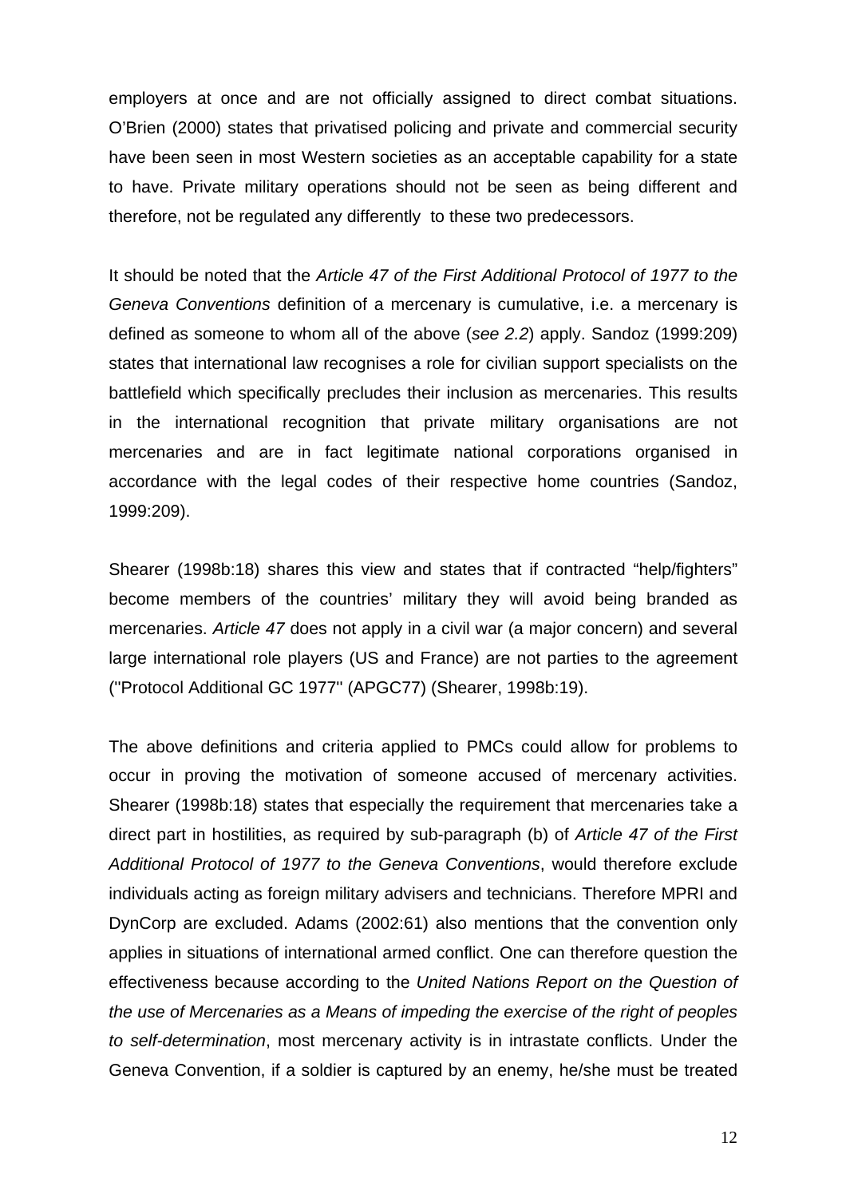employers at once and are not officially assigned to direct combat situations. O'Brien (2000) states that privatised policing and private and commercial security have been seen in most Western societies as an acceptable capability for a state to have. Private military operations should not be seen as being different and therefore, not be regulated any differently to these two predecessors.

It should be noted that the *Article 47 of the First Additional Protocol of 1977 to the Geneva Conventions* definition of a mercenary is cumulative, i.e. a mercenary is defined as someone to whom all of the above (*see 2.2*) apply. Sandoz (1999:209) states that international law recognises a role for civilian support specialists on the battlefield which specifically precludes their inclusion as mercenaries. This results in the international recognition that private military organisations are not mercenaries and are in fact legitimate national corporations organised in accordance with the legal codes of their respective home countries (Sandoz, 1999:209).

Shearer (1998b:18) shares this view and states that if contracted "help/fighters" become members of the countries' military they will avoid being branded as mercenaries. *Article 47* does not apply in a civil war (a major concern) and several large international role players (US and France) are not parties to the agreement ("Protocol Additional GC 1977" (APGC77) (Shearer, 1998b:19).

The above definitions and criteria applied to PMCs could allow for problems to occur in proving the motivation of someone accused of mercenary activities. Shearer (1998b:18) states that especially the requirement that mercenaries take a direct part in hostilities, as required by sub-paragraph (b) of *Article 47 of the First Additional Protocol of 1977 to the Geneva Conventions*, would therefore exclude individuals acting as foreign military advisers and technicians. Therefore MPRI and DynCorp are excluded. Adams (2002:61) also mentions that the convention only applies in situations of international armed conflict. One can therefore question the effectiveness because according to the *United Nations Report on the Question of the use of Mercenaries as a Means of impeding the exercise of the right of peoples to self-determination*, most mercenary activity is in intrastate conflicts. Under the Geneva Convention, if a soldier is captured by an enemy, he/she must be treated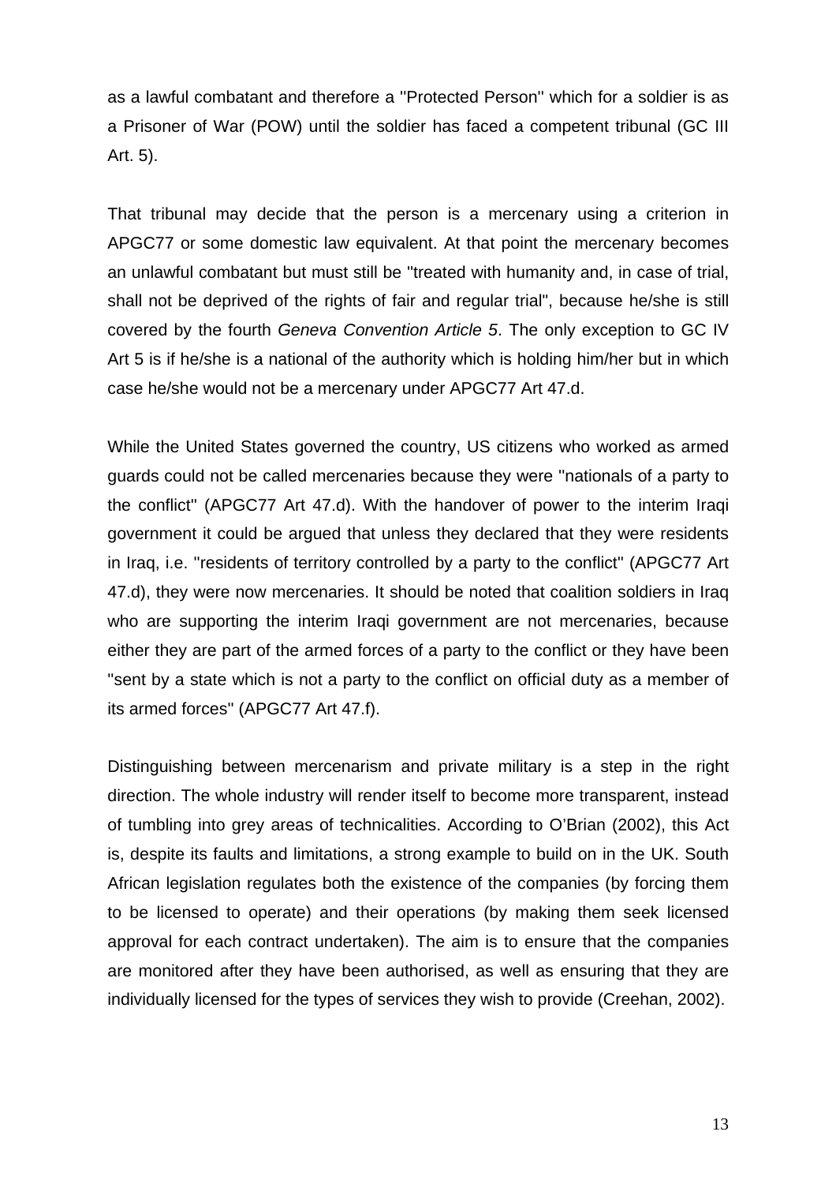as a lawful combatant and therefore a "Protected Person" which for a soldier is as a Prisoner of War (POW) until the soldier has faced a competent tribunal (GC III Art. 5).

That tribunal may decide that the person is a mercenary using a criterion in APGC77 or some domestic law equivalent. At that point the mercenary becomes an unlawful combatant but must still be "treated with humanity and, in case of trial, shall not be deprived of the rights of fair and regular trial", because he/she is still covered by the fourth *Geneva Convention Article 5*. The only exception to GC IV Art 5 is if he/she is a national of the authority which is holding him/her but in which case he/she would not be a mercenary under APGC77 Art 47.d.

While the United States governed the country, US citizens who worked as armed guards could not be called mercenaries because they were "nationals of a party to the conflict" (APGC77 Art 47.d). With the handover of power to the interim Iraqi government it could be argued that unless they declared that they were residents in Iraq, i.e. "residents of territory controlled by a party to the conflict" (APGC77 Art 47.d), they were now mercenaries. It should be noted that coalition soldiers in Iraq who are supporting the interim Iraqi government are not mercenaries, because either they are part of the armed forces of a party to the conflict or they have been "sent by a state which is not a party to the conflict on official duty as a member of its armed forces" (APGC77 Art 47.f).

Distinguishing between mercenarism and private military is a step in the right direction. The whole industry will render itself to become more transparent, instead of tumbling into grey areas of technicalities. According to O'Brian (2002), this Act is, despite its faults and limitations, a strong example to build on in the UK. South African legislation regulates both the existence of the companies (by forcing them to be licensed to operate) and their operations (by making them seek licensed approval for each contract undertaken). The aim is to ensure that the companies are monitored after they have been authorised, as well as ensuring that they are individually licensed for the types of services they wish to provide (Creehan, 2002).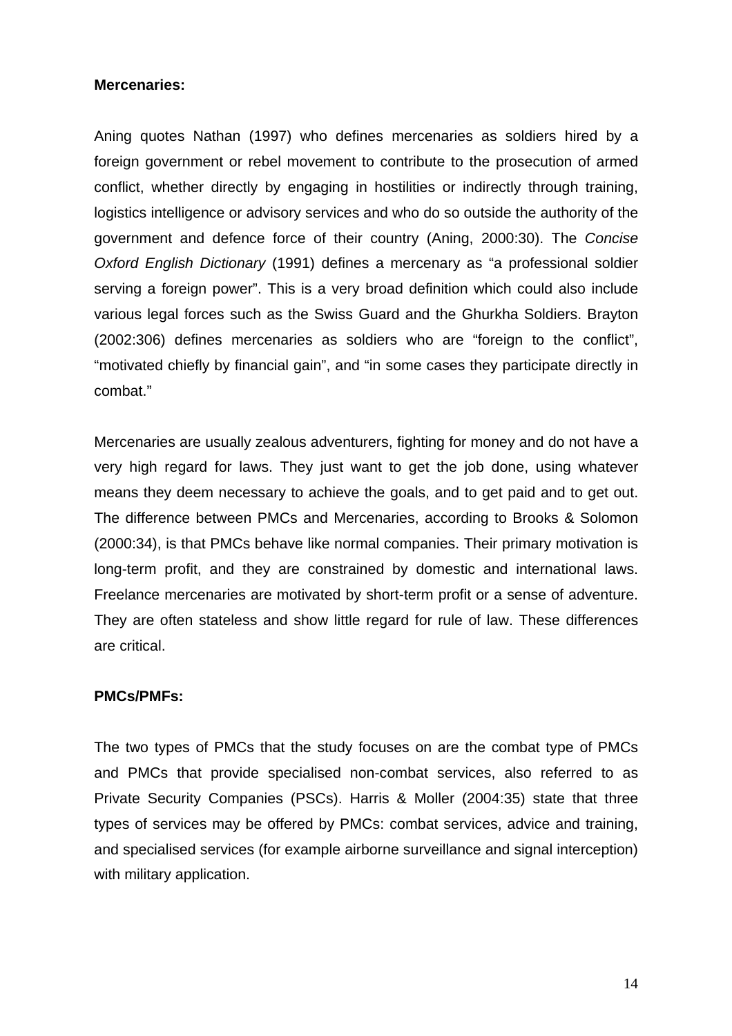**Mercenaries:**

Aning quotes Nathan (1997) who defines mercenaries as soldiers hired by a foreign government or rebel movement to contribute to the prosecution of armed conflict, whether directly by engaging in hostilities or indirectly through training, logistics intelligence or advisory services and who do so outside the authority of the government and defence force of their country (Aning, 2000:30). The *Concise Oxford English Dictionary* (1991) defines a mercenary as "a professional soldier serving a foreign power". This is a very broad definition which could also include various legal forces such as the Swiss Guard and the Ghurkha Soldiers. Brayton (2002:306) defines mercenaries as soldiers who are "foreign to the conflict", "motivated chiefly by financial gain", and "in some cases they participate directly in combat."

Mercenaries are usually zealous adventurers, fighting for money and do not have a very high regard for laws. They just want to get the job done, using whatever means they deem necessary to achieve the goals, and to get paid and to get out. The difference between PMCs and Mercenaries, according to Brooks & Solomon (2000:34), is that PMCs behave like normal companies. Their primary motivation is long-term profit, and they are constrained by domestic and international laws. Freelance mercenaries are motivated by short-term profit or a sense of adventure. They are often stateless and show little regard for rule of law. These differences are critical.

**PMCs/PMFs:**

The two types of PMCs that the study focuses on are the combat type of PMCs and PMCs that provide specialised non-combat services, also referred to as Private Security Companies (PSCs). Harris & Moller (2004:35) state that three types of services may be offered by PMCs: combat services, advice and training, and specialised services (for example airborne surveillance and signal interception) with military application.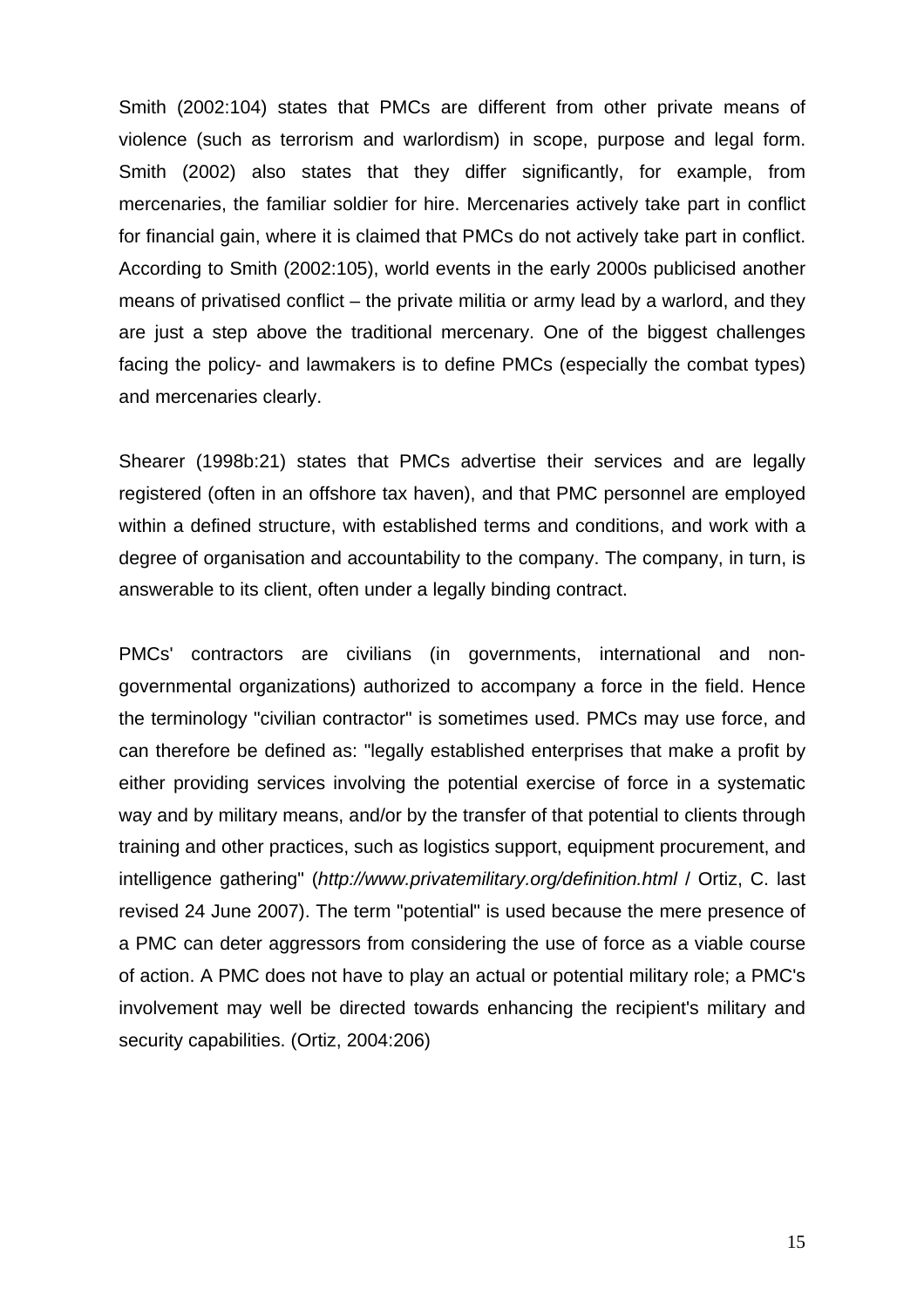Smith (2002:104) states that PMCs are different from other private means of violence (such as terrorism and warlordism) in scope, purpose and legal form. Smith (2002) also states that they differ significantly, for example, from mercenaries, the familiar soldier for hire. Mercenaries actively take part in conflict for financial gain, where it is claimed that PMCs do not actively take part in conflict. According to Smith (2002:105), world events in the early 2000s publicised another means of privatised conflict – the private militia or army lead by a warlord, and they are just a step above the traditional mercenary. One of the biggest challenges facing the policy- and lawmakers is to define PMCs (especially the combat types) and mercenaries clearly.

Shearer (1998b:21) states that PMCs advertise their services and are legally registered (often in an offshore tax haven), and that PMC personnel are employed within a defined structure, with established terms and conditions, and work with a degree of organisation and accountability to the company. The company, in turn, is answerable to its client, often under a legally binding contract.

PMCs' contractors are civilians (in governments, international and non-governmental organizations) authorized to accompany a force in the field. Hence the terminology "civilian contractor" is sometimes used. PMCs may use force, and can therefore be defined as: "legally established enterprises that make a profit by either providing services involving the potential exercise of force in a systematic way and by military means, and/or by the transfer of that potential to clients through training and other practices, such as logistics support, equipment procurement, and intelligence gathering" (*http://www.privatemilitary.org/definition.html* / Ortiz, C. last revised 24 June 2007). The term "potential" is used because the mere presence of a PMC can deter aggressors from considering the use of force as a viable course of action. A PMC does not have to play an actual or potential military role; a PMC's involvement may well be directed towards enhancing the recipient's military and security capabilities. (Ortiz, 2004:206)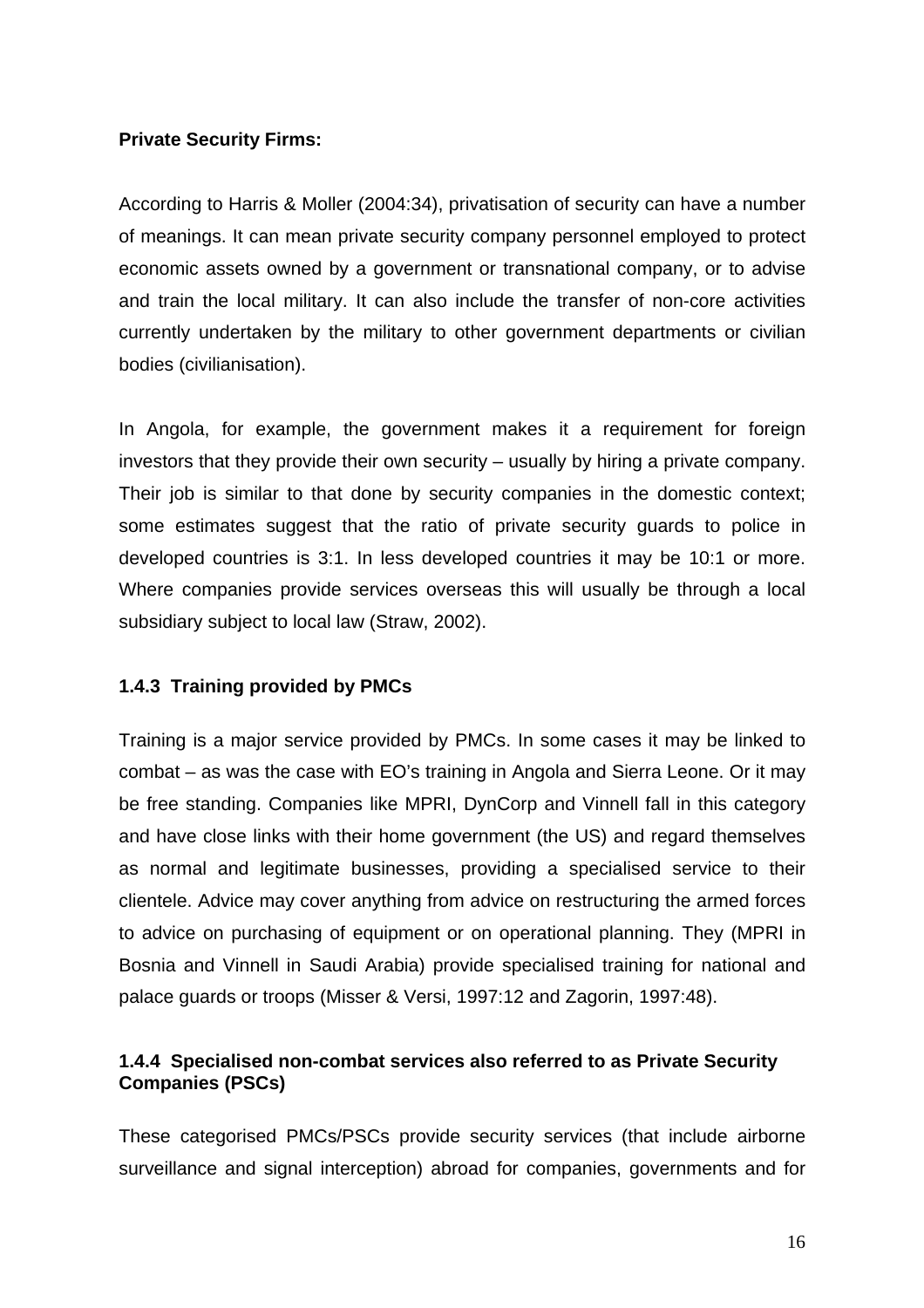**Private Security Firms:**

According to Harris & Moller (2004:34), privatisation of security can have a number of meanings. It can mean private security company personnel employed to protect economic assets owned by a government or transnational company, or to advise and train the local military. It can also include the transfer of non-core activities currently undertaken by the military to other government departments or civilian bodies (civilianisation).

In Angola, for example, the government makes it a requirement for foreign investors that they provide their own security – usually by hiring a private company. Their job is similar to that done by security companies in the domestic context; some estimates suggest that the ratio of private security guards to police in developed countries is 3:1. In less developed countries it may be 10:1 or more. Where companies provide services overseas this will usually be through a local subsidiary subject to local law (Straw, 2002).

### 1.4.3 Training provided by PMCs

Training is a major service provided by PMCs. In some cases it may be linked to combat – as was the case with EO's training in Angola and Sierra Leone. Or it may be free standing. Companies like MPRI, DynCorp and Vinnell fall in this category and have close links with their home government (the US) and regard themselves as normal and legitimate businesses, providing a specialised service to their clientele. Advice may cover anything from advice on restructuring the armed forces to advice on purchasing of equipment or on operational planning. They (MPRI in Bosnia and Vinnell in Saudi Arabia) provide specialised training for national and palace guards or troops (Misser & Versi, 1997:12 and Zagorin, 1997:48).

### 1.4.4 Specialised non-combat services also referred to as Private Security Companies (PSCs)

These categorised PMCs/PSCs provide security services (that include airborne surveillance and signal interception) abroad for companies, governments and for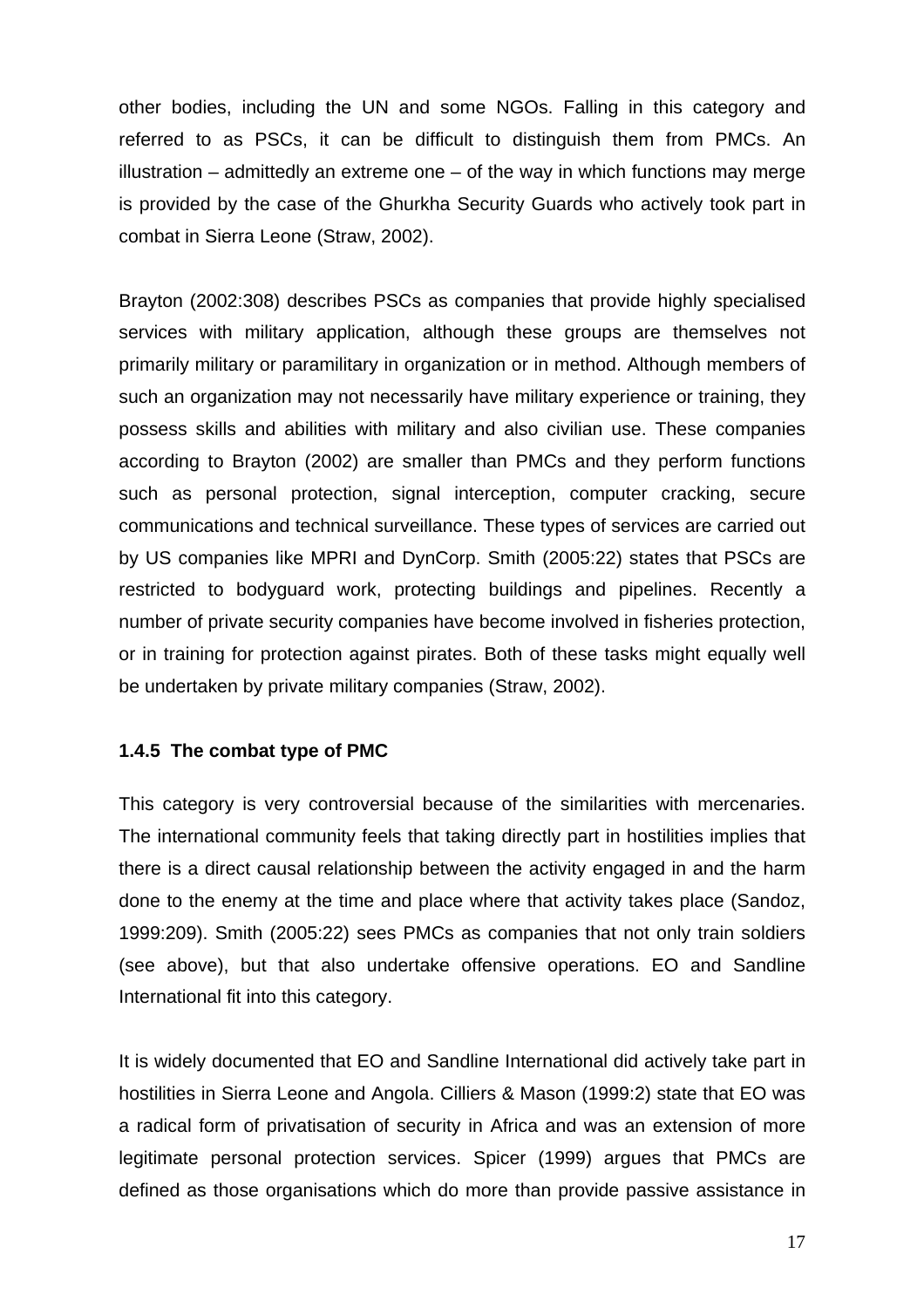other bodies, including the UN and some NGOs. Falling in this category and referred to as PSCs, it can be difficult to distinguish them from PMCs. An illustration – admittedly an extreme one – of the way in which functions may merge is provided by the case of the Ghurkha Security Guards who actively took part in combat in Sierra Leone (Straw, 2002).

Brayton (2002:308) describes PSCs as companies that provide highly specialised services with military application, although these groups are themselves not primarily military or paramilitary in organization or in method. Although members of such an organization may not necessarily have military experience or training, they possess skills and abilities with military and also civilian use. These companies according to Brayton (2002) are smaller than PMCs and they perform functions such as personal protection, signal interception, computer cracking, secure communications and technical surveillance. These types of services are carried out by US companies like MPRI and DynCorp. Smith (2005:22) states that PSCs are restricted to bodyguard work, protecting buildings and pipelines. Recently a number of private security companies have become involved in fisheries protection, or in training for protection against pirates. Both of these tasks might equally well be undertaken by private military companies (Straw, 2002).

### 1.4.5 The combat type of PMC

This category is very controversial because of the similarities with mercenaries. The international community feels that taking directly part in hostilities implies that there is a direct causal relationship between the activity engaged in and the harm done to the enemy at the time and place where that activity takes place (Sandoz, 1999:209). Smith (2005:22) sees PMCs as companies that not only train soldiers (see above), but that also undertake offensive operations. EO and Sandline International fit into this category.

It is widely documented that EO and Sandline International did actively take part in hostilities in Sierra Leone and Angola. Cilliers & Mason (1999:2) state that EO was a radical form of privatisation of security in Africa and was an extension of more legitimate personal protection services. Spicer (1999) argues that PMCs are defined as those organisations which do more than provide passive assistance in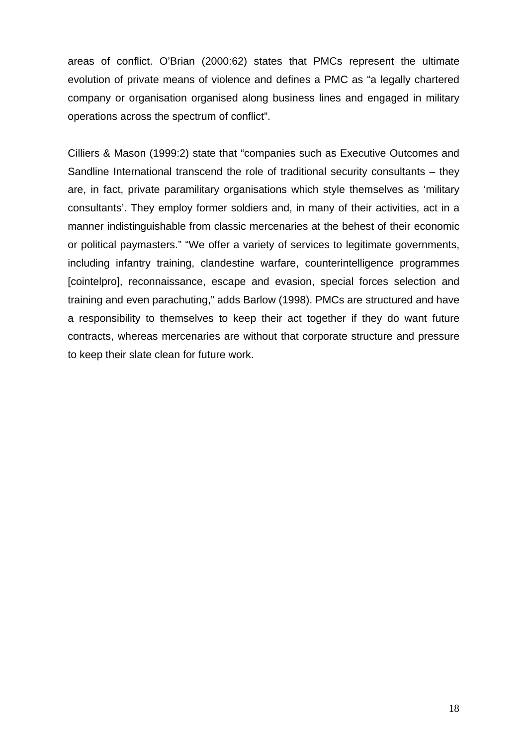areas of conflict. O'Brian (2000:62) states that PMCs represent the ultimate evolution of private means of violence and defines a PMC as "a legally chartered company or organisation organised along business lines and engaged in military operations across the spectrum of conflict".

Cilliers & Mason (1999:2) state that "companies such as Executive Outcomes and Sandline International transcend the role of traditional security consultants – they are, in fact, private paramilitary organisations which style themselves as 'military consultants'. They employ former soldiers and, in many of their activities, act in a manner indistinguishable from classic mercenaries at the behest of their economic or political paymasters." "We offer a variety of services to legitimate governments, including infantry training, clandestine warfare, counterintelligence programmes [cointelpro], reconnaissance, escape and evasion, special forces selection and training and even parachuting," adds Barlow (1998). PMCs are structured and have a responsibility to themselves to keep their act together if they do want future contracts, whereas mercenaries are without that corporate structure and pressure to keep their slate clean for future work.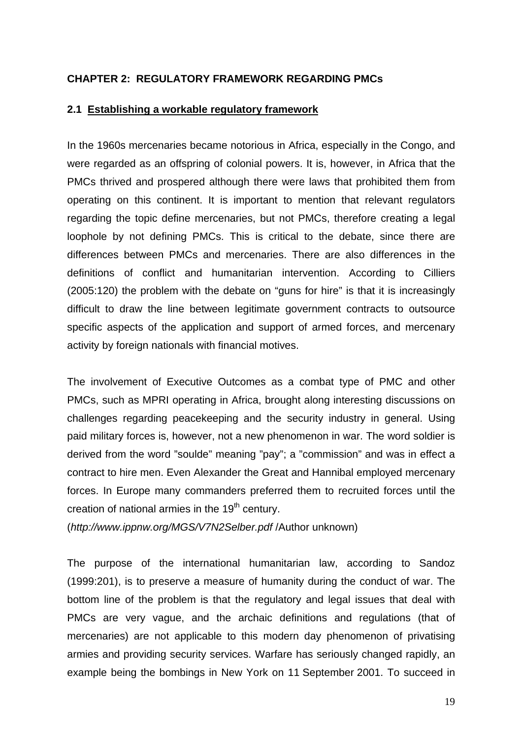## CHAPTER 2: REGULATORY FRAMEWORK REGARDING PMCs

### 2.1 Establishing a workable regulatory framework

In the 1960s mercenaries became notorious in Africa, especially in the Congo, and were regarded as an offspring of colonial powers. It is, however, in Africa that the PMCs thrived and prospered although there were laws that prohibited them from operating on this continent. It is important to mention that relevant regulators regarding the topic define mercenaries, but not PMCs, therefore creating a legal loophole by not defining PMCs. This is critical to the debate, since there are differences between PMCs and mercenaries. There are also differences in the definitions of conflict and humanitarian intervention. According to Cilliers (2005:120) the problem with the debate on "guns for hire" is that it is increasingly difficult to draw the line between legitimate government contracts to outsource specific aspects of the application and support of armed forces, and mercenary activity by foreign nationals with financial motives.

The involvement of Executive Outcomes as a combat type of PMC and other PMCs, such as MPRI operating in Africa, brought along interesting discussions on challenges regarding peacekeeping and the security industry in general. Using paid military forces is, however, not a new phenomenon in war. The word soldier is derived from the word "soulde" meaning "pay"; a "commission" and was in effect a contract to hire men. Even Alexander the Great and Hannibal employed mercenary forces. In Europe many commanders preferred them to recruited forces until the creation of national armies in the 19th century.
(*http://www.ippnw.org/MGS/V7N2Selber.pdf* /Author unknown)

The purpose of the international humanitarian law, according to Sandoz (1999:201), is to preserve a measure of humanity during the conduct of war. The bottom line of the problem is that the regulatory and legal issues that deal with PMCs are very vague, and the archaic definitions and regulations (that of mercenaries) are not applicable to this modern day phenomenon of privatising armies and providing security services. Warfare has seriously changed rapidly, an example being the bombings in New York on 11 September 2001. To succeed in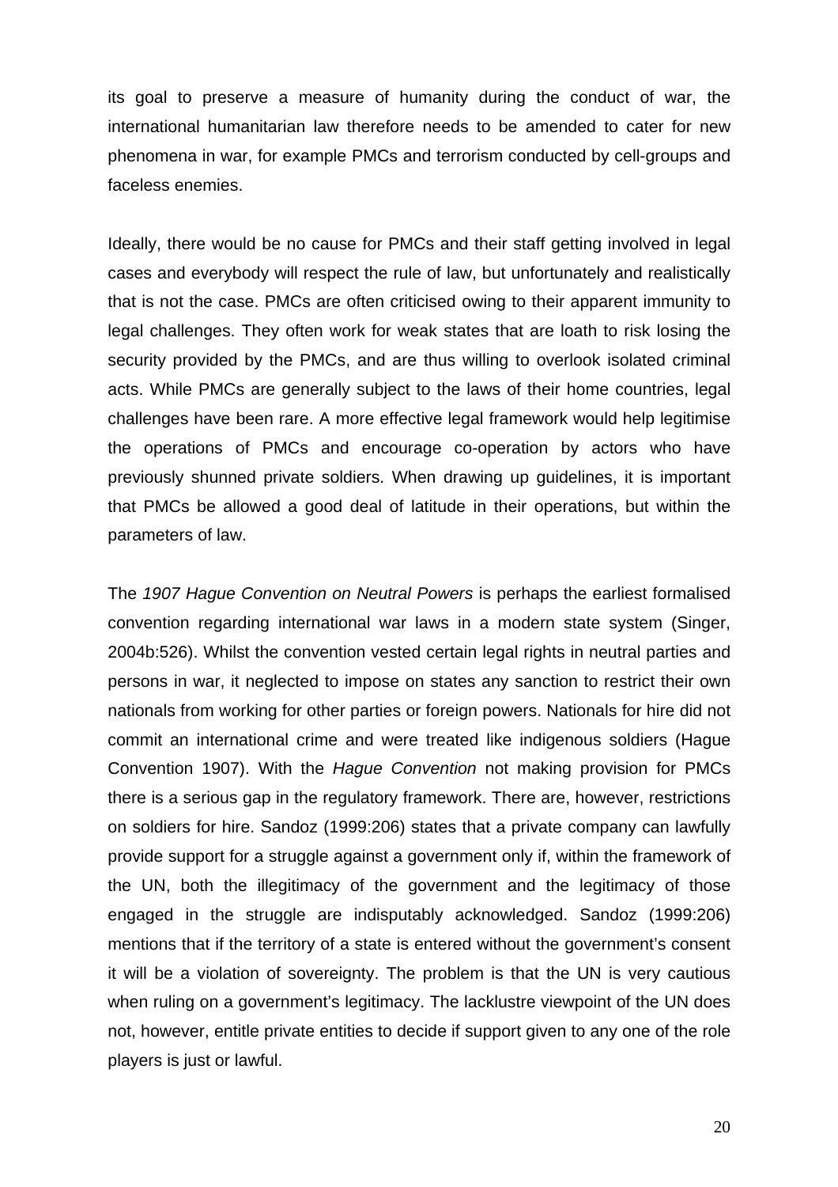its goal to preserve a measure of humanity during the conduct of war, the international humanitarian law therefore needs to be amended to cater for new phenomena in war, for example PMCs and terrorism conducted by cell-groups and faceless enemies.

Ideally, there would be no cause for PMCs and their staff getting involved in legal cases and everybody will respect the rule of law, but unfortunately and realistically that is not the case. PMCs are often criticised owing to their apparent immunity to legal challenges. They often work for weak states that are loath to risk losing the security provided by the PMCs, and are thus willing to overlook isolated criminal acts. While PMCs are generally subject to the laws of their home countries, legal challenges have been rare. A more effective legal framework would help legitimise the operations of PMCs and encourage co-operation by actors who have previously shunned private soldiers. When drawing up guidelines, it is important that PMCs be allowed a good deal of latitude in their operations, but within the parameters of law.

The *1907 Hague Convention on Neutral Powers* is perhaps the earliest formalised convention regarding international war laws in a modern state system (Singer, 2004b:526). Whilst the convention vested certain legal rights in neutral parties and persons in war, it neglected to impose on states any sanction to restrict their own nationals from working for other parties or foreign powers. Nationals for hire did not commit an international crime and were treated like indigenous soldiers (Hague Convention 1907). With the *Hague Convention* not making provision for PMCs there is a serious gap in the regulatory framework. There are, however, restrictions on soldiers for hire. Sandoz (1999:206) states that a private company can lawfully provide support for a struggle against a government only if, within the framework of the UN, both the illegitimacy of the government and the legitimacy of those engaged in the struggle are indisputably acknowledged. Sandoz (1999:206) mentions that if the territory of a state is entered without the government's consent it will be a violation of sovereignty. The problem is that the UN is very cautious when ruling on a government's legitimacy. The lacklustre viewpoint of the UN does not, however, entitle private entities to decide if support given to any one of the role players is just or lawful.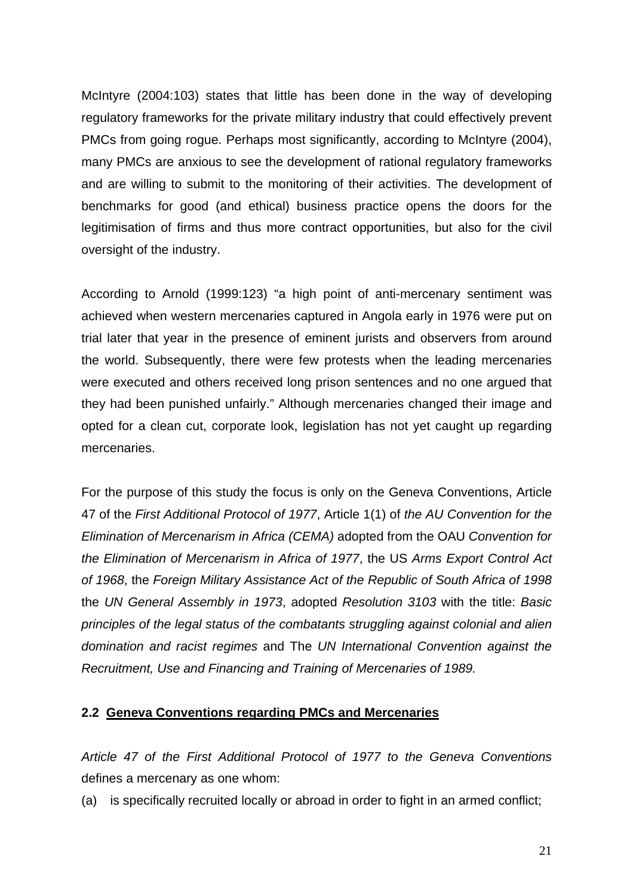McIntyre (2004:103) states that little has been done in the way of developing regulatory frameworks for the private military industry that could effectively prevent PMCs from going rogue. Perhaps most significantly, according to McIntyre (2004), many PMCs are anxious to see the development of rational regulatory frameworks and are willing to submit to the monitoring of their activities. The development of benchmarks for good (and ethical) business practice opens the doors for the legitimisation of firms and thus more contract opportunities, but also for the civil oversight of the industry.

According to Arnold (1999:123) "a high point of anti-mercenary sentiment was achieved when western mercenaries captured in Angola early in 1976 were put on trial later that year in the presence of eminent jurists and observers from around the world. Subsequently, there were few protests when the leading mercenaries were executed and others received long prison sentences and no one argued that they had been punished unfairly." Although mercenaries changed their image and opted for a clean cut, corporate look, legislation has not yet caught up regarding mercenaries.

For the purpose of this study the focus is only on the Geneva Conventions, Article 47 of the *First Additional Protocol of 1977*, Article 1(1) of *the AU Convention for the Elimination of Mercenarism in Africa (CEMA)* adopted from the OAU *Convention for the Elimination of Mercenarism in Africa of 1977*, the US *Arms Export Control Act of 1968*, the *Foreign Military Assistance Act of the Republic of South Africa of 1998* the *UN General Assembly in 1973*, adopted *Resolution 3103* with the title: *Basic principles of the legal status of the combatants struggling against colonial and alien domination and racist regimes* and The *UN International Convention against the Recruitment, Use and Financing and Training of Mercenaries of 1989.*

### 2.2 Geneva Conventions regarding PMCs and Mercenaries

*Article 47 of the First Additional Protocol of 1977 to the Geneva Conventions* defines a mercenary as one whom:

(a) is specifically recruited locally or abroad in order to fight in an armed conflict;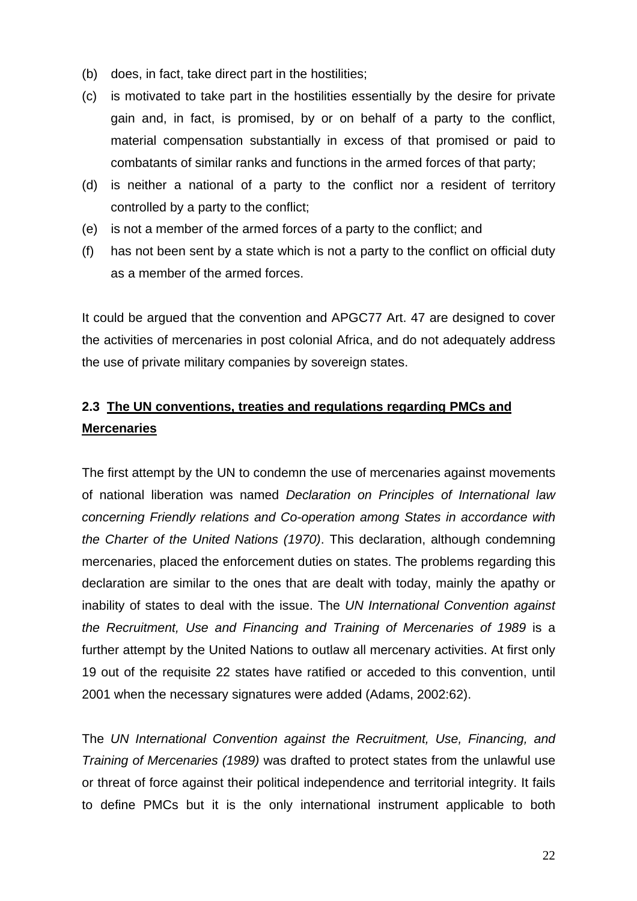(b) does, in fact, take direct part in the hostilities;

(c) is motivated to take part in the hostilities essentially by the desire for private gain and, in fact, is promised, by or on behalf of a party to the conflict, material compensation substantially in excess of that promised or paid to combatants of similar ranks and functions in the armed forces of that party;

(d) is neither a national of a party to the conflict nor a resident of territory controlled by a party to the conflict;

(e) is not a member of the armed forces of a party to the conflict; and

(f) has not been sent by a state which is not a party to the conflict on official duty as a member of the armed forces.

It could be argued that the convention and APGC77 Art. 47 are designed to cover the activities of mercenaries in post colonial Africa, and do not adequately address the use of private military companies by sovereign states.

### 2.3 <u>The UN conventions, treaties and regulations regarding PMCs and Mercenaries</u>

The first attempt by the UN to condemn the use of mercenaries against movements of national liberation was named *Declaration on Principles of International law concerning Friendly relations and Co-operation among States in accordance with the Charter of the United Nations (1970)*. This declaration, although condemning mercenaries, placed the enforcement duties on states. The problems regarding this declaration are similar to the ones that are dealt with today, mainly the apathy or inability of states to deal with the issue. The *UN International Convention against the Recruitment, Use and Financing and Training of Mercenaries of 1989* is a further attempt by the United Nations to outlaw all mercenary activities. At first only 19 out of the requisite 22 states have ratified or acceded to this convention, until 2001 when the necessary signatures were added (Adams, 2002:62).

The *UN International Convention against the Recruitment, Use, Financing, and Training of Mercenaries (1989)* was drafted to protect states from the unlawful use or threat of force against their political independence and territorial integrity. It fails to define PMCs but it is the only international instrument applicable to both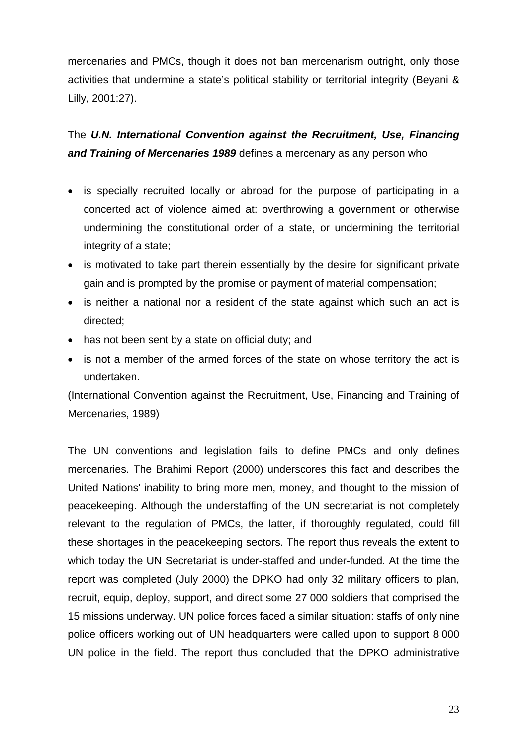mercenaries and PMCs, though it does not ban mercenarism outright, only those activities that undermine a state's political stability or territorial integrity (Beyani & Lilly, 2001:27).

The ***U.N. International Convention against the Recruitment, Use, Financing and Training of Mercenaries 1989*** defines a mercenary as any person who

- is specially recruited locally or abroad for the purpose of participating in a concerted act of violence aimed at: overthrowing a government or otherwise undermining the constitutional order of a state, or undermining the territorial integrity of a state;
- is motivated to take part therein essentially by the desire for significant private gain and is prompted by the promise or payment of material compensation;
- is neither a national nor a resident of the state against which such an act is directed;
- has not been sent by a state on official duty; and
- is not a member of the armed forces of the state on whose territory the act is undertaken.

(International Convention against the Recruitment, Use, Financing and Training of Mercenaries, 1989)

The UN conventions and legislation fails to define PMCs and only defines mercenaries. The Brahimi Report (2000) underscores this fact and describes the United Nations' inability to bring more men, money, and thought to the mission of peacekeeping. Although the understaffing of the UN secretariat is not completely relevant to the regulation of PMCs, the latter, if thoroughly regulated, could fill these shortages in the peacekeeping sectors. The report thus reveals the extent to which today the UN Secretariat is under-staffed and under-funded. At the time the report was completed (July 2000) the DPKO had only 32 military officers to plan, recruit, equip, deploy, support, and direct some 27 000 soldiers that comprised the 15 missions underway. UN police forces faced a similar situation: staffs of only nine police officers working out of UN headquarters were called upon to support 8 000 UN police in the field. The report thus concluded that the DPKO administrative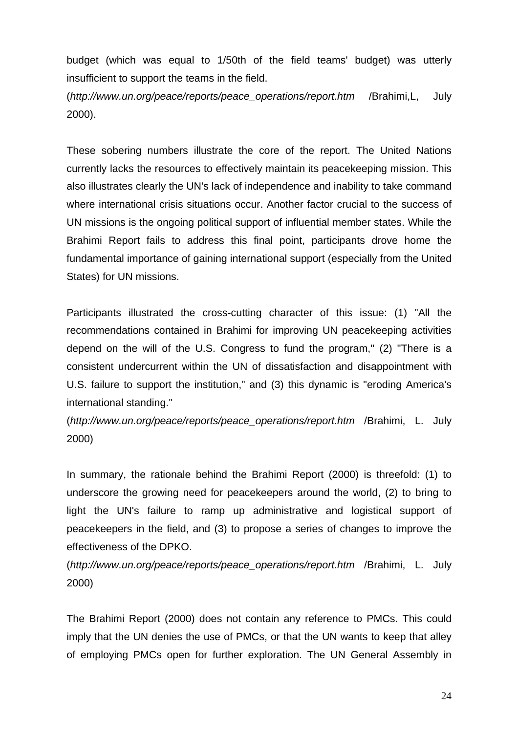budget (which was equal to 1/50th of the field teams' budget) was utterly insufficient to support the teams in the field.
(*http://www.un.org/peace/reports/peace_operations/report.htm* /Brahimi,L, July 2000).

These sobering numbers illustrate the core of the report. The United Nations currently lacks the resources to effectively maintain its peacekeeping mission. This also illustrates clearly the UN's lack of independence and inability to take command where international crisis situations occur. Another factor crucial to the success of UN missions is the ongoing political support of influential member states. While the Brahimi Report fails to address this final point, participants drove home the fundamental importance of gaining international support (especially from the United States) for UN missions.

Participants illustrated the cross-cutting character of this issue: (1) "All the recommendations contained in Brahimi for improving UN peacekeeping activities depend on the will of the U.S. Congress to fund the program," (2) "There is a consistent undercurrent within the UN of dissatisfaction and disappointment with U.S. failure to support the institution," and (3) this dynamic is "eroding America's international standing."
(*http://www.un.org/peace/reports/peace_operations/report.htm* /Brahimi, L. July 2000)

In summary, the rationale behind the Brahimi Report (2000) is threefold: (1) to underscore the growing need for peacekeepers around the world, (2) to bring to light the UN's failure to ramp up administrative and logistical support of peacekeepers in the field, and (3) to propose a series of changes to improve the effectiveness of the DPKO.
(*http://www.un.org/peace/reports/peace_operations/report.htm* /Brahimi, L. July 2000)

The Brahimi Report (2000) does not contain any reference to PMCs. This could imply that the UN denies the use of PMCs, or that the UN wants to keep that alley of employing PMCs open for further exploration. The UN General Assembly in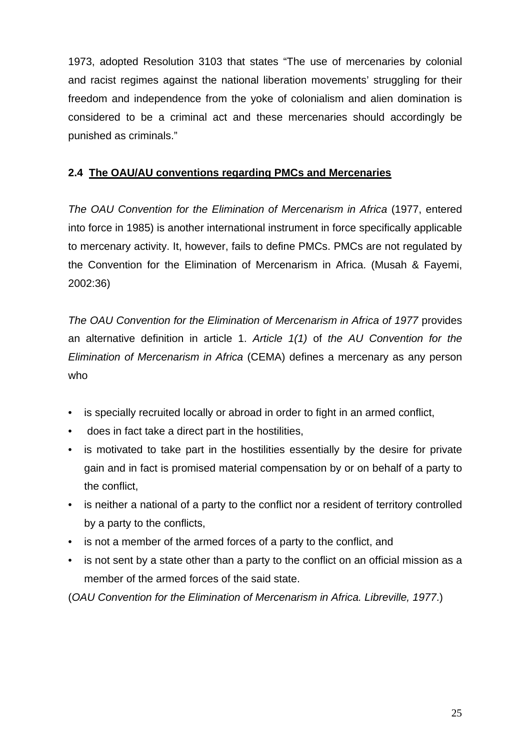1973, adopted Resolution 3103 that states "The use of mercenaries by colonial and racist regimes against the national liberation movements' struggling for their freedom and independence from the yoke of colonialism and alien domination is considered to be a criminal act and these mercenaries should accordingly be punished as criminals."

### 2.4 The OAU/AU conventions regarding PMCs and Mercenaries

*The OAU Convention for the Elimination of Mercenarism in Africa* (1977, entered into force in 1985) is another international instrument in force specifically applicable to mercenary activity. It, however, fails to define PMCs. PMCs are not regulated by the Convention for the Elimination of Mercenarism in Africa. (Musah & Fayemi, 2002:36)

*The OAU Convention for the Elimination of Mercenarism in Africa of 1977* provides an alternative definition in article 1. *Article 1(1)* of *the AU Convention for the Elimination of Mercenarism in Africa* (CEMA) defines a mercenary as any person who

- is specially recruited locally or abroad in order to fight in an armed conflict,
- does in fact take a direct part in the hostilities,
- is motivated to take part in the hostilities essentially by the desire for private gain and in fact is promised material compensation by or on behalf of a party to the conflict,
- is neither a national of a party to the conflict nor a resident of territory controlled by a party to the conflicts,
- is not a member of the armed forces of a party to the conflict, and
- is not sent by a state other than a party to the conflict on an official mission as a member of the armed forces of the said state.

(*OAU Convention for the Elimination of Mercenarism in Africa. Libreville, 1977*.)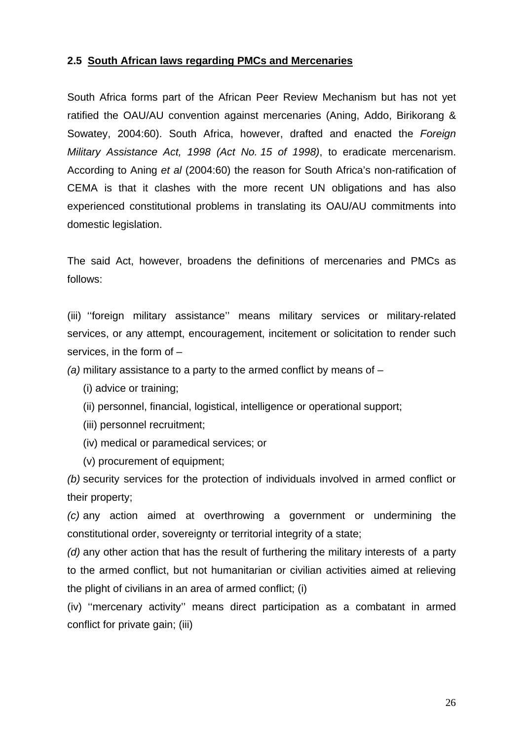### 2.5 South African laws regarding PMCs and Mercenaries

South Africa forms part of the African Peer Review Mechanism but has not yet ratified the OAU/AU convention against mercenaries (Aning, Addo, Birikorang & Sowatey, 2004:60). South Africa, however, drafted and enacted the *Foreign Military Assistance Act, 1998 (Act No. 15 of 1998)*, to eradicate mercenarism. According to Aning *et al* (2004:60) the reason for South Africa's non-ratification of CEMA is that it clashes with the more recent UN obligations and has also experienced constitutional problems in translating its OAU/AU commitments into domestic legislation.

The said Act, however, broadens the definitions of mercenaries and PMCs as follows:

(iii) ''foreign military assistance'' means military services or military-related services, or any attempt, encouragement, incitement or solicitation to render such services, in the form of –

*(a)* military assistance to a party to the armed conflict by means of –

- (i) advice or training;
- (ii) personnel, financial, logistical, intelligence or operational support;
- (iii) personnel recruitment;
- (iv) medical or paramedical services; or
- (v) procurement of equipment;

*(b)* security services for the protection of individuals involved in armed conflict or their property;

*(c)* any action aimed at overthrowing a government or undermining the constitutional order, sovereignty or territorial integrity of a state;

*(d)* any other action that has the result of furthering the military interests of a party to the armed conflict, but not humanitarian or civilian activities aimed at relieving the plight of civilians in an area of armed conflict; (i)

(iv) ''mercenary activity'' means direct participation as a combatant in armed conflict for private gain; (iii)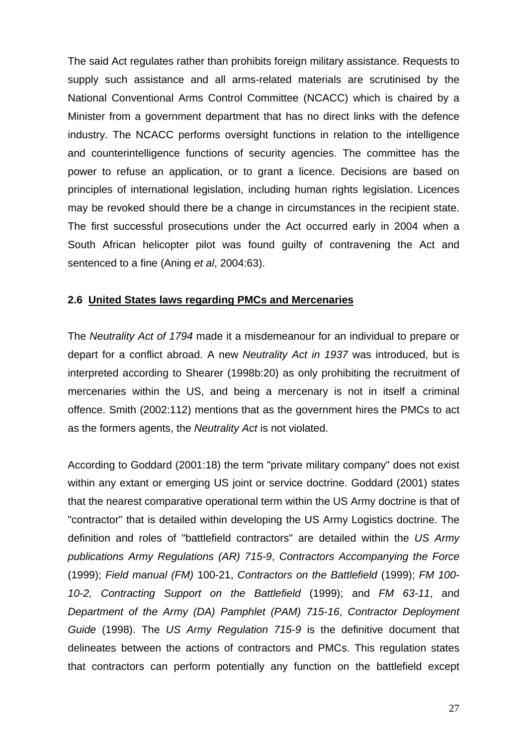The said Act regulates rather than prohibits foreign military assistance. Requests to supply such assistance and all arms-related materials are scrutinised by the National Conventional Arms Control Committee (NCACC) which is chaired by a Minister from a government department that has no direct links with the defence industry. The NCACC performs oversight functions in relation to the intelligence and counterintelligence functions of security agencies. The committee has the power to refuse an application, or to grant a licence. Decisions are based on principles of international legislation, including human rights legislation. Licences may be revoked should there be a change in circumstances in the recipient state. The first successful prosecutions under the Act occurred early in 2004 when a South African helicopter pilot was found guilty of contravening the Act and sentenced to a fine (Aning *et al*, 2004:63).

### 2.6 United States laws regarding PMCs and Mercenaries

The *Neutrality Act of 1794* made it a misdemeanour for an individual to prepare or depart for a conflict abroad. A new *Neutrality Act in 1937* was introduced, but is interpreted according to Shearer (1998b:20) as only prohibiting the recruitment of mercenaries within the US, and being a mercenary is not in itself a criminal offence. Smith (2002:112) mentions that as the government hires the PMCs to act as the formers agents, the *Neutrality Act* is not violated.

According to Goddard (2001:18) the term "private military company" does not exist within any extant or emerging US joint or service doctrine. Goddard (2001) states that the nearest comparative operational term within the US Army doctrine is that of "contractor" that is detailed within developing the US Army Logistics doctrine. The definition and roles of "battlefield contractors" are detailed within the *US Army publications Army Regulations (AR) 715-9*, *Contractors Accompanying the Force* (1999); *Field manual (FM)* 100-21, *Contractors on the Battlefield* (1999); *FM 100-10-2, Contracting Support on the Battlefield* (1999); and *FM 63-11*, and *Department of the Army (DA) Pamphlet (PAM) 715-16*, *Contractor Deployment Guide* (1998). The *US Army Regulation 715-9* is the definitive document that delineates between the actions of contractors and PMCs. This regulation states that contractors can perform potentially any function on the battlefield except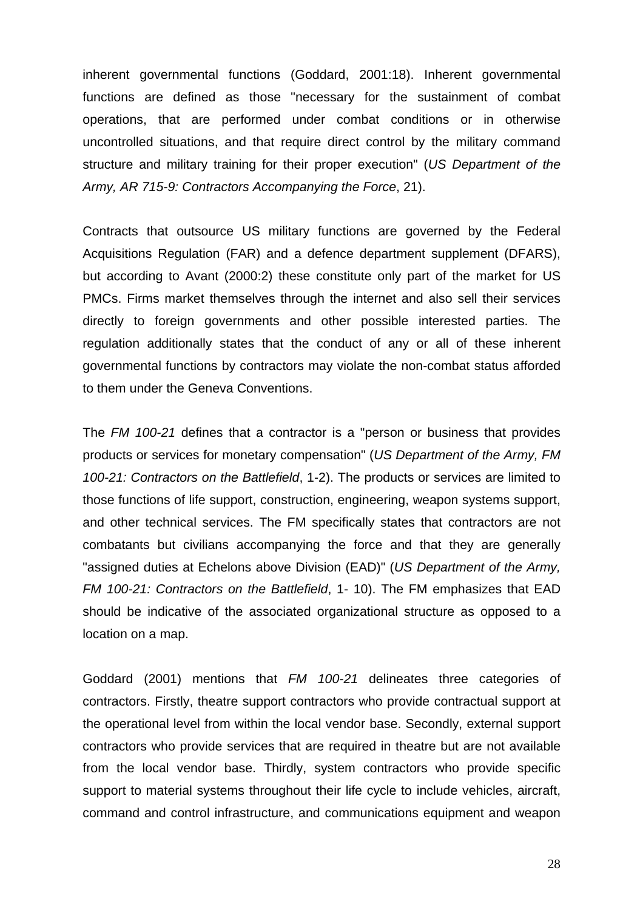inherent governmental functions (Goddard, 2001:18). Inherent governmental functions are defined as those "necessary for the sustainment of combat operations, that are performed under combat conditions or in otherwise uncontrolled situations, and that require direct control by the military command structure and military training for their proper execution" (*US Department of the Army, AR 715-9: Contractors Accompanying the Force*, 21).

Contracts that outsource US military functions are governed by the Federal Acquisitions Regulation (FAR) and a defence department supplement (DFARS), but according to Avant (2000:2) these constitute only part of the market for US PMCs. Firms market themselves through the internet and also sell their services directly to foreign governments and other possible interested parties. The regulation additionally states that the conduct of any or all of these inherent governmental functions by contractors may violate the non-combat status afforded to them under the Geneva Conventions.

The *FM 100-21* defines that a contractor is a "person or business that provides products or services for monetary compensation" (*US Department of the Army, FM 100-21: Contractors on the Battlefield*, 1-2). The products or services are limited to those functions of life support, construction, engineering, weapon systems support, and other technical services. The FM specifically states that contractors are not combatants but civilians accompanying the force and that they are generally "assigned duties at Echelons above Division (EAD)" (*US Department of the Army, FM 100-21: Contractors on the Battlefield*, 1- 10). The FM emphasizes that EAD should be indicative of the associated organizational structure as opposed to a location on a map.

Goddard (2001) mentions that *FM 100-21* delineates three categories of contractors. Firstly, theatre support contractors who provide contractual support at the operational level from within the local vendor base. Secondly, external support contractors who provide services that are required in theatre but are not available from the local vendor base. Thirdly, system contractors who provide specific support to material systems throughout their life cycle to include vehicles, aircraft, command and control infrastructure, and communications equipment and weapon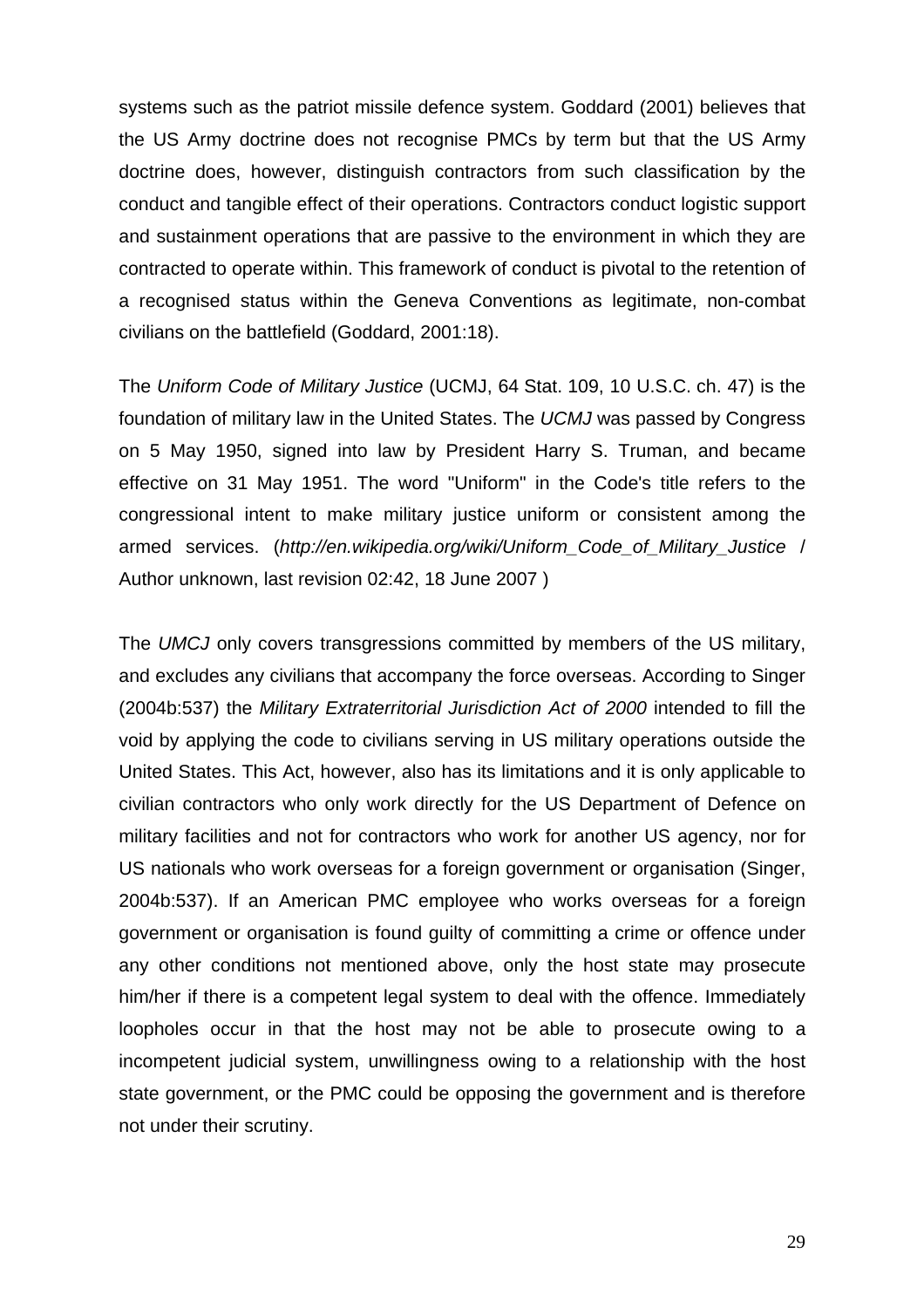systems such as the patriot missile defence system. Goddard (2001) believes that the US Army doctrine does not recognise PMCs by term but that the US Army doctrine does, however, distinguish contractors from such classification by the conduct and tangible effect of their operations. Contractors conduct logistic support and sustainment operations that are passive to the environment in which they are contracted to operate within. This framework of conduct is pivotal to the retention of a recognised status within the Geneva Conventions as legitimate, non-combat civilians on the battlefield (Goddard, 2001:18).

The *Uniform Code of Military Justice* (UCMJ, 64 Stat. 109, 10 U.S.C. ch. 47) is the foundation of military law in the United States. The *UCMJ* was passed by Congress on 5 May 1950, signed into law by President Harry S. Truman, and became effective on 31 May 1951. The word "Uniform" in the Code's title refers to the congressional intent to make military justice uniform or consistent among the armed services. (*http://en.wikipedia.org/wiki/Uniform_Code_of_Military_Justice* / Author unknown, last revision 02:42, 18 June 2007 )

The *UMCJ* only covers transgressions committed by members of the US military, and excludes any civilians that accompany the force overseas. According to Singer (2004b:537) the *Military Extraterritorial Jurisdiction Act of 2000* intended to fill the void by applying the code to civilians serving in US military operations outside the United States. This Act, however, also has its limitations and it is only applicable to civilian contractors who only work directly for the US Department of Defence on military facilities and not for contractors who work for another US agency, nor for US nationals who work overseas for a foreign government or organisation (Singer, 2004b:537). If an American PMC employee who works overseas for a foreign government or organisation is found guilty of committing a crime or offence under any other conditions not mentioned above, only the host state may prosecute him/her if there is a competent legal system to deal with the offence. Immediately loopholes occur in that the host may not be able to prosecute owing to a incompetent judicial system, unwillingness owing to a relationship with the host state government, or the PMC could be opposing the government and is therefore not under their scrutiny.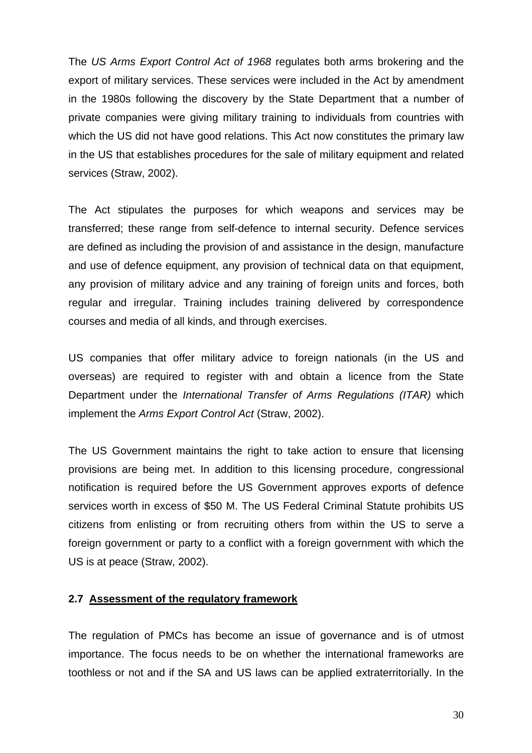The *US Arms Export Control Act of 1968* regulates both arms brokering and the export of military services. These services were included in the Act by amendment in the 1980s following the discovery by the State Department that a number of private companies were giving military training to individuals from countries with which the US did not have good relations. This Act now constitutes the primary law in the US that establishes procedures for the sale of military equipment and related services (Straw, 2002).

The Act stipulates the purposes for which weapons and services may be transferred; these range from self-defence to internal security. Defence services are defined as including the provision of and assistance in the design, manufacture and use of defence equipment, any provision of technical data on that equipment, any provision of military advice and any training of foreign units and forces, both regular and irregular. Training includes training delivered by correspondence courses and media of all kinds, and through exercises.

US companies that offer military advice to foreign nationals (in the US and overseas) are required to register with and obtain a licence from the State Department under the *International Transfer of Arms Regulations (ITAR)* which implement the *Arms Export Control Act* (Straw, 2002).

The US Government maintains the right to take action to ensure that licensing provisions are being met. In addition to this licensing procedure, congressional notification is required before the US Government approves exports of defence services worth in excess of $50 M. The US Federal Criminal Statute prohibits US citizens from enlisting or from recruiting others from within the US to serve a foreign government or party to a conflict with a foreign government with which the US is at peace (Straw, 2002).

### 2.7 Assessment of the regulatory framework

The regulation of PMCs has become an issue of governance and is of utmost importance. The focus needs to be on whether the international frameworks are toothless or not and if the SA and US laws can be applied extraterritorially. In the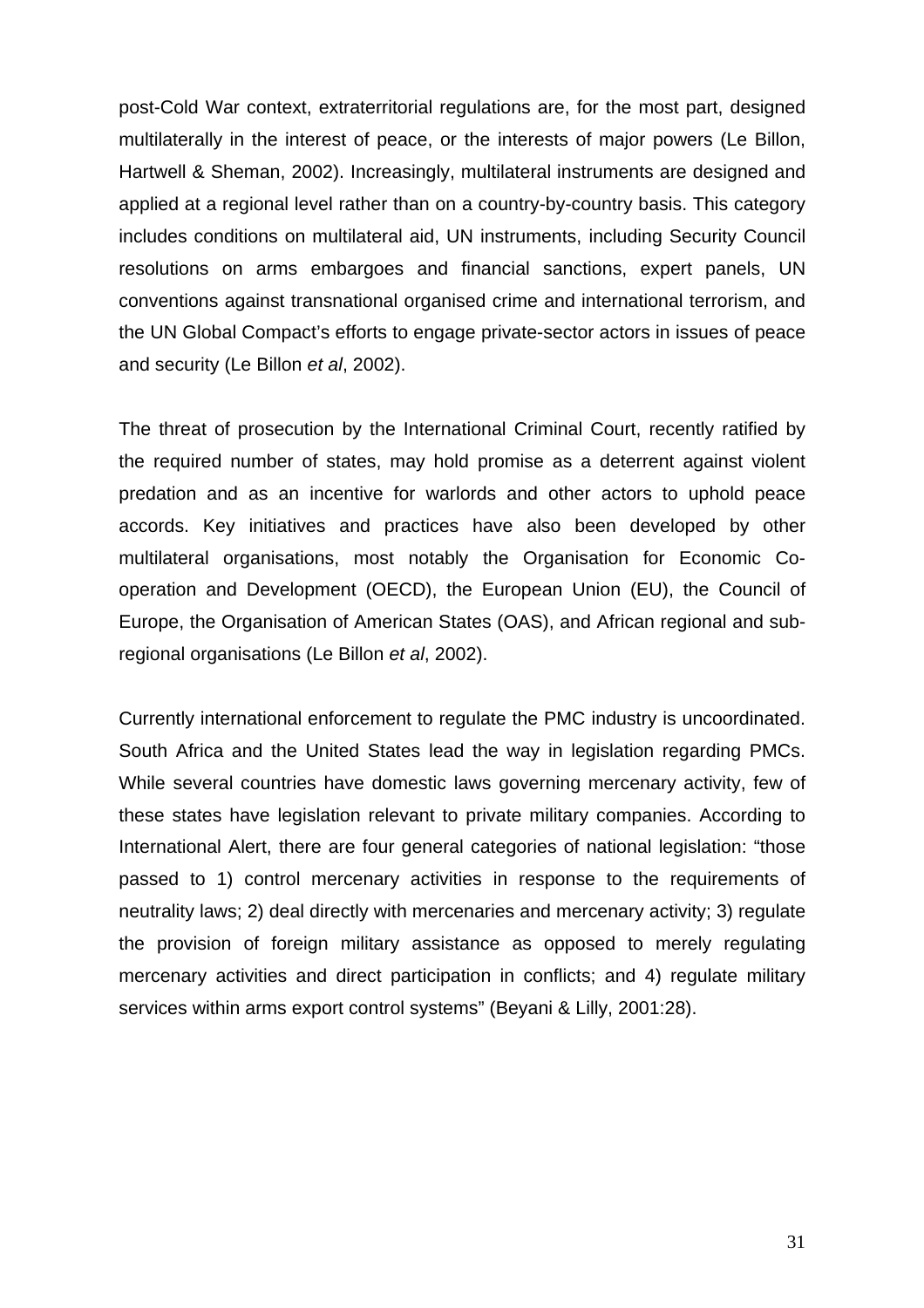post-Cold War context, extraterritorial regulations are, for the most part, designed multilaterally in the interest of peace, or the interests of major powers (Le Billon, Hartwell & Sheman, 2002). Increasingly, multilateral instruments are designed and applied at a regional level rather than on a country-by-country basis. This category includes conditions on multilateral aid, UN instruments, including Security Council resolutions on arms embargoes and financial sanctions, expert panels, UN conventions against transnational organised crime and international terrorism, and the UN Global Compact's efforts to engage private-sector actors in issues of peace and security (Le Billon *et al*, 2002).

The threat of prosecution by the International Criminal Court, recently ratified by the required number of states, may hold promise as a deterrent against violent predation and as an incentive for warlords and other actors to uphold peace accords. Key initiatives and practices have also been developed by other multilateral organisations, most notably the Organisation for Economic Co-operation and Development (OECD), the European Union (EU), the Council of Europe, the Organisation of American States (OAS), and African regional and sub-regional organisations (Le Billon *et al*, 2002).

Currently international enforcement to regulate the PMC industry is uncoordinated. South Africa and the United States lead the way in legislation regarding PMCs. While several countries have domestic laws governing mercenary activity, few of these states have legislation relevant to private military companies. According to International Alert, there are four general categories of national legislation: "those passed to 1) control mercenary activities in response to the requirements of neutrality laws; 2) deal directly with mercenaries and mercenary activity; 3) regulate the provision of foreign military assistance as opposed to merely regulating mercenary activities and direct participation in conflicts; and 4) regulate military services within arms export control systems" (Beyani & Lilly, 2001:28).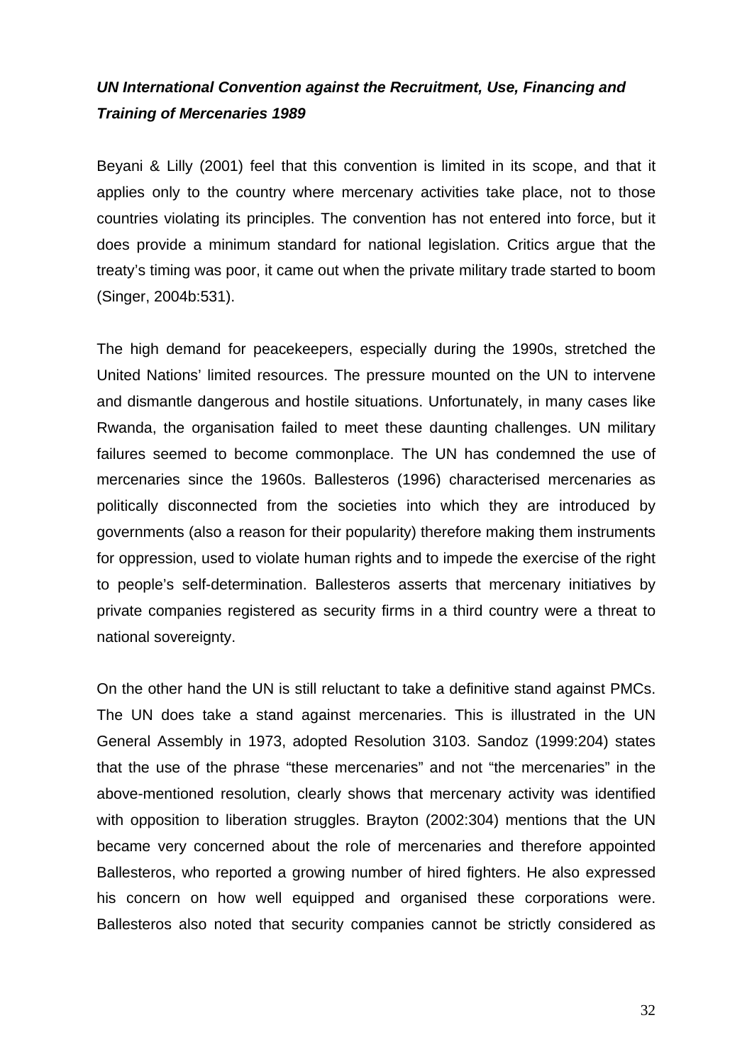***UN International Convention against the Recruitment, Use, Financing and Training of Mercenaries 1989***

Beyani & Lilly (2001) feel that this convention is limited in its scope, and that it applies only to the country where mercenary activities take place, not to those countries violating its principles. The convention has not entered into force, but it does provide a minimum standard for national legislation. Critics argue that the treaty's timing was poor, it came out when the private military trade started to boom (Singer, 2004b:531).

The high demand for peacekeepers, especially during the 1990s, stretched the United Nations' limited resources. The pressure mounted on the UN to intervene and dismantle dangerous and hostile situations. Unfortunately, in many cases like Rwanda, the organisation failed to meet these daunting challenges. UN military failures seemed to become commonplace. The UN has condemned the use of mercenaries since the 1960s. Ballesteros (1996) characterised mercenaries as politically disconnected from the societies into which they are introduced by governments (also a reason for their popularity) therefore making them instruments for oppression, used to violate human rights and to impede the exercise of the right to people's self-determination. Ballesteros asserts that mercenary initiatives by private companies registered as security firms in a third country were a threat to national sovereignty.

On the other hand the UN is still reluctant to take a definitive stand against PMCs. The UN does take a stand against mercenaries. This is illustrated in the UN General Assembly in 1973, adopted Resolution 3103. Sandoz (1999:204) states that the use of the phrase "these mercenaries" and not "the mercenaries" in the above-mentioned resolution, clearly shows that mercenary activity was identified with opposition to liberation struggles. Brayton (2002:304) mentions that the UN became very concerned about the role of mercenaries and therefore appointed Ballesteros, who reported a growing number of hired fighters. He also expressed his concern on how well equipped and organised these corporations were. Ballesteros also noted that security companies cannot be strictly considered as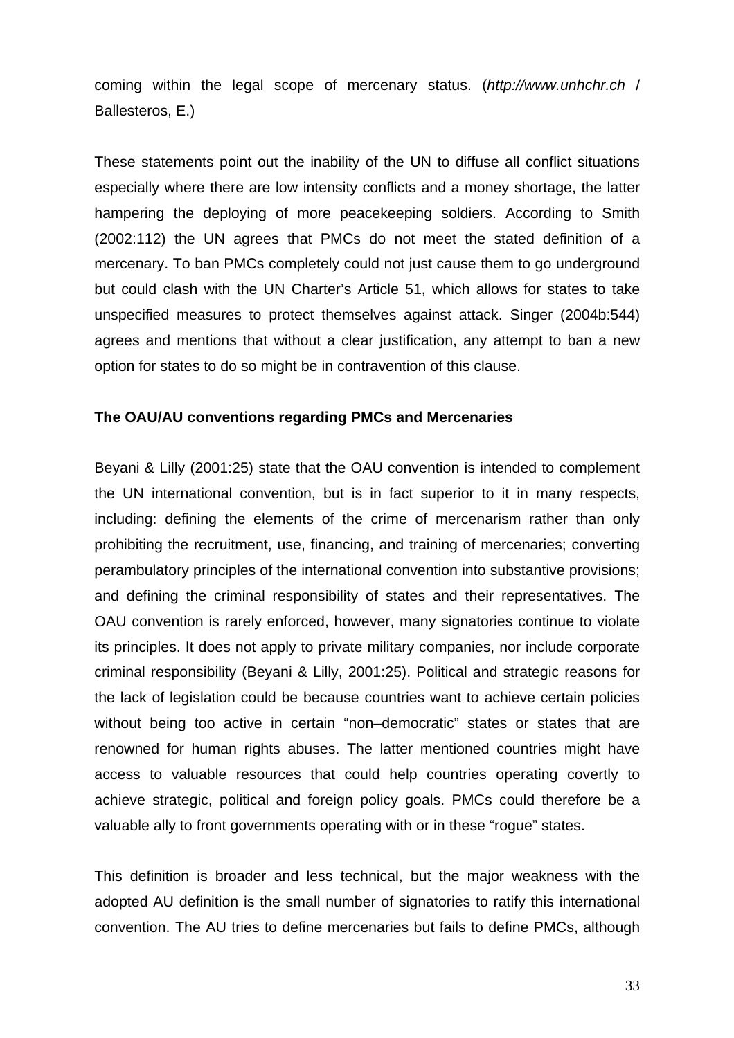coming within the legal scope of mercenary status. (*http://www.unhchr.ch* / Ballesteros, E.)

These statements point out the inability of the UN to diffuse all conflict situations especially where there are low intensity conflicts and a money shortage, the latter hampering the deploying of more peacekeeping soldiers. According to Smith (2002:112) the UN agrees that PMCs do not meet the stated definition of a mercenary. To ban PMCs completely could not just cause them to go underground but could clash with the UN Charter's Article 51, which allows for states to take unspecified measures to protect themselves against attack. Singer (2004b:544) agrees and mentions that without a clear justification, any attempt to ban a new option for states to do so might be in contravention of this clause.

**The OAU/AU conventions regarding PMCs and Mercenaries**

Beyani & Lilly (2001:25) state that the OAU convention is intended to complement the UN international convention, but is in fact superior to it in many respects, including: defining the elements of the crime of mercenarism rather than only prohibiting the recruitment, use, financing, and training of mercenaries; converting perambulatory principles of the international convention into substantive provisions; and defining the criminal responsibility of states and their representatives. The OAU convention is rarely enforced, however, many signatories continue to violate its principles. It does not apply to private military companies, nor include corporate criminal responsibility (Beyani & Lilly, 2001:25). Political and strategic reasons for the lack of legislation could be because countries want to achieve certain policies without being too active in certain "non–democratic" states or states that are renowned for human rights abuses. The latter mentioned countries might have access to valuable resources that could help countries operating covertly to achieve strategic, political and foreign policy goals. PMCs could therefore be a valuable ally to front governments operating with or in these "rogue" states.

This definition is broader and less technical, but the major weakness with the adopted AU definition is the small number of signatories to ratify this international convention. The AU tries to define mercenaries but fails to define PMCs, although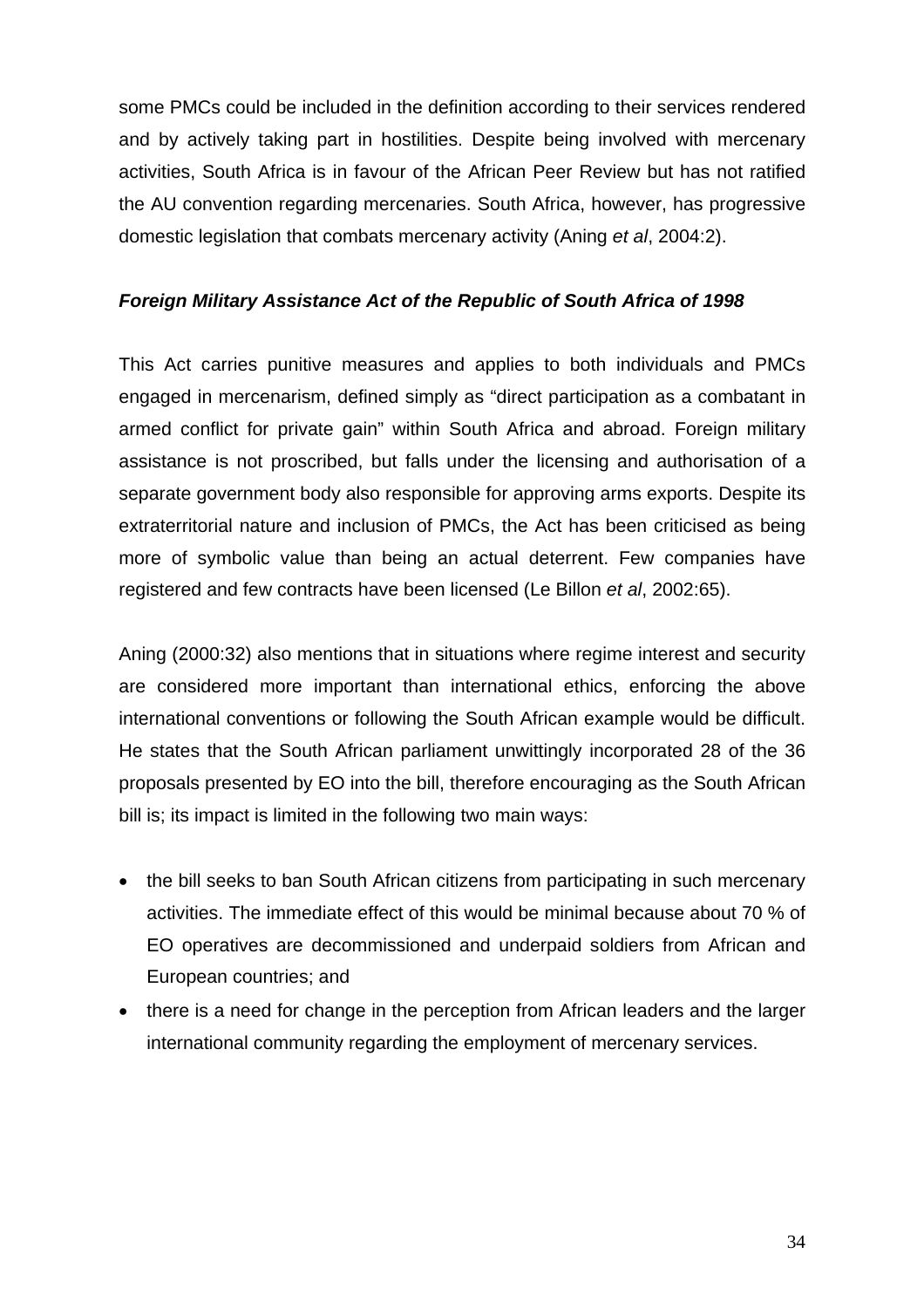some PMCs could be included in the definition according to their services rendered and by actively taking part in hostilities. Despite being involved with mercenary activities, South Africa is in favour of the African Peer Review but has not ratified the AU convention regarding mercenaries. South Africa, however, has progressive domestic legislation that combats mercenary activity (Aning *et al*, 2004:2).

***Foreign Military Assistance Act of the Republic of South Africa of 1998***

This Act carries punitive measures and applies to both individuals and PMCs engaged in mercenarism, defined simply as "direct participation as a combatant in armed conflict for private gain" within South Africa and abroad. Foreign military assistance is not proscribed, but falls under the licensing and authorisation of a separate government body also responsible for approving arms exports. Despite its extraterritorial nature and inclusion of PMCs, the Act has been criticised as being more of symbolic value than being an actual deterrent. Few companies have registered and few contracts have been licensed (Le Billon *et al*, 2002:65).

Aning (2000:32) also mentions that in situations where regime interest and security are considered more important than international ethics, enforcing the above international conventions or following the South African example would be difficult. He states that the South African parliament unwittingly incorporated 28 of the 36 proposals presented by EO into the bill, therefore encouraging as the South African bill is; its impact is limited in the following two main ways:

- the bill seeks to ban South African citizens from participating in such mercenary activities. The immediate effect of this would be minimal because about 70 % of EO operatives are decommissioned and underpaid soldiers from African and European countries; and
- there is a need for change in the perception from African leaders and the larger international community regarding the employment of mercenary services.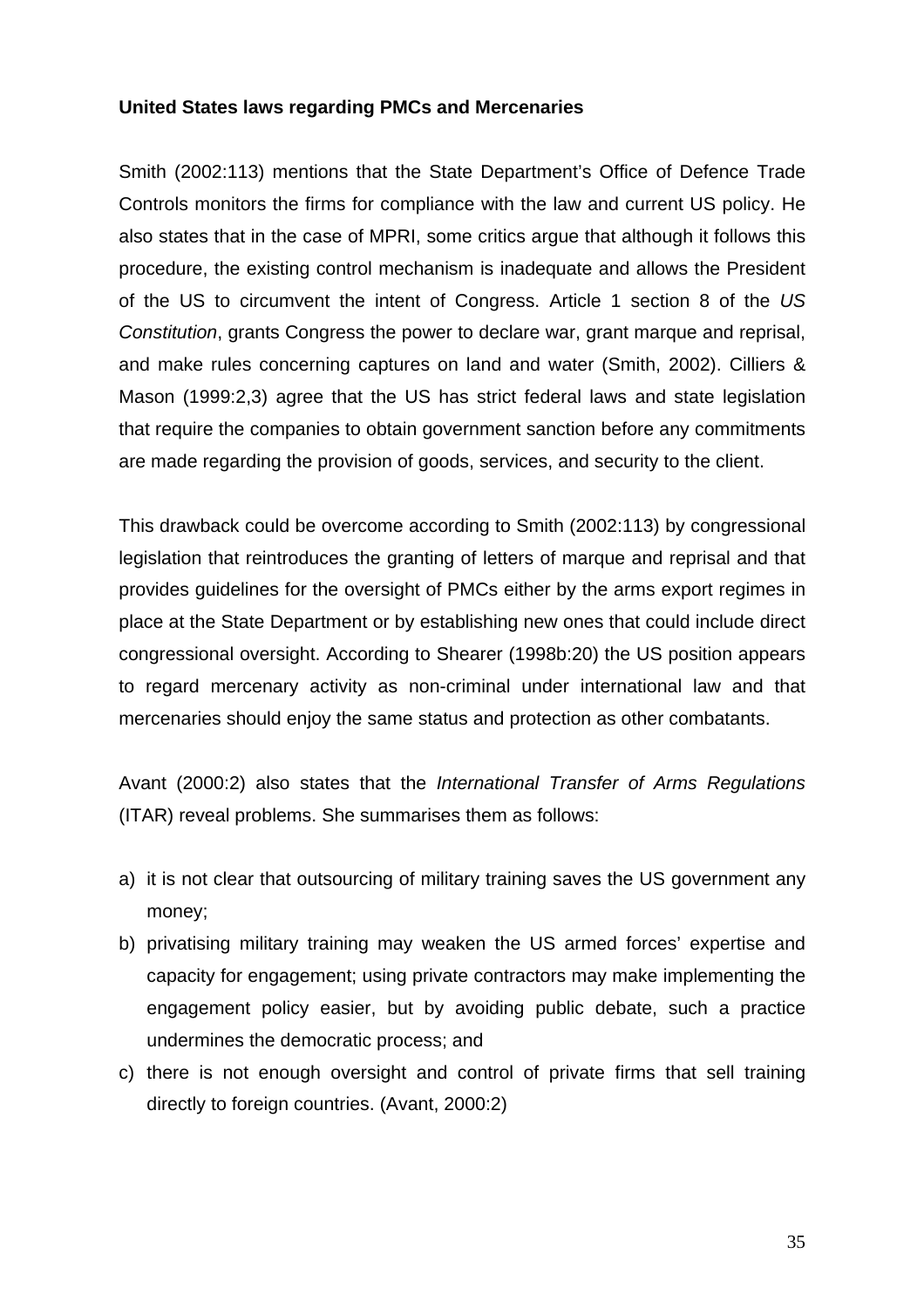**United States laws regarding PMCs and Mercenaries**

Smith (2002:113) mentions that the State Department's Office of Defence Trade Controls monitors the firms for compliance with the law and current US policy. He also states that in the case of MPRI, some critics argue that although it follows this procedure, the existing control mechanism is inadequate and allows the President of the US to circumvent the intent of Congress. Article 1 section 8 of the *US Constitution*, grants Congress the power to declare war, grant marque and reprisal, and make rules concerning captures on land and water (Smith, 2002). Cilliers & Mason (1999:2,3) agree that the US has strict federal laws and state legislation that require the companies to obtain government sanction before any commitments are made regarding the provision of goods, services, and security to the client.

This drawback could be overcome according to Smith (2002:113) by congressional legislation that reintroduces the granting of letters of marque and reprisal and that provides guidelines for the oversight of PMCs either by the arms export regimes in place at the State Department or by establishing new ones that could include direct congressional oversight. According to Shearer (1998b:20) the US position appears to regard mercenary activity as non-criminal under international law and that mercenaries should enjoy the same status and protection as other combatants.

Avant (2000:2) also states that the *International Transfer of Arms Regulations* (ITAR) reveal problems. She summarises them as follows:

a) it is not clear that outsourcing of military training saves the US government any money;
b) privatising military training may weaken the US armed forces' expertise and capacity for engagement; using private contractors may make implementing the engagement policy easier, but by avoiding public debate, such a practice undermines the democratic process; and
c) there is not enough oversight and control of private firms that sell training directly to foreign countries. (Avant, 2000:2)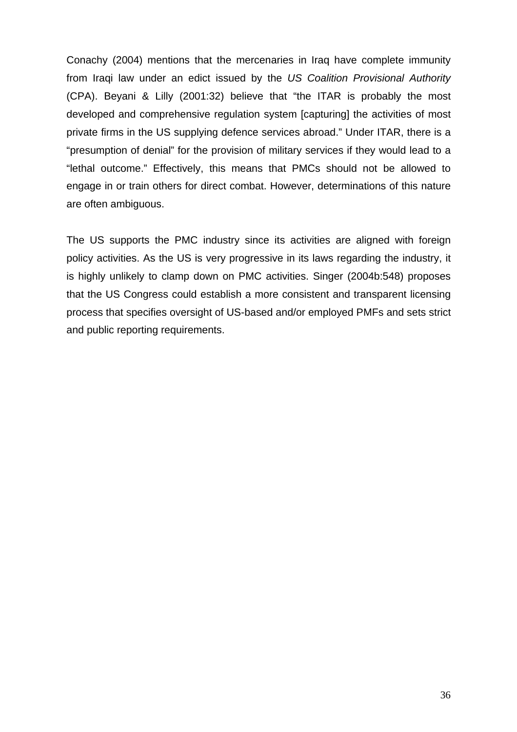Conachy (2004) mentions that the mercenaries in Iraq have complete immunity from Iraqi law under an edict issued by the *US Coalition Provisional Authority* (CPA). Beyani & Lilly (2001:32) believe that "the ITAR is probably the most developed and comprehensive regulation system [capturing] the activities of most private firms in the US supplying defence services abroad." Under ITAR, there is a "presumption of denial" for the provision of military services if they would lead to a "lethal outcome." Effectively, this means that PMCs should not be allowed to engage in or train others for direct combat. However, determinations of this nature are often ambiguous.

The US supports the PMC industry since its activities are aligned with foreign policy activities. As the US is very progressive in its laws regarding the industry, it is highly unlikely to clamp down on PMC activities. Singer (2004b:548) proposes that the US Congress could establish a more consistent and transparent licensing process that specifies oversight of US-based and/or employed PMFs and sets strict and public reporting requirements.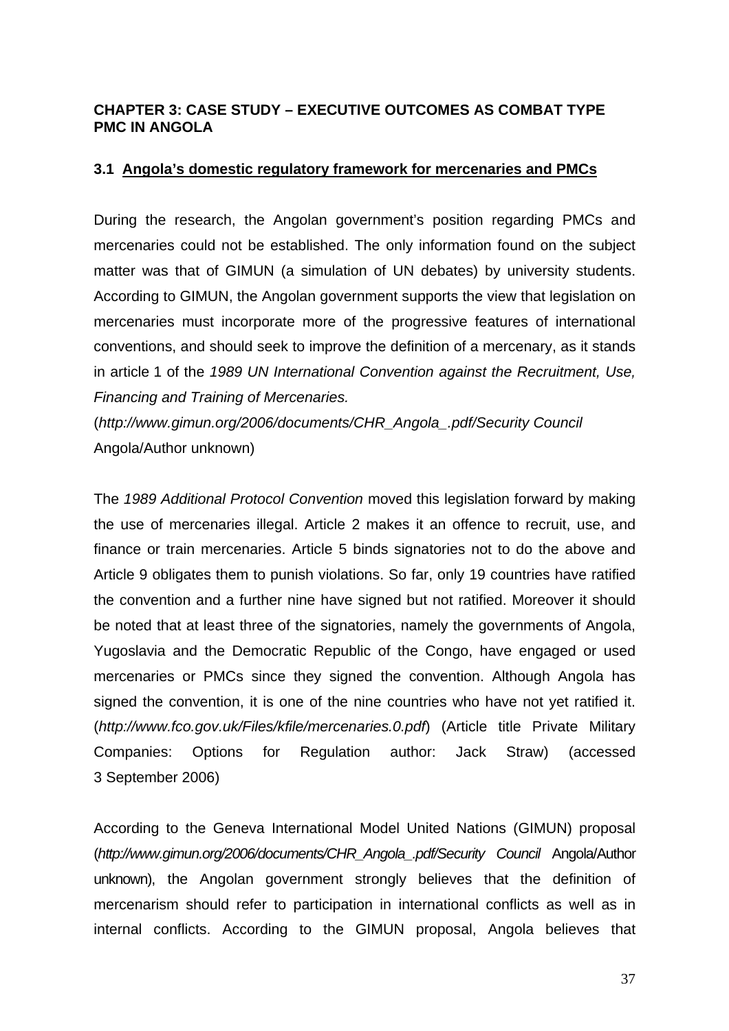## CHAPTER 3: CASE STUDY – EXECUTIVE OUTCOMES AS COMBAT TYPE PMC IN ANGOLA

### 3.1 Angola's domestic regulatory framework for mercenaries and PMCs

During the research, the Angolan government's position regarding PMCs and mercenaries could not be established. The only information found on the subject matter was that of GIMUN (a simulation of UN debates) by university students. According to GIMUN, the Angolan government supports the view that legislation on mercenaries must incorporate more of the progressive features of international conventions, and should seek to improve the definition of a mercenary, as it stands in article 1 of the *1989 UN International Convention against the Recruitment, Use, Financing and Training of Mercenaries.* (*http://www.gimun.org/2006/documents/CHR_Angola_.pdf/Security Council* Angola/Author unknown)

The *1989 Additional Protocol Convention* moved this legislation forward by making the use of mercenaries illegal. Article 2 makes it an offence to recruit, use, and finance or train mercenaries. Article 5 binds signatories not to do the above and Article 9 obligates them to punish violations. So far, only 19 countries have ratified the convention and a further nine have signed but not ratified. Moreover it should be noted that at least three of the signatories, namely the governments of Angola, Yugoslavia and the Democratic Republic of the Congo, have engaged or used mercenaries or PMCs since they signed the convention. Although Angola has signed the convention, it is one of the nine countries who have not yet ratified it. (*http://www.fco.gov.uk/Files/kfile/mercenaries.0.pdf*) (Article title Private Military Companies: Options for Regulation author: Jack Straw) (accessed 3 September 2006)

According to the Geneva International Model United Nations (GIMUN) proposal (*http://www.gimun.org/2006/documents/CHR_Angola_.pdf/Security Council* Angola/Author unknown), the Angolan government strongly believes that the definition of mercenarism should refer to participation in international conflicts as well as in internal conflicts. According to the GIMUN proposal, Angola believes that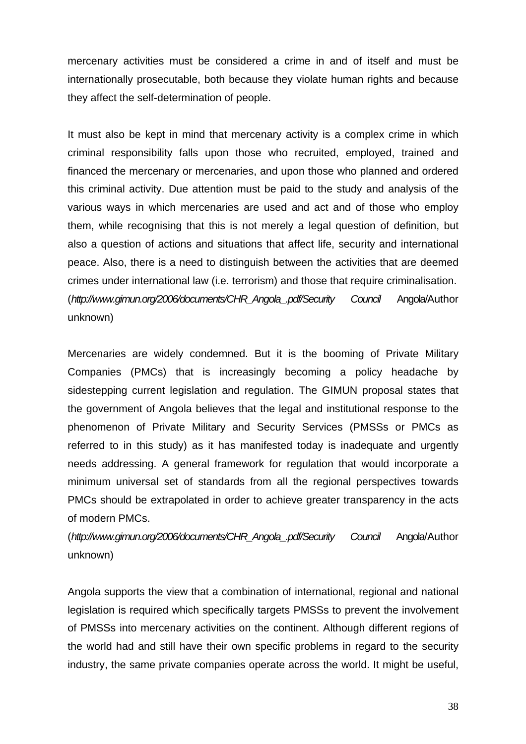mercenary activities must be considered a crime in and of itself and must be internationally prosecutable, both because they violate human rights and because they affect the self-determination of people.

It must also be kept in mind that mercenary activity is a complex crime in which criminal responsibility falls upon those who recruited, employed, trained and financed the mercenary or mercenaries, and upon those who planned and ordered this criminal activity. Due attention must be paid to the study and analysis of the various ways in which mercenaries are used and act and of those who employ them, while recognising that this is not merely a legal question of definition, but also a question of actions and situations that affect life, security and international peace. Also, there is a need to distinguish between the activities that are deemed crimes under international law (i.e. terrorism) and those that require criminalisation. (*http://www.gimun.org/2006/documents/CHR_Angola_.pdf/Security Council* Angola/Author unknown)

Mercenaries are widely condemned. But it is the booming of Private Military Companies (PMCs) that is increasingly becoming a policy headache by sidestepping current legislation and regulation. The GIMUN proposal states that the government of Angola believes that the legal and institutional response to the phenomenon of Private Military and Security Services (PMSSs or PMCs as referred to in this study) as it has manifested today is inadequate and urgently needs addressing. A general framework for regulation that would incorporate a minimum universal set of standards from all the regional perspectives towards PMCs should be extrapolated in order to achieve greater transparency in the acts of modern PMCs.
(*http://www.gimun.org/2006/documents/CHR_Angola_.pdf/Security Council* Angola/Author unknown)

Angola supports the view that a combination of international, regional and national legislation is required which specifically targets PMSSs to prevent the involvement of PMSSs into mercenary activities on the continent. Although different regions of the world had and still have their own specific problems in regard to the security industry, the same private companies operate across the world. It might be useful,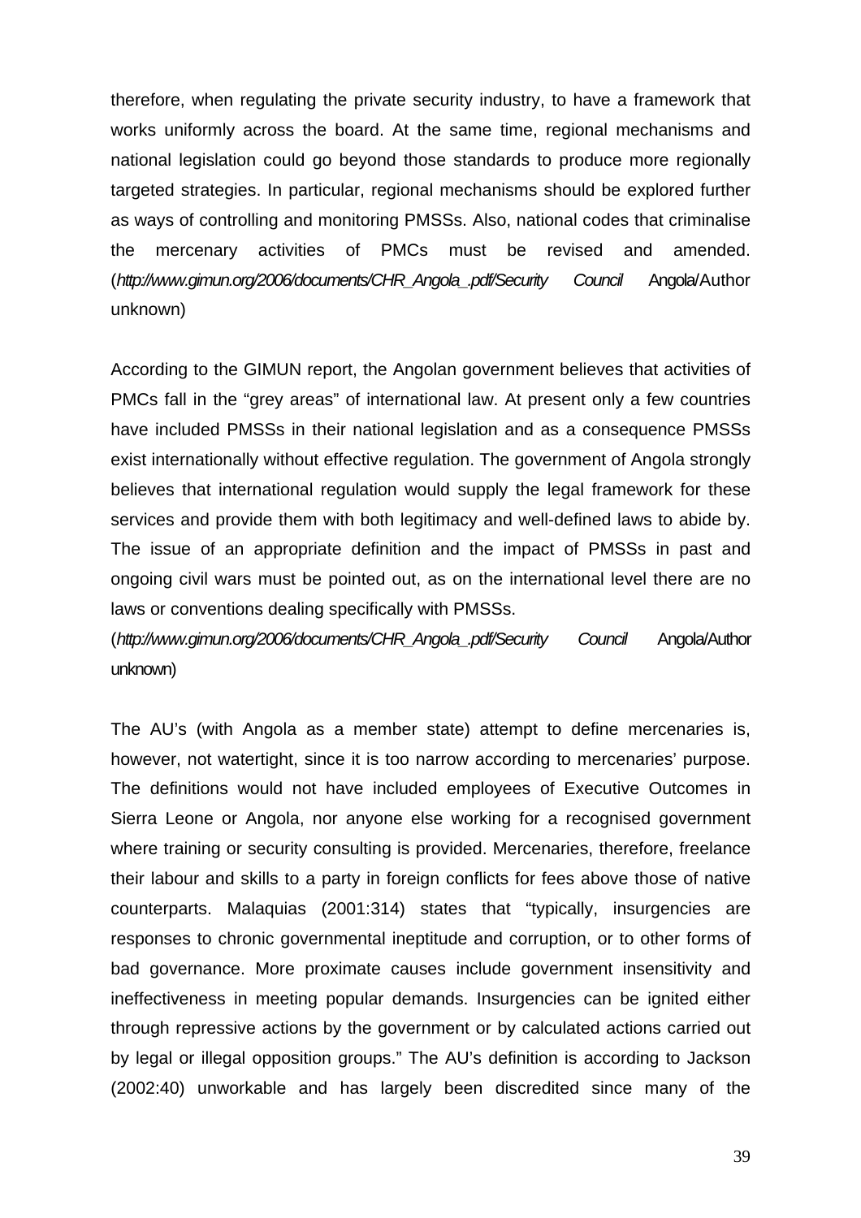therefore, when regulating the private security industry, to have a framework that works uniformly across the board. At the same time, regional mechanisms and national legislation could go beyond those standards to produce more regionally targeted strategies. In particular, regional mechanisms should be explored further as ways of controlling and monitoring PMSSs. Also, national codes that criminalise the mercenary activities of PMCs must be revised and amended. (*http://www.gimun.org/2006/documents/CHR_Angola_.pdf/Security Council* Angola/Author unknown)

According to the GIMUN report, the Angolan government believes that activities of PMCs fall in the "grey areas" of international law. At present only a few countries have included PMSSs in their national legislation and as a consequence PMSSs exist internationally without effective regulation. The government of Angola strongly believes that international regulation would supply the legal framework for these services and provide them with both legitimacy and well-defined laws to abide by. The issue of an appropriate definition and the impact of PMSSs in past and ongoing civil wars must be pointed out, as on the international level there are no laws or conventions dealing specifically with PMSSs. (*http://www.gimun.org/2006/documents/CHR_Angola_.pdf/Security Council* Angola/Author unknown)

The AU's (with Angola as a member state) attempt to define mercenaries is, however, not watertight, since it is too narrow according to mercenaries' purpose. The definitions would not have included employees of Executive Outcomes in Sierra Leone or Angola, nor anyone else working for a recognised government where training or security consulting is provided. Mercenaries, therefore, freelance their labour and skills to a party in foreign conflicts for fees above those of native counterparts. Malaquias (2001:314) states that "typically, insurgencies are responses to chronic governmental ineptitude and corruption, or to other forms of bad governance. More proximate causes include government insensitivity and ineffectiveness in meeting popular demands. Insurgencies can be ignited either through repressive actions by the government or by calculated actions carried out by legal or illegal opposition groups." The AU's definition is according to Jackson (2002:40) unworkable and has largely been discredited since many of the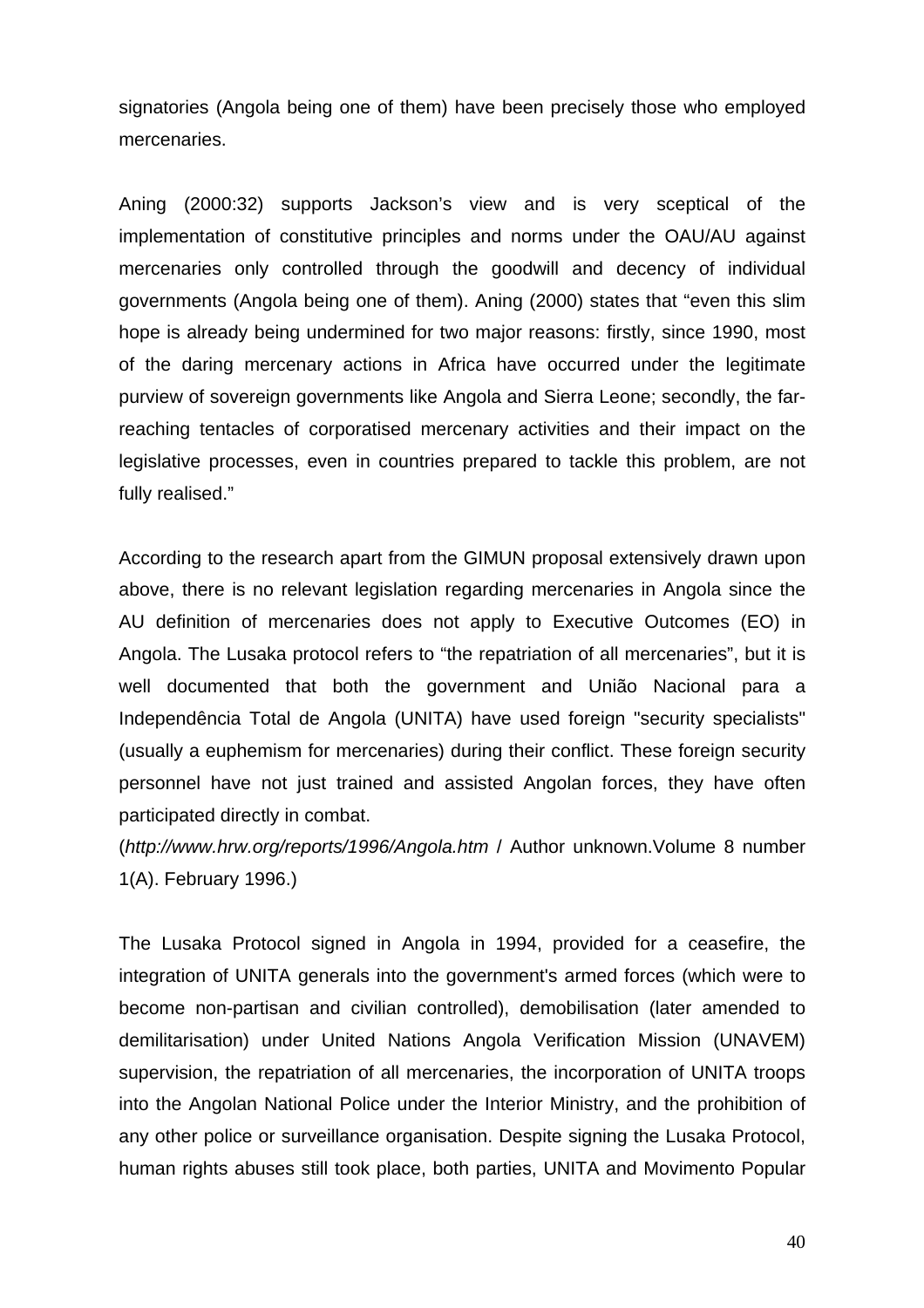signatories (Angola being one of them) have been precisely those who employed mercenaries.

Aning (2000:32) supports Jackson's view and is very sceptical of the implementation of constitutive principles and norms under the OAU/AU against mercenaries only controlled through the goodwill and decency of individual governments (Angola being one of them). Aning (2000) states that "even this slim hope is already being undermined for two major reasons: firstly, since 1990, most of the daring mercenary actions in Africa have occurred under the legitimate purview of sovereign governments like Angola and Sierra Leone; secondly, the far-reaching tentacles of corporatised mercenary activities and their impact on the legislative processes, even in countries prepared to tackle this problem, are not fully realised."

According to the research apart from the GIMUN proposal extensively drawn upon above, there is no relevant legislation regarding mercenaries in Angola since the AU definition of mercenaries does not apply to Executive Outcomes (EO) in Angola. The Lusaka protocol refers to "the repatriation of all mercenaries", but it is well documented that both the government and União Nacional para a Independência Total de Angola (UNITA) have used foreign "security specialists" (usually a euphemism for mercenaries) during their conflict. These foreign security personnel have not just trained and assisted Angolan forces, they have often participated directly in combat.
(*http://www.hrw.org/reports/1996/Angola.htm* / Author unknown.Volume 8 number 1(A). February 1996.)

The Lusaka Protocol signed in Angola in 1994, provided for a ceasefire, the integration of UNITA generals into the government's armed forces (which were to become non-partisan and civilian controlled), demobilisation (later amended to demilitarisation) under United Nations Angola Verification Mission (UNAVEM) supervision, the repatriation of all mercenaries, the incorporation of UNITA troops into the Angolan National Police under the Interior Ministry, and the prohibition of any other police or surveillance organisation. Despite signing the Lusaka Protocol, human rights abuses still took place, both parties, UNITA and Movimento Popular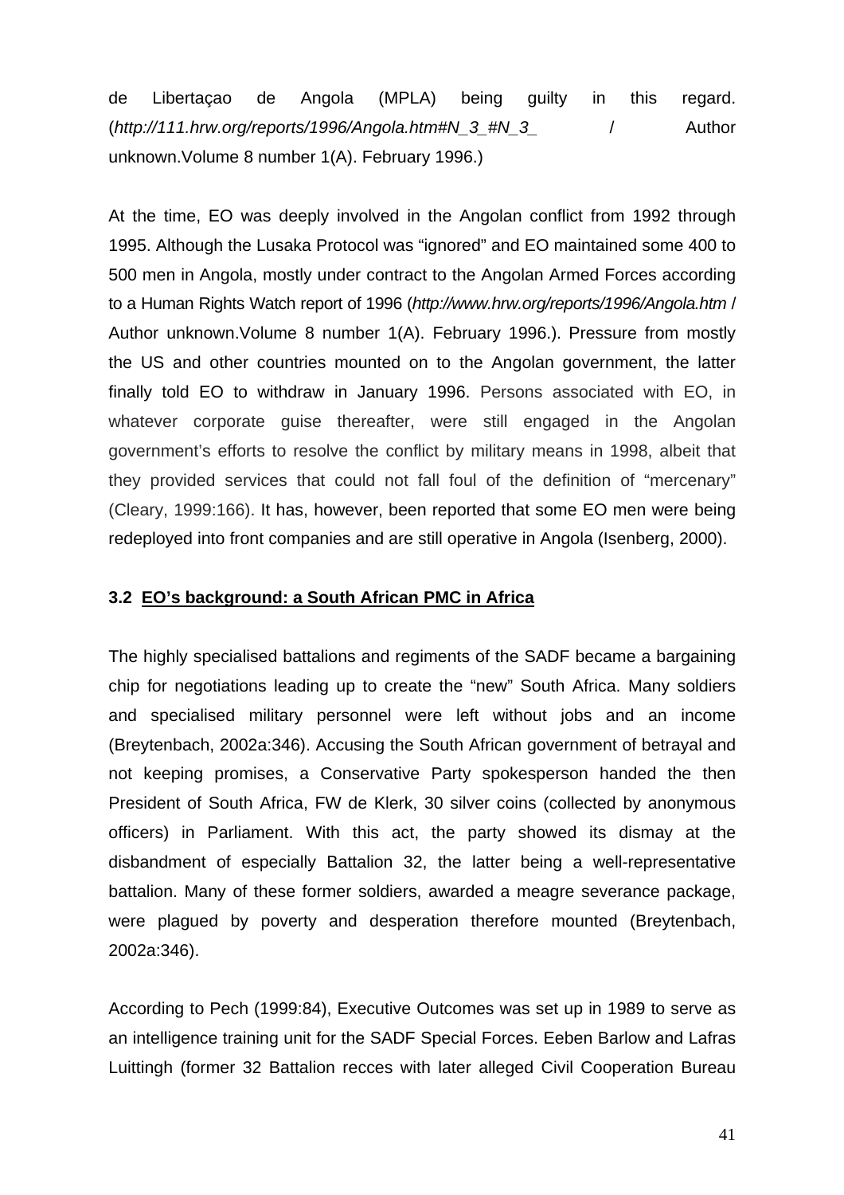de Libertaçao de Angola (MPLA) being guilty in this regard. (*http://111.hrw.org/reports/1996/Angola.htm#N_3_#N_3_* / Author unknown.Volume 8 number 1(A). February 1996.)

At the time, EO was deeply involved in the Angolan conflict from 1992 through 1995. Although the Lusaka Protocol was "ignored" and EO maintained some 400 to 500 men in Angola, mostly under contract to the Angolan Armed Forces according to a Human Rights Watch report of 1996 (*http://www.hrw.org/reports/1996/Angola.htm* / Author unknown.Volume 8 number 1(A). February 1996.). Pressure from mostly the US and other countries mounted on to the Angolan government, the latter finally told EO to withdraw in January 1996. Persons associated with EO, in whatever corporate guise thereafter, were still engaged in the Angolan government's efforts to resolve the conflict by military means in 1998, albeit that they provided services that could not fall foul of the definition of "mercenary" (Cleary, 1999:166). It has, however, been reported that some EO men were being redeployed into front companies and are still operative in Angola (Isenberg, 2000).

### 3.2 EO's background: a South African PMC in Africa

The highly specialised battalions and regiments of the SADF became a bargaining chip for negotiations leading up to create the "new" South Africa. Many soldiers and specialised military personnel were left without jobs and an income (Breytenbach, 2002a:346). Accusing the South African government of betrayal and not keeping promises, a Conservative Party spokesperson handed the then President of South Africa, FW de Klerk, 30 silver coins (collected by anonymous officers) in Parliament. With this act, the party showed its dismay at the disbandment of especially Battalion 32, the latter being a well-representative battalion. Many of these former soldiers, awarded a meagre severance package, were plagued by poverty and desperation therefore mounted (Breytenbach, 2002a:346).

According to Pech (1999:84), Executive Outcomes was set up in 1989 to serve as an intelligence training unit for the SADF Special Forces. Eeben Barlow and Lafras Luittingh (former 32 Battalion recces with later alleged Civil Cooperation Bureau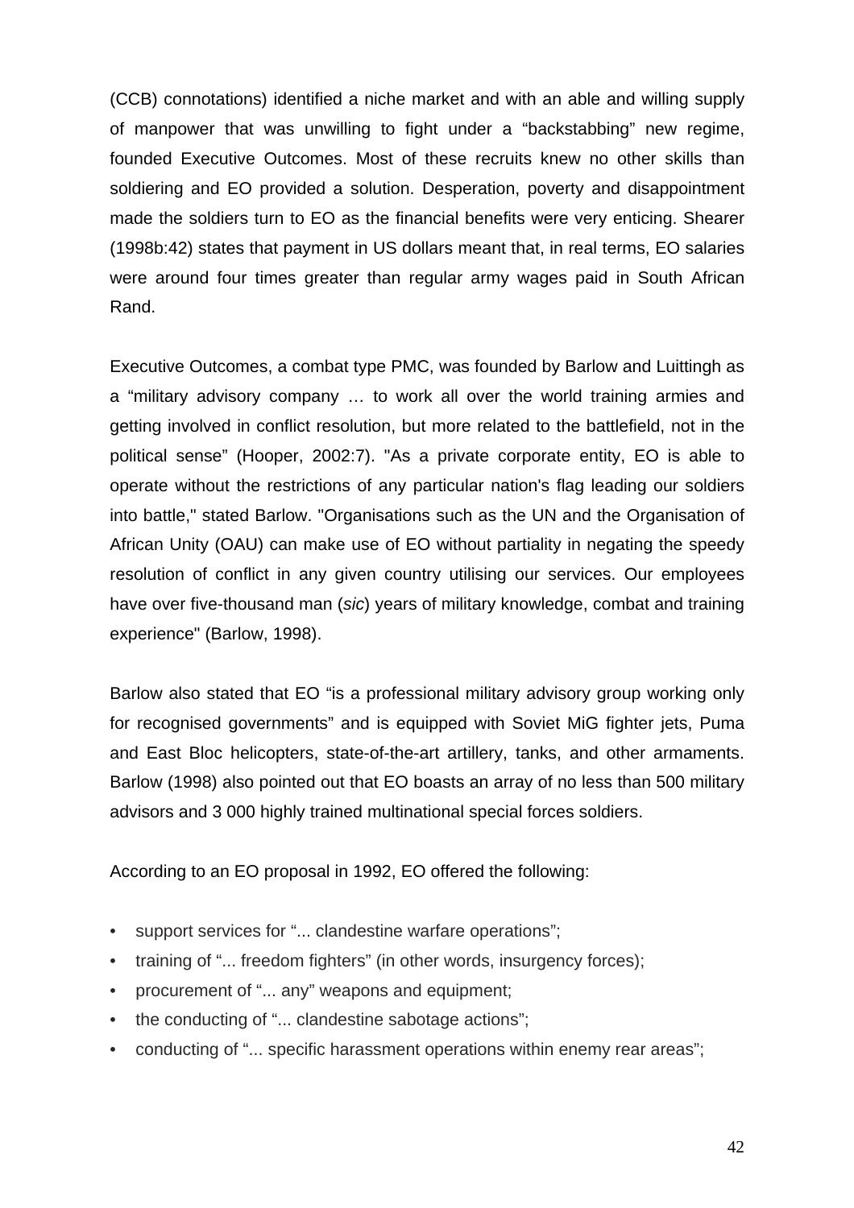(CCB) connotations) identified a niche market and with an able and willing supply of manpower that was unwilling to fight under a "backstabbing" new regime, founded Executive Outcomes. Most of these recruits knew no other skills than soldiering and EO provided a solution. Desperation, poverty and disappointment made the soldiers turn to EO as the financial benefits were very enticing. Shearer (1998b:42) states that payment in US dollars meant that, in real terms, EO salaries were around four times greater than regular army wages paid in South African Rand.

Executive Outcomes, a combat type PMC, was founded by Barlow and Luittingh as a "military advisory company … to work all over the world training armies and getting involved in conflict resolution, but more related to the battlefield, not in the political sense" (Hooper, 2002:7). "As a private corporate entity, EO is able to operate without the restrictions of any particular nation's flag leading our soldiers into battle," stated Barlow. "Organisations such as the UN and the Organisation of African Unity (OAU) can make use of EO without partiality in negating the speedy resolution of conflict in any given country utilising our services. Our employees have over five-thousand man (*sic*) years of military knowledge, combat and training experience" (Barlow, 1998).

Barlow also stated that EO "is a professional military advisory group working only for recognised governments" and is equipped with Soviet MiG fighter jets, Puma and East Bloc helicopters, state-of-the-art artillery, tanks, and other armaments. Barlow (1998) also pointed out that EO boasts an array of no less than 500 military advisors and 3 000 highly trained multinational special forces soldiers.

According to an EO proposal in 1992, EO offered the following:

- support services for "... clandestine warfare operations";
- training of "... freedom fighters" (in other words, insurgency forces);
- procurement of "... any" weapons and equipment;
- the conducting of "... clandestine sabotage actions";
- conducting of "... specific harassment operations within enemy rear areas";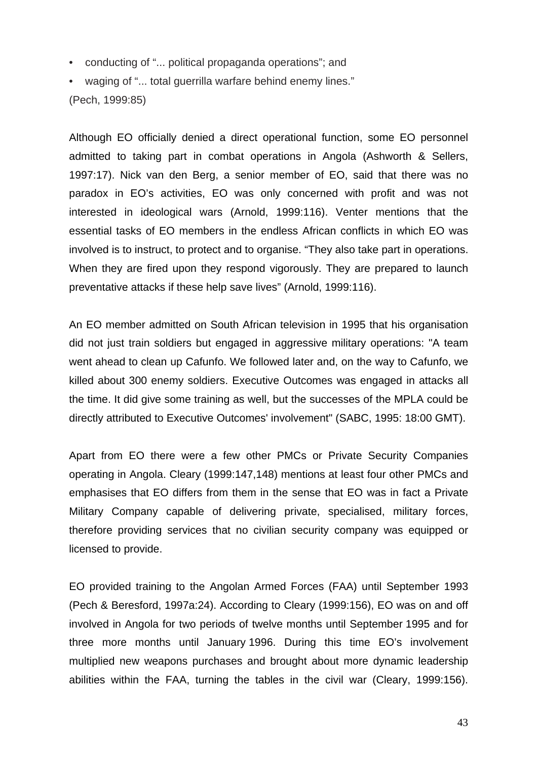- conducting of "... political propaganda operations"; and
- waging of "... total guerrilla warfare behind enemy lines."

(Pech, 1999:85)

Although EO officially denied a direct operational function, some EO personnel admitted to taking part in combat operations in Angola (Ashworth & Sellers, 1997:17). Nick van den Berg, a senior member of EO, said that there was no paradox in EO's activities, EO was only concerned with profit and was not interested in ideological wars (Arnold, 1999:116). Venter mentions that the essential tasks of EO members in the endless African conflicts in which EO was involved is to instruct, to protect and to organise. "They also take part in operations. When they are fired upon they respond vigorously. They are prepared to launch preventative attacks if these help save lives" (Arnold, 1999:116).

An EO member admitted on South African television in 1995 that his organisation did not just train soldiers but engaged in aggressive military operations: "A team went ahead to clean up Cafunfo. We followed later and, on the way to Cafunfo, we killed about 300 enemy soldiers. Executive Outcomes was engaged in attacks all the time. It did give some training as well, but the successes of the MPLA could be directly attributed to Executive Outcomes' involvement" (SABC, 1995: 18:00 GMT).

Apart from EO there were a few other PMCs or Private Security Companies operating in Angola. Cleary (1999:147,148) mentions at least four other PMCs and emphasises that EO differs from them in the sense that EO was in fact a Private Military Company capable of delivering private, specialised, military forces, therefore providing services that no civilian security company was equipped or licensed to provide.

EO provided training to the Angolan Armed Forces (FAA) until September 1993 (Pech & Beresford, 1997a:24). According to Cleary (1999:156), EO was on and off involved in Angola for two periods of twelve months until September 1995 and for three more months until January 1996. During this time EO's involvement multiplied new weapons purchases and brought about more dynamic leadership abilities within the FAA, turning the tables in the civil war (Cleary, 1999:156).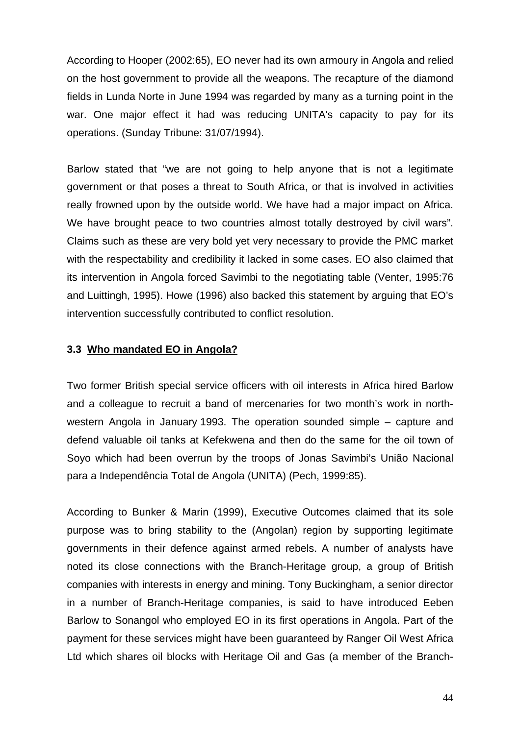According to Hooper (2002:65), EO never had its own armoury in Angola and relied on the host government to provide all the weapons. The recapture of the diamond fields in Lunda Norte in June 1994 was regarded by many as a turning point in the war. One major effect it had was reducing UNITA's capacity to pay for its operations. (Sunday Tribune: 31/07/1994).

Barlow stated that "we are not going to help anyone that is not a legitimate government or that poses a threat to South Africa, or that is involved in activities really frowned upon by the outside world. We have had a major impact on Africa. We have brought peace to two countries almost totally destroyed by civil wars". Claims such as these are very bold yet very necessary to provide the PMC market with the respectability and credibility it lacked in some cases. EO also claimed that its intervention in Angola forced Savimbi to the negotiating table (Venter, 1995:76 and Luittingh, 1995). Howe (1996) also backed this statement by arguing that EO's intervention successfully contributed to conflict resolution.

### 3.3 Who mandated EO in Angola?

Two former British special service officers with oil interests in Africa hired Barlow and a colleague to recruit a band of mercenaries for two month's work in north-western Angola in January 1993. The operation sounded simple – capture and defend valuable oil tanks at Kefekwena and then do the same for the oil town of Soyo which had been overrun by the troops of Jonas Savimbi's União Nacional para a Independência Total de Angola (UNITA) (Pech, 1999:85).

According to Bunker & Marin (1999), Executive Outcomes claimed that its sole purpose was to bring stability to the (Angolan) region by supporting legitimate governments in their defence against armed rebels. A number of analysts have noted its close connections with the Branch-Heritage group, a group of British companies with interests in energy and mining. Tony Buckingham, a senior director in a number of Branch-Heritage companies, is said to have introduced Eeben Barlow to Sonangol who employed EO in its first operations in Angola. Part of the payment for these services might have been guaranteed by Ranger Oil West Africa Ltd which shares oil blocks with Heritage Oil and Gas (a member of the Branch-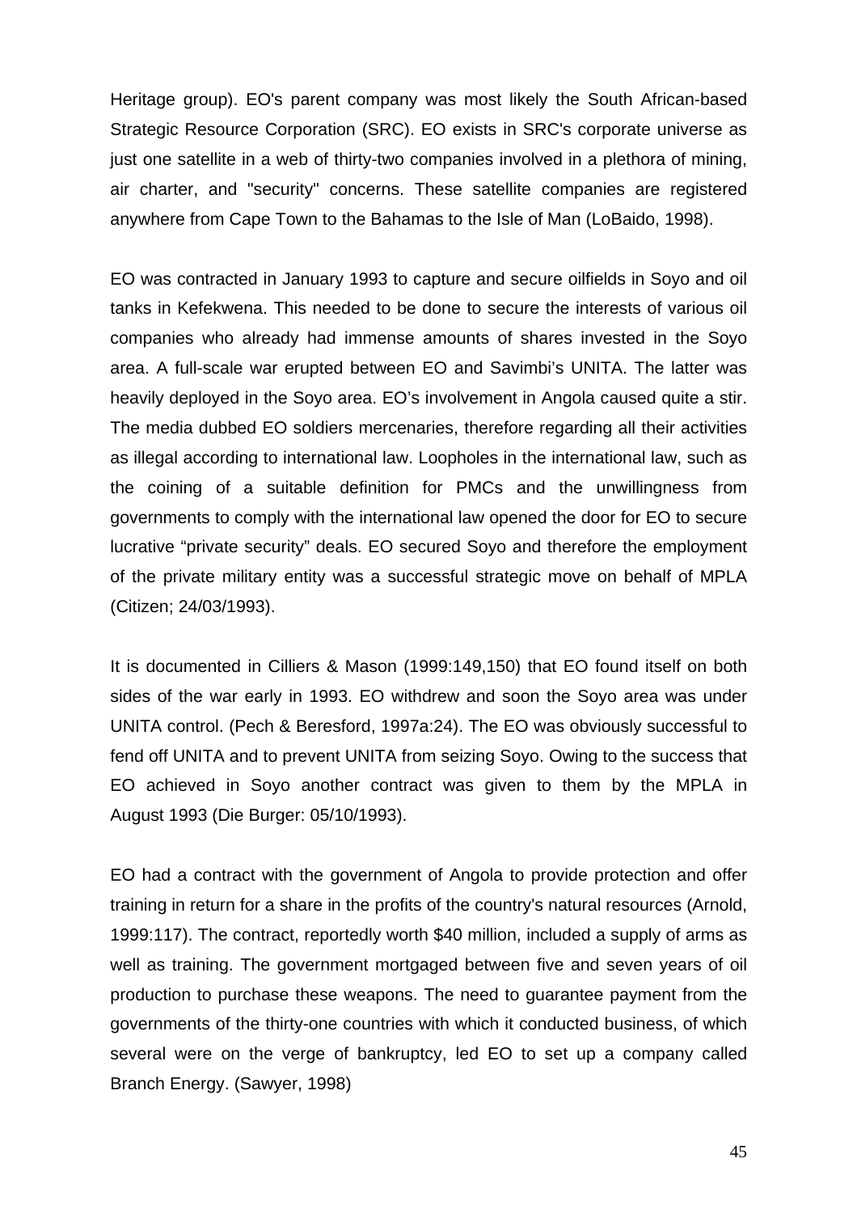Heritage group). EO's parent company was most likely the South African-based Strategic Resource Corporation (SRC). EO exists in SRC's corporate universe as just one satellite in a web of thirty-two companies involved in a plethora of mining, air charter, and "security" concerns. These satellite companies are registered anywhere from Cape Town to the Bahamas to the Isle of Man (LoBaido, 1998).

EO was contracted in January 1993 to capture and secure oilfields in Soyo and oil tanks in Kefekwena. This needed to be done to secure the interests of various oil companies who already had immense amounts of shares invested in the Soyo area. A full-scale war erupted between EO and Savimbi's UNITA. The latter was heavily deployed in the Soyo area. EO's involvement in Angola caused quite a stir. The media dubbed EO soldiers mercenaries, therefore regarding all their activities as illegal according to international law. Loopholes in the international law, such as the coining of a suitable definition for PMCs and the unwillingness from governments to comply with the international law opened the door for EO to secure lucrative "private security" deals. EO secured Soyo and therefore the employment of the private military entity was a successful strategic move on behalf of MPLA (Citizen; 24/03/1993).

It is documented in Cilliers & Mason (1999:149,150) that EO found itself on both sides of the war early in 1993. EO withdrew and soon the Soyo area was under UNITA control. (Pech & Beresford, 1997a:24). The EO was obviously successful to fend off UNITA and to prevent UNITA from seizing Soyo. Owing to the success that EO achieved in Soyo another contract was given to them by the MPLA in August 1993 (Die Burger: 05/10/1993).

EO had a contract with the government of Angola to provide protection and offer training in return for a share in the profits of the country's natural resources (Arnold, 1999:117). The contract, reportedly worth $40 million, included a supply of arms as well as training. The government mortgaged between five and seven years of oil production to purchase these weapons. The need to guarantee payment from the governments of the thirty-one countries with which it conducted business, of which several were on the verge of bankruptcy, led EO to set up a company called Branch Energy. (Sawyer, 1998)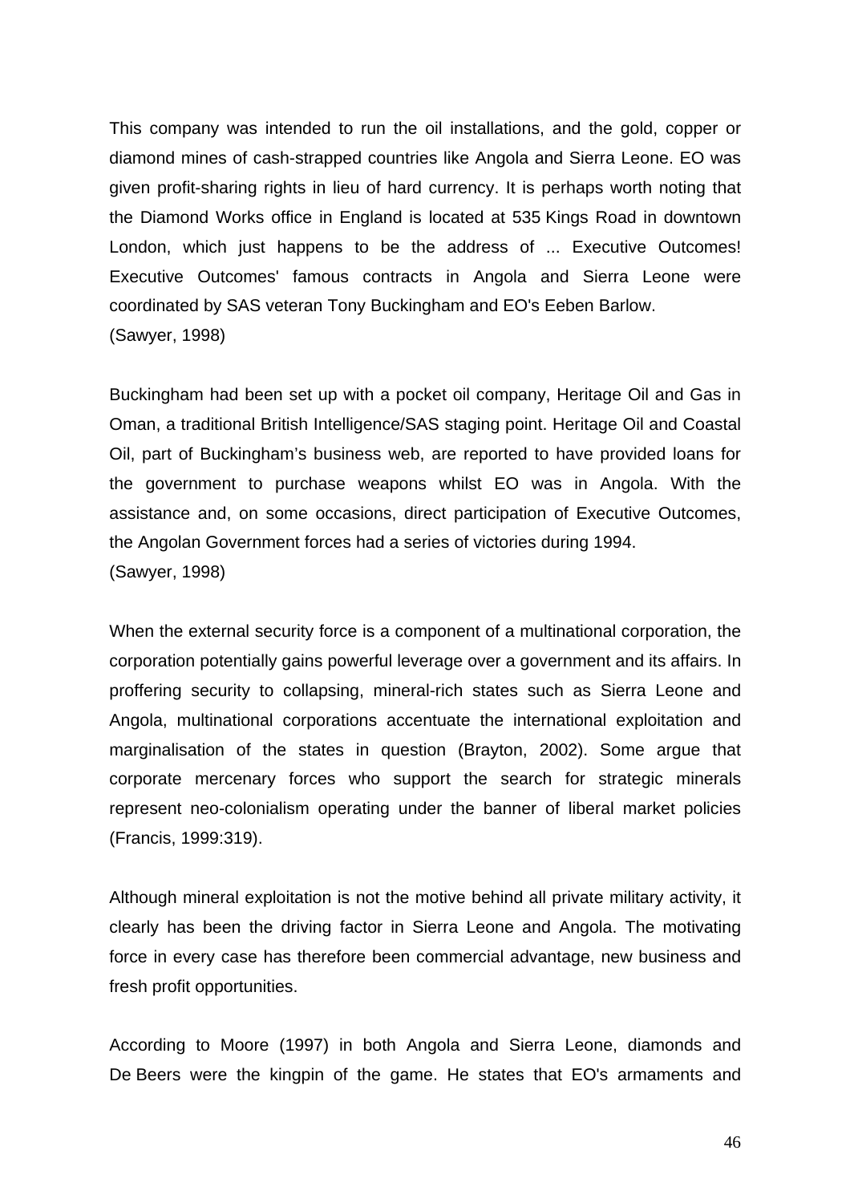This company was intended to run the oil installations, and the gold, copper or diamond mines of cash-strapped countries like Angola and Sierra Leone. EO was given profit-sharing rights in lieu of hard currency. It is perhaps worth noting that the Diamond Works office in England is located at 535 Kings Road in downtown London, which just happens to be the address of ... Executive Outcomes! Executive Outcomes' famous contracts in Angola and Sierra Leone were coordinated by SAS veteran Tony Buckingham and EO's Eeben Barlow.
(Sawyer, 1998)

Buckingham had been set up with a pocket oil company, Heritage Oil and Gas in Oman, a traditional British Intelligence/SAS staging point. Heritage Oil and Coastal Oil, part of Buckingham's business web, are reported to have provided loans for the government to purchase weapons whilst EO was in Angola. With the assistance and, on some occasions, direct participation of Executive Outcomes, the Angolan Government forces had a series of victories during 1994.
(Sawyer, 1998)

When the external security force is a component of a multinational corporation, the corporation potentially gains powerful leverage over a government and its affairs. In proffering security to collapsing, mineral-rich states such as Sierra Leone and Angola, multinational corporations accentuate the international exploitation and marginalisation of the states in question (Brayton, 2002). Some argue that corporate mercenary forces who support the search for strategic minerals represent neo-colonialism operating under the banner of liberal market policies (Francis, 1999:319).

Although mineral exploitation is not the motive behind all private military activity, it clearly has been the driving factor in Sierra Leone and Angola. The motivating force in every case has therefore been commercial advantage, new business and fresh profit opportunities.

According to Moore (1997) in both Angola and Sierra Leone, diamonds and De Beers were the kingpin of the game. He states that EO's armaments and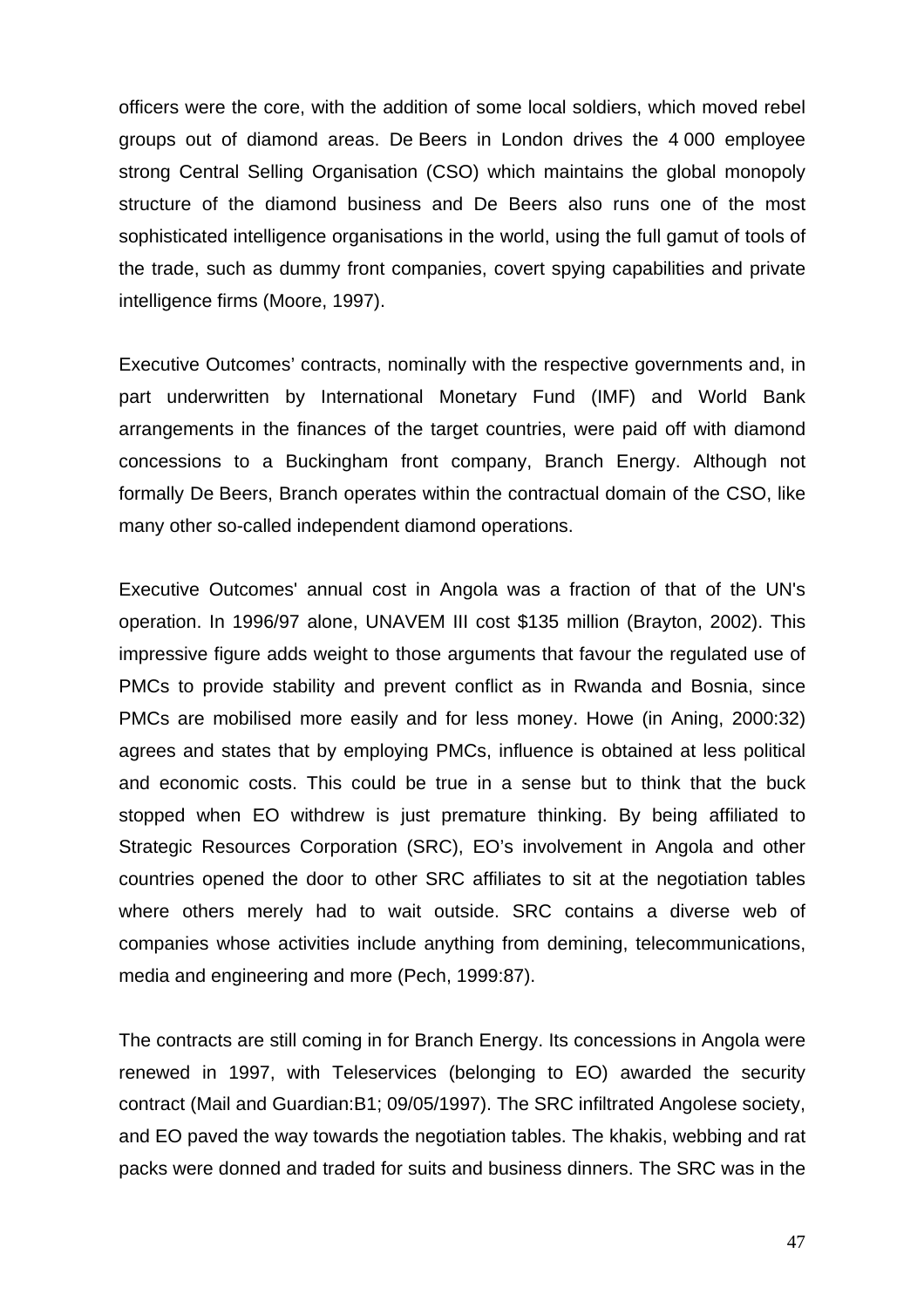officers were the core, with the addition of some local soldiers, which moved rebel groups out of diamond areas. De Beers in London drives the 4 000 employee strong Central Selling Organisation (CSO) which maintains the global monopoly structure of the diamond business and De Beers also runs one of the most sophisticated intelligence organisations in the world, using the full gamut of tools of the trade, such as dummy front companies, covert spying capabilities and private intelligence firms (Moore, 1997).

Executive Outcomes' contracts, nominally with the respective governments and, in part underwritten by International Monetary Fund (IMF) and World Bank arrangements in the finances of the target countries, were paid off with diamond concessions to a Buckingham front company, Branch Energy. Although not formally De Beers, Branch operates within the contractual domain of the CSO, like many other so-called independent diamond operations.

Executive Outcomes' annual cost in Angola was a fraction of that of the UN's operation. In 1996/97 alone, UNAVEM III cost $135 million (Brayton, 2002). This impressive figure adds weight to those arguments that favour the regulated use of PMCs to provide stability and prevent conflict as in Rwanda and Bosnia, since PMCs are mobilised more easily and for less money. Howe (in Aning, 2000:32) agrees and states that by employing PMCs, influence is obtained at less political and economic costs. This could be true in a sense but to think that the buck stopped when EO withdrew is just premature thinking. By being affiliated to Strategic Resources Corporation (SRC), EO's involvement in Angola and other countries opened the door to other SRC affiliates to sit at the negotiation tables where others merely had to wait outside. SRC contains a diverse web of companies whose activities include anything from demining, telecommunications, media and engineering and more (Pech, 1999:87).

The contracts are still coming in for Branch Energy. Its concessions in Angola were renewed in 1997, with Teleservices (belonging to EO) awarded the security contract (Mail and Guardian:B1; 09/05/1997). The SRC infiltrated Angolese society, and EO paved the way towards the negotiation tables. The khakis, webbing and rat packs were donned and traded for suits and business dinners. The SRC was in the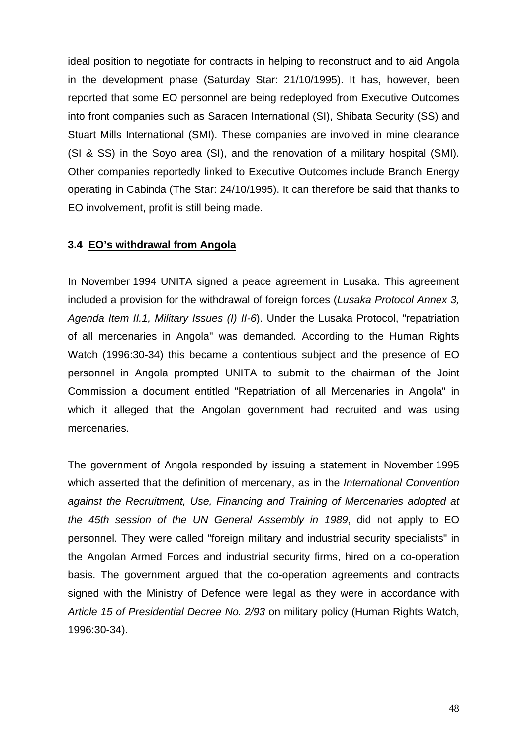ideal position to negotiate for contracts in helping to reconstruct and to aid Angola in the development phase (Saturday Star: 21/10/1995). It has, however, been reported that some EO personnel are being redeployed from Executive Outcomes into front companies such as Saracen International (SI), Shibata Security (SS) and Stuart Mills International (SMI). These companies are involved in mine clearance (SI & SS) in the Soyo area (SI), and the renovation of a military hospital (SMI). Other companies reportedly linked to Executive Outcomes include Branch Energy operating in Cabinda (The Star: 24/10/1995). It can therefore be said that thanks to EO involvement, profit is still being made.

### 3.4 <u>EO's withdrawal from Angola</u>

In November 1994 UNITA signed a peace agreement in Lusaka. This agreement included a provision for the withdrawal of foreign forces (*Lusaka Protocol Annex 3, Agenda Item II.1, Military Issues (I) II-6*). Under the Lusaka Protocol, "repatriation of all mercenaries in Angola" was demanded. According to the Human Rights Watch (1996:30-34) this became a contentious subject and the presence of EO personnel in Angola prompted UNITA to submit to the chairman of the Joint Commission a document entitled "Repatriation of all Mercenaries in Angola" in which it alleged that the Angolan government had recruited and was using mercenaries.

The government of Angola responded by issuing a statement in November 1995 which asserted that the definition of mercenary, as in the *International Convention against the Recruitment, Use, Financing and Training of Mercenaries adopted at the 45th session of the UN General Assembly in 1989*, did not apply to EO personnel. They were called "foreign military and industrial security specialists" in the Angolan Armed Forces and industrial security firms, hired on a co-operation basis. The government argued that the co-operation agreements and contracts signed with the Ministry of Defence were legal as they were in accordance with *Article 15 of Presidential Decree No. 2/93* on military policy (Human Rights Watch, 1996:30-34).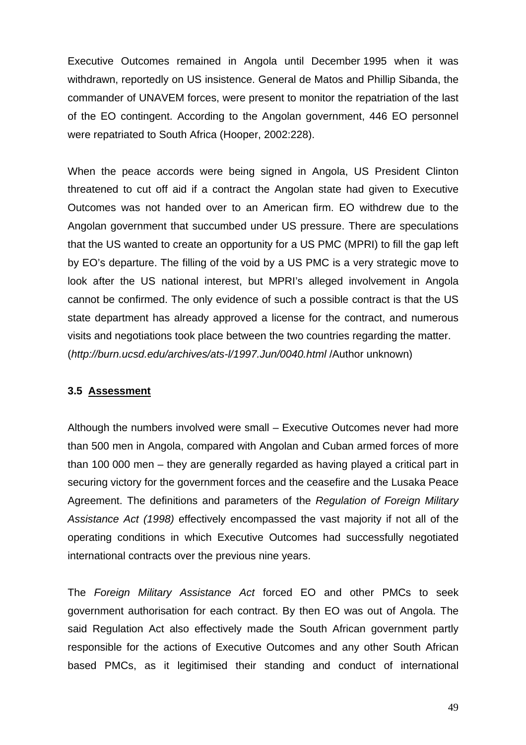Executive Outcomes remained in Angola until December 1995 when it was withdrawn, reportedly on US insistence. General de Matos and Phillip Sibanda, the commander of UNAVEM forces, were present to monitor the repatriation of the last of the EO contingent. According to the Angolan government, 446 EO personnel were repatriated to South Africa (Hooper, 2002:228).

When the peace accords were being signed in Angola, US President Clinton threatened to cut off aid if a contract the Angolan state had given to Executive Outcomes was not handed over to an American firm. EO withdrew due to the Angolan government that succumbed under US pressure. There are speculations that the US wanted to create an opportunity for a US PMC (MPRI) to fill the gap left by EO's departure. The filling of the void by a US PMC is a very strategic move to look after the US national interest, but MPRI's alleged involvement in Angola cannot be confirmed. The only evidence of such a possible contract is that the US state department has already approved a license for the contract, and numerous visits and negotiations took place between the two countries regarding the matter. (*http://burn.ucsd.edu/archives/ats-l/1997.Jun/0040.html* /Author unknown)

### 3.5 Assessment

Although the numbers involved were small – Executive Outcomes never had more than 500 men in Angola, compared with Angolan and Cuban armed forces of more than 100 000 men – they are generally regarded as having played a critical part in securing victory for the government forces and the ceasefire and the Lusaka Peace Agreement. The definitions and parameters of the *Regulation of Foreign Military Assistance Act (1998)* effectively encompassed the vast majority if not all of the operating conditions in which Executive Outcomes had successfully negotiated international contracts over the previous nine years.

The *Foreign Military Assistance Act* forced EO and other PMCs to seek government authorisation for each contract. By then EO was out of Angola. The said Regulation Act also effectively made the South African government partly responsible for the actions of Executive Outcomes and any other South African based PMCs, as it legitimised their standing and conduct of international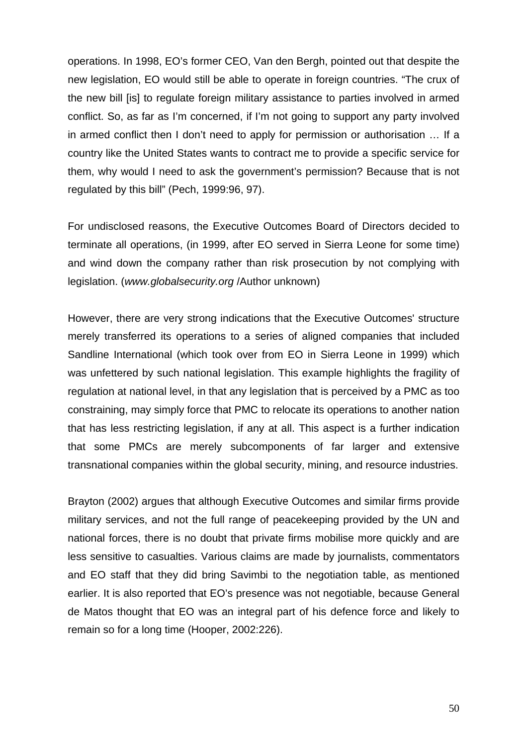operations. In 1998, EO's former CEO, Van den Bergh, pointed out that despite the new legislation, EO would still be able to operate in foreign countries. "The crux of the new bill [is] to regulate foreign military assistance to parties involved in armed conflict. So, as far as I'm concerned, if I'm not going to support any party involved in armed conflict then I don't need to apply for permission or authorisation … If a country like the United States wants to contract me to provide a specific service for them, why would I need to ask the government's permission? Because that is not regulated by this bill" (Pech, 1999:96, 97).

For undisclosed reasons, the Executive Outcomes Board of Directors decided to terminate all operations, (in 1999, after EO served in Sierra Leone for some time) and wind down the company rather than risk prosecution by not complying with legislation. (*www.globalsecurity.org* /Author unknown)

However, there are very strong indications that the Executive Outcomes' structure merely transferred its operations to a series of aligned companies that included Sandline International (which took over from EO in Sierra Leone in 1999) which was unfettered by such national legislation. This example highlights the fragility of regulation at national level, in that any legislation that is perceived by a PMC as too constraining, may simply force that PMC to relocate its operations to another nation that has less restricting legislation, if any at all. This aspect is a further indication that some PMCs are merely subcomponents of far larger and extensive transnational companies within the global security, mining, and resource industries.

Brayton (2002) argues that although Executive Outcomes and similar firms provide military services, and not the full range of peacekeeping provided by the UN and national forces, there is no doubt that private firms mobilise more quickly and are less sensitive to casualties. Various claims are made by journalists, commentators and EO staff that they did bring Savimbi to the negotiation table, as mentioned earlier. It is also reported that EO's presence was not negotiable, because General de Matos thought that EO was an integral part of his defence force and likely to remain so for a long time (Hooper, 2002:226).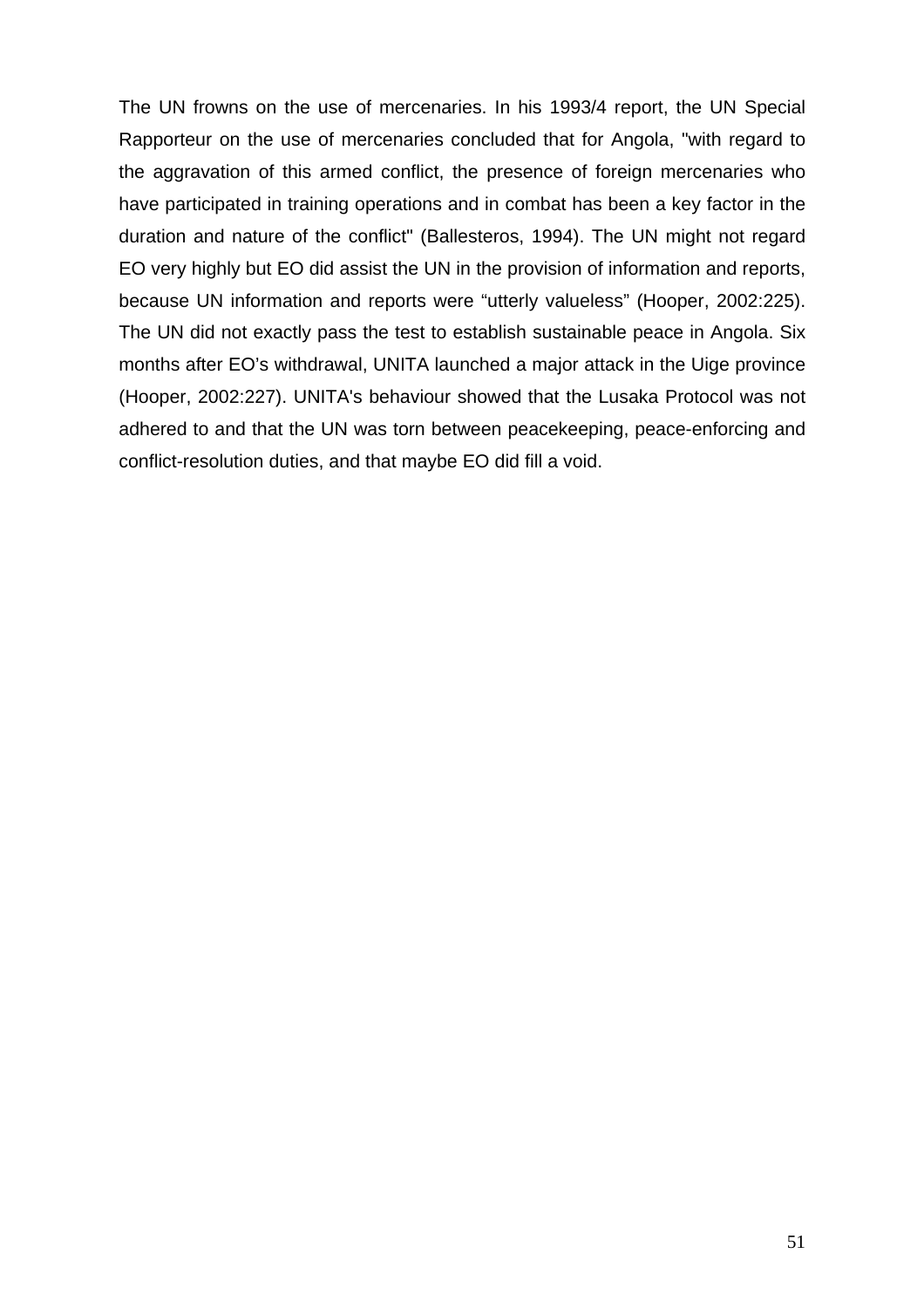The UN frowns on the use of mercenaries. In his 1993/4 report, the UN Special Rapporteur on the use of mercenaries concluded that for Angola, "with regard to the aggravation of this armed conflict, the presence of foreign mercenaries who have participated in training operations and in combat has been a key factor in the duration and nature of the conflict" (Ballesteros, 1994). The UN might not regard EO very highly but EO did assist the UN in the provision of information and reports, because UN information and reports were “utterly valueless” (Hooper, 2002:225). The UN did not exactly pass the test to establish sustainable peace in Angola. Six months after EO’s withdrawal, UNITA launched a major attack in the Uige province (Hooper, 2002:227). UNITA's behaviour showed that the Lusaka Protocol was not adhered to and that the UN was torn between peacekeeping, peace-enforcing and conflict-resolution duties, and that maybe EO did fill a void.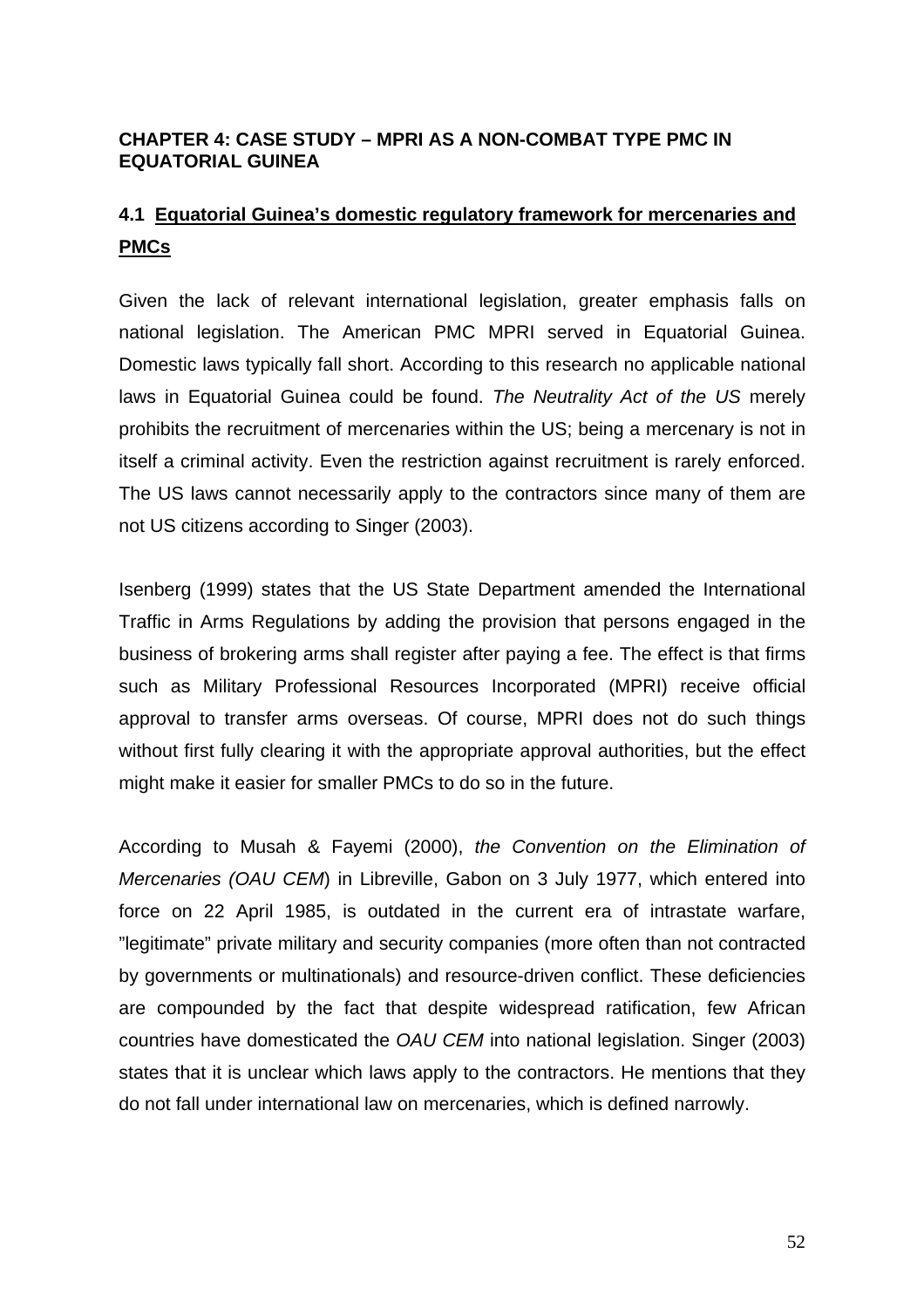**CHAPTER 4: CASE STUDY – MPRI AS A NON-COMBAT TYPE PMC IN EQUATORIAL GUINEA**

## 4.1 Equatorial Guinea's domestic regulatory framework for mercenaries and PMCs

Given the lack of relevant international legislation, greater emphasis falls on national legislation. The American PMC MPRI served in Equatorial Guinea. Domestic laws typically fall short. According to this research no applicable national laws in Equatorial Guinea could be found. *The Neutrality Act of the US* merely prohibits the recruitment of mercenaries within the US; being a mercenary is not in itself a criminal activity. Even the restriction against recruitment is rarely enforced. The US laws cannot necessarily apply to the contractors since many of them are not US citizens according to Singer (2003).

Isenberg (1999) states that the US State Department amended the International Traffic in Arms Regulations by adding the provision that persons engaged in the business of brokering arms shall register after paying a fee. The effect is that firms such as Military Professional Resources Incorporated (MPRI) receive official approval to transfer arms overseas. Of course, MPRI does not do such things without first fully clearing it with the appropriate approval authorities, but the effect might make it easier for smaller PMCs to do so in the future.

According to Musah & Fayemi (2000), *the Convention on the Elimination of Mercenaries (OAU CEM*) in Libreville, Gabon on 3 July 1977, which entered into force on 22 April 1985, is outdated in the current era of intrastate warfare, "legitimate" private military and security companies (more often than not contracted by governments or multinationals) and resource-driven conflict. These deficiencies are compounded by the fact that despite widespread ratification, few African countries have domesticated the *OAU CEM* into national legislation. Singer (2003) states that it is unclear which laws apply to the contractors. He mentions that they do not fall under international law on mercenaries, which is defined narrowly.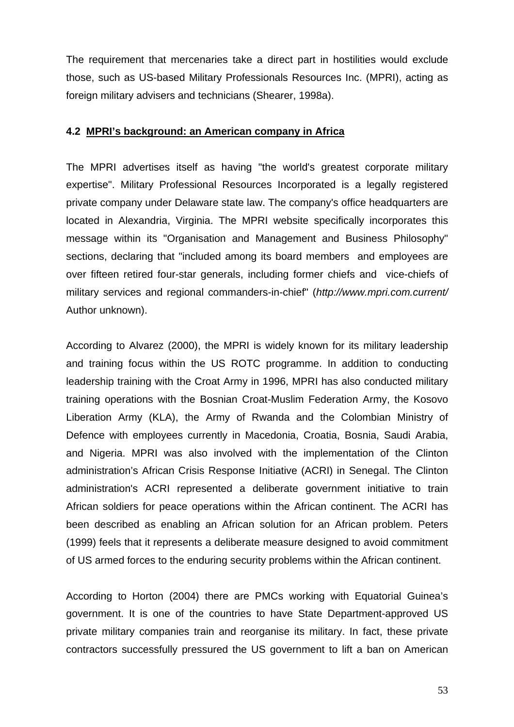The requirement that mercenaries take a direct part in hostilities would exclude those, such as US-based Military Professionals Resources Inc. (MPRI), acting as foreign military advisers and technicians (Shearer, 1998a).

### 4.2 MPRI's background: an American company in Africa

The MPRI advertises itself as having "the world's greatest corporate military expertise". Military Professional Resources Incorporated is a legally registered private company under Delaware state law. The company's office headquarters are located in Alexandria, Virginia. The MPRI website specifically incorporates this message within its "Organisation and Management and Business Philosophy" sections, declaring that "included among its board members and employees are over fifteen retired four-star generals, including former chiefs and vice-chiefs of military services and regional commanders-in-chief" (*http://www.mpri.com.current/* Author unknown).

According to Alvarez (2000), the MPRI is widely known for its military leadership and training focus within the US ROTC programme. In addition to conducting leadership training with the Croat Army in 1996, MPRI has also conducted military training operations with the Bosnian Croat-Muslim Federation Army, the Kosovo Liberation Army (KLA), the Army of Rwanda and the Colombian Ministry of Defence with employees currently in Macedonia, Croatia, Bosnia, Saudi Arabia, and Nigeria. MPRI was also involved with the implementation of the Clinton administration's African Crisis Response Initiative (ACRI) in Senegal. The Clinton administration's ACRI represented a deliberate government initiative to train African soldiers for peace operations within the African continent. The ACRI has been described as enabling an African solution for an African problem. Peters (1999) feels that it represents a deliberate measure designed to avoid commitment of US armed forces to the enduring security problems within the African continent.

According to Horton (2004) there are PMCs working with Equatorial Guinea's government. It is one of the countries to have State Department-approved US private military companies train and reorganise its military. In fact, these private contractors successfully pressured the US government to lift a ban on American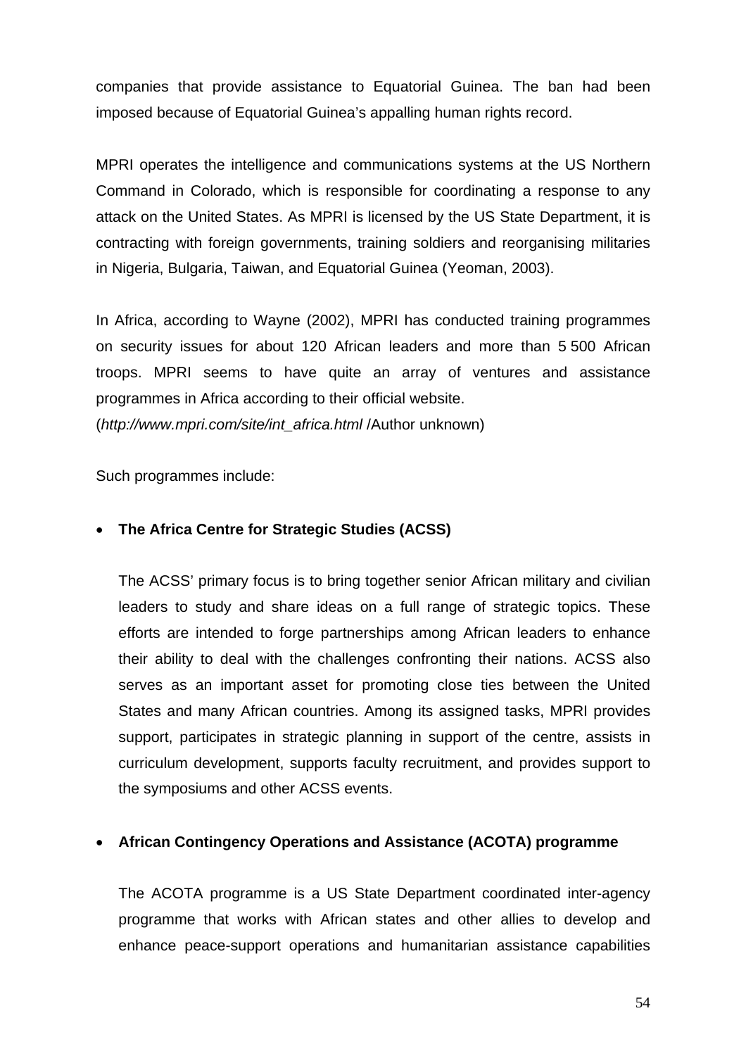companies that provide assistance to Equatorial Guinea. The ban had been imposed because of Equatorial Guinea's appalling human rights record.

MPRI operates the intelligence and communications systems at the US Northern Command in Colorado, which is responsible for coordinating a response to any attack on the United States. As MPRI is licensed by the US State Department, it is contracting with foreign governments, training soldiers and reorganising militaries in Nigeria, Bulgaria, Taiwan, and Equatorial Guinea (Yeoman, 2003).

In Africa, according to Wayne (2002), MPRI has conducted training programmes on security issues for about 120 African leaders and more than 5 500 African troops. MPRI seems to have quite an array of ventures and assistance programmes in Africa according to their official website. (*http://www.mpri.com/site/int_africa.html* /Author unknown)

Such programmes include:

- **The Africa Centre for Strategic Studies (ACSS)**

  The ACSS' primary focus is to bring together senior African military and civilian leaders to study and share ideas on a full range of strategic topics. These efforts are intended to forge partnerships among African leaders to enhance their ability to deal with the challenges confronting their nations. ACSS also serves as an important asset for promoting close ties between the United States and many African countries. Among its assigned tasks, MPRI provides support, participates in strategic planning in support of the centre, assists in curriculum development, supports faculty recruitment, and provides support to the symposiums and other ACSS events.

- **African Contingency Operations and Assistance (ACOTA) programme**

  The ACOTA programme is a US State Department coordinated inter-agency programme that works with African states and other allies to develop and enhance peace-support operations and humanitarian assistance capabilities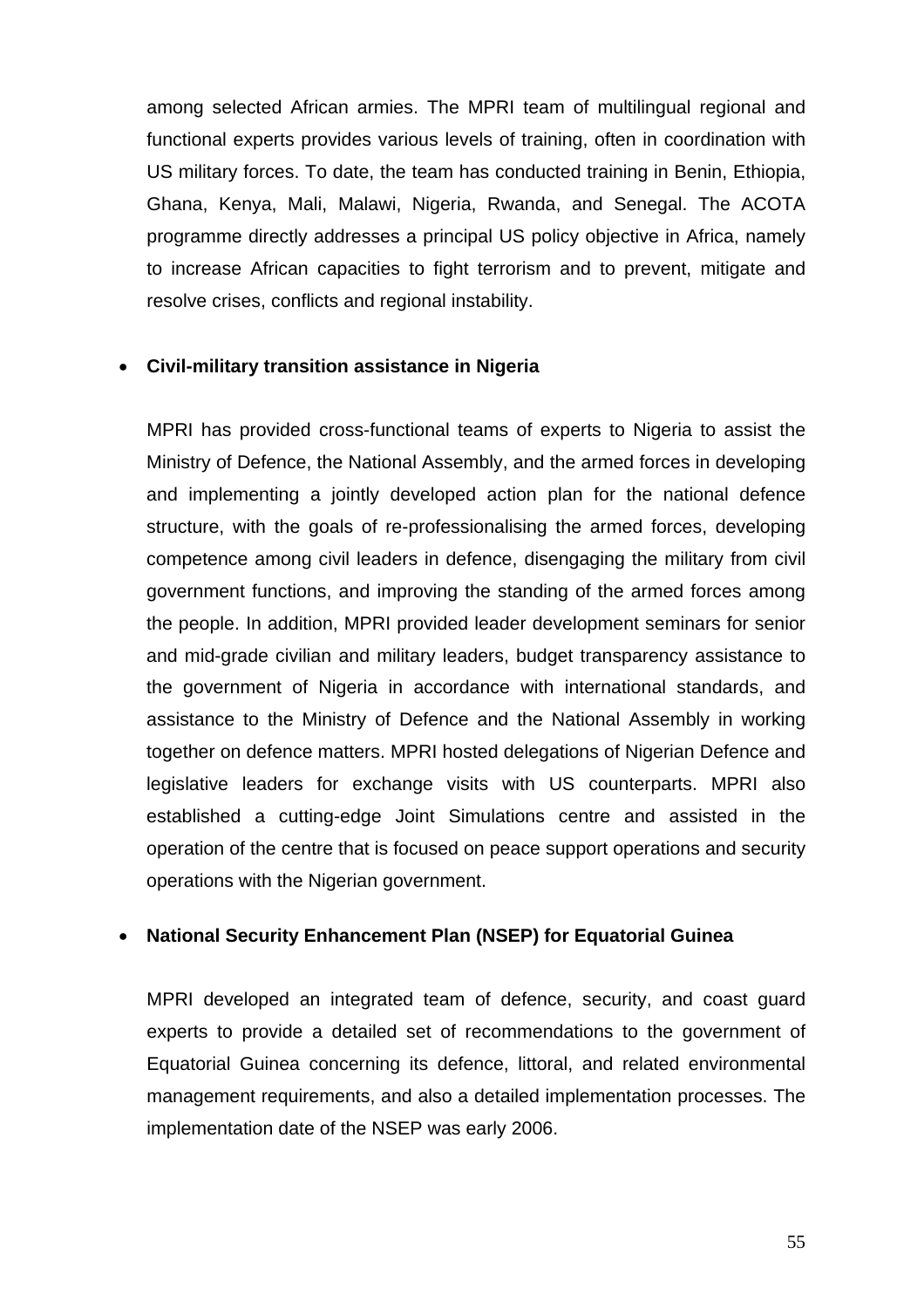among selected African armies. The MPRI team of multilingual regional and functional experts provides various levels of training, often in coordination with US military forces. To date, the team has conducted training in Benin, Ethiopia, Ghana, Kenya, Mali, Malawi, Nigeria, Rwanda, and Senegal. The ACOTA programme directly addresses a principal US policy objective in Africa, namely to increase African capacities to fight terrorism and to prevent, mitigate and resolve crises, conflicts and regional instability.

- **Civil-military transition assistance in Nigeria**

  MPRI has provided cross-functional teams of experts to Nigeria to assist the Ministry of Defence, the National Assembly, and the armed forces in developing and implementing a jointly developed action plan for the national defence structure, with the goals of re-professionalising the armed forces, developing competence among civil leaders in defence, disengaging the military from civil government functions, and improving the standing of the armed forces among the people. In addition, MPRI provided leader development seminars for senior and mid-grade civilian and military leaders, budget transparency assistance to the government of Nigeria in accordance with international standards, and assistance to the Ministry of Defence and the National Assembly in working together on defence matters. MPRI hosted delegations of Nigerian Defence and legislative leaders for exchange visits with US counterparts. MPRI also established a cutting-edge Joint Simulations centre and assisted in the operation of the centre that is focused on peace support operations and security operations with the Nigerian government.

- **National Security Enhancement Plan (NSEP) for Equatorial Guinea**

  MPRI developed an integrated team of defence, security, and coast guard experts to provide a detailed set of recommendations to the government of Equatorial Guinea concerning its defence, littoral, and related environmental management requirements, and also a detailed implementation processes. The implementation date of the NSEP was early 2006.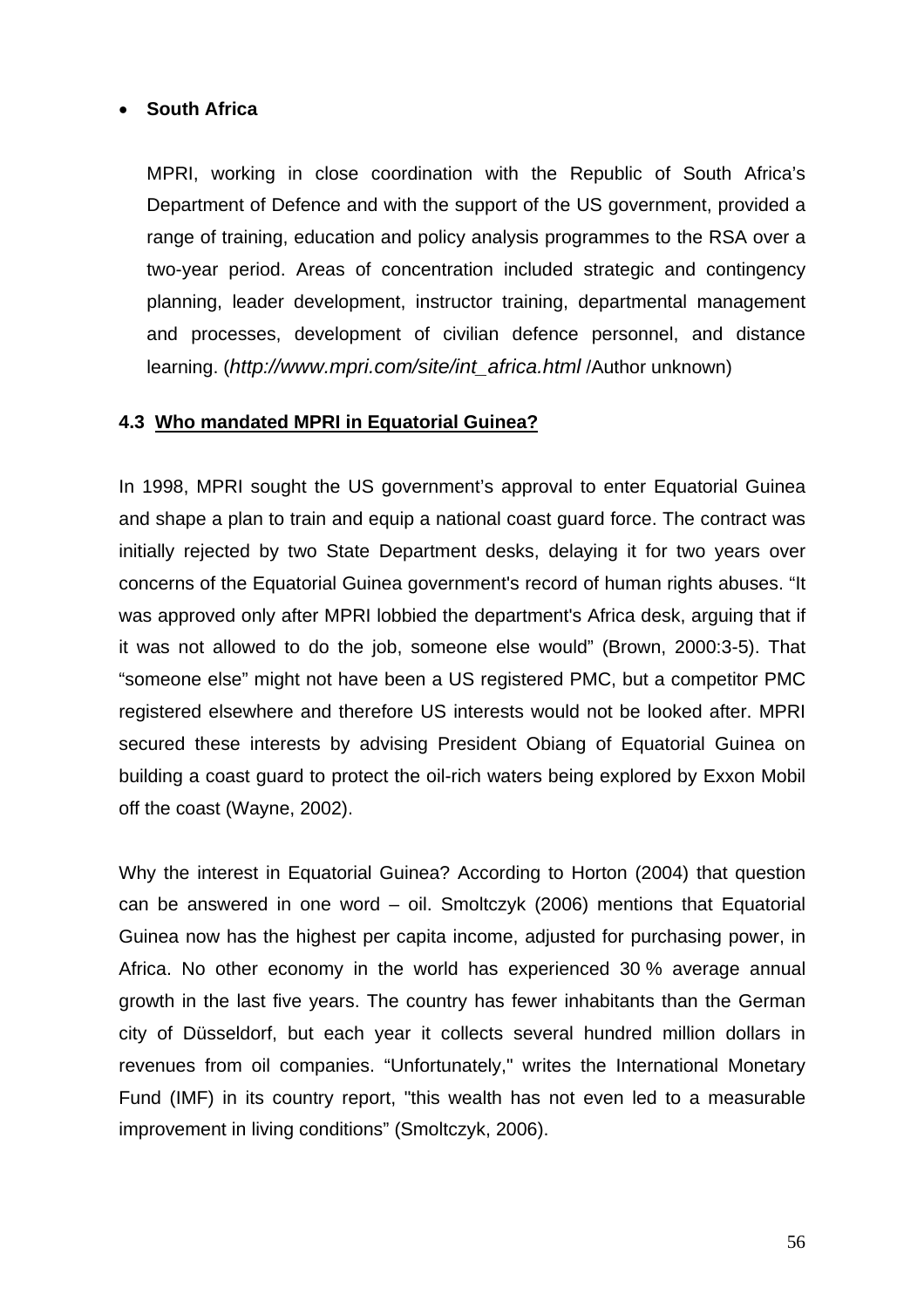- **South Africa**

  MPRI, working in close coordination with the Republic of South Africa's Department of Defence and with the support of the US government, provided a range of training, education and policy analysis programmes to the RSA over a two-year period. Areas of concentration included strategic and contingency planning, leader development, instructor training, departmental management and processes, development of civilian defence personnel, and distance learning. (*http://www.mpri.com/site/int_africa.html* /Author unknown)

### 4.3 Who mandated MPRI in Equatorial Guinea?

In 1998, MPRI sought the US government's approval to enter Equatorial Guinea and shape a plan to train and equip a national coast guard force. The contract was initially rejected by two State Department desks, delaying it for two years over concerns of the Equatorial Guinea government's record of human rights abuses. "It was approved only after MPRI lobbied the department's Africa desk, arguing that if it was not allowed to do the job, someone else would" (Brown, 2000:3-5). That "someone else" might not have been a US registered PMC, but a competitor PMC registered elsewhere and therefore US interests would not be looked after. MPRI secured these interests by advising President Obiang of Equatorial Guinea on building a coast guard to protect the oil-rich waters being explored by Exxon Mobil off the coast (Wayne, 2002).

Why the interest in Equatorial Guinea? According to Horton (2004) that question can be answered in one word – oil. Smoltczyk (2006) mentions that Equatorial Guinea now has the highest per capita income, adjusted for purchasing power, in Africa. No other economy in the world has experienced 30 % average annual growth in the last five years. The country has fewer inhabitants than the German city of Düsseldorf, but each year it collects several hundred million dollars in revenues from oil companies. "Unfortunately," writes the International Monetary Fund (IMF) in its country report, "this wealth has not even led to a measurable improvement in living conditions" (Smoltczyk, 2006).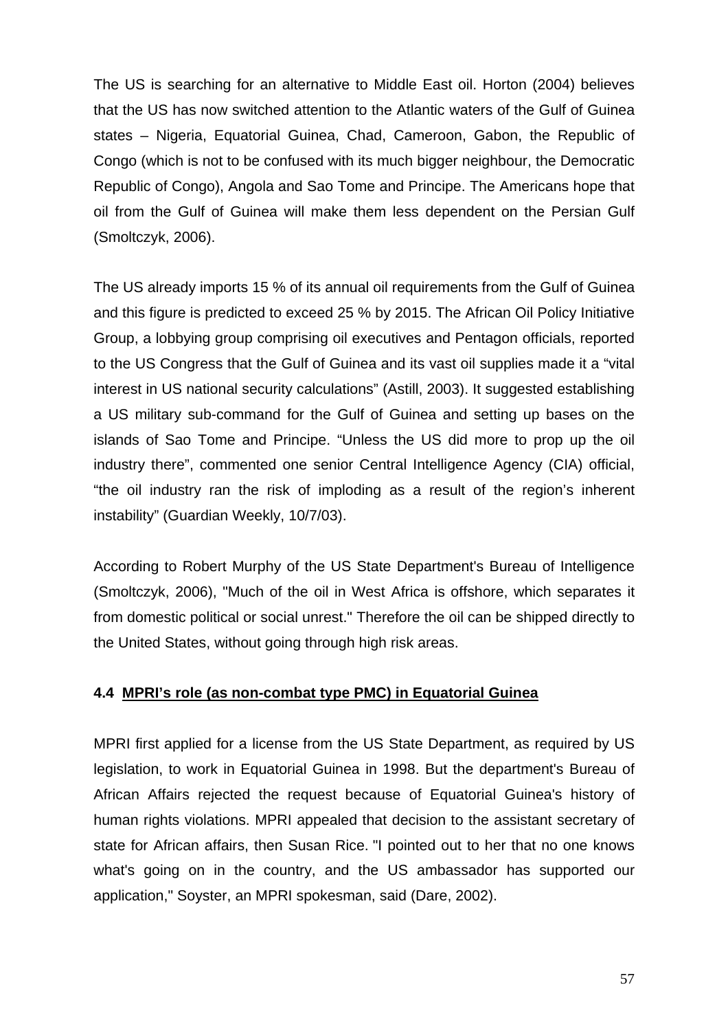The US is searching for an alternative to Middle East oil. Horton (2004) believes that the US has now switched attention to the Atlantic waters of the Gulf of Guinea states – Nigeria, Equatorial Guinea, Chad, Cameroon, Gabon, the Republic of Congo (which is not to be confused with its much bigger neighbour, the Democratic Republic of Congo), Angola and Sao Tome and Principe. The Americans hope that oil from the Gulf of Guinea will make them less dependent on the Persian Gulf (Smoltczyk, 2006).

The US already imports 15 % of its annual oil requirements from the Gulf of Guinea and this figure is predicted to exceed 25 % by 2015. The African Oil Policy Initiative Group, a lobbying group comprising oil executives and Pentagon officials, reported to the US Congress that the Gulf of Guinea and its vast oil supplies made it a "vital interest in US national security calculations" (Astill, 2003). It suggested establishing a US military sub-command for the Gulf of Guinea and setting up bases on the islands of Sao Tome and Principe. "Unless the US did more to prop up the oil industry there", commented one senior Central Intelligence Agency (CIA) official, "the oil industry ran the risk of imploding as a result of the region's inherent instability" (Guardian Weekly, 10/7/03).

According to Robert Murphy of the US State Department's Bureau of Intelligence (Smoltczyk, 2006), "Much of the oil in West Africa is offshore, which separates it from domestic political or social unrest." Therefore the oil can be shipped directly to the United States, without going through high risk areas.

### 4.4 MPRI's role (as non-combat type PMC) in Equatorial Guinea

MPRI first applied for a license from the US State Department, as required by US legislation, to work in Equatorial Guinea in 1998. But the department's Bureau of African Affairs rejected the request because of Equatorial Guinea's history of human rights violations. MPRI appealed that decision to the assistant secretary of state for African affairs, then Susan Rice. "I pointed out to her that no one knows what's going on in the country, and the US ambassador has supported our application," Soyster, an MPRI spokesman, said (Dare, 2002).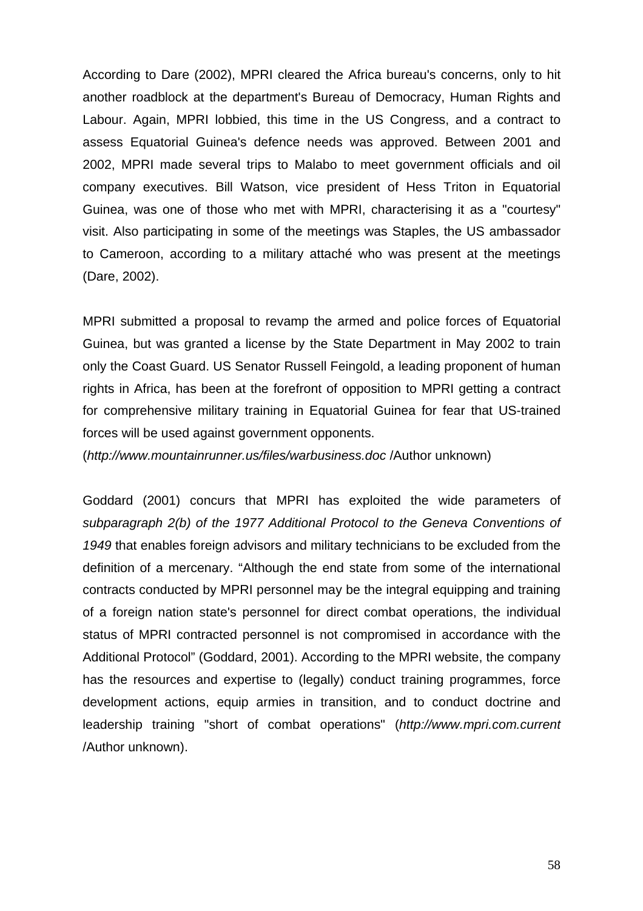According to Dare (2002), MPRI cleared the Africa bureau's concerns, only to hit another roadblock at the department's Bureau of Democracy, Human Rights and Labour. Again, MPRI lobbied, this time in the US Congress, and a contract to assess Equatorial Guinea's defence needs was approved. Between 2001 and 2002, MPRI made several trips to Malabo to meet government officials and oil company executives. Bill Watson, vice president of Hess Triton in Equatorial Guinea, was one of those who met with MPRI, characterising it as a "courtesy" visit. Also participating in some of the meetings was Staples, the US ambassador to Cameroon, according to a military attaché who was present at the meetings (Dare, 2002).

MPRI submitted a proposal to revamp the armed and police forces of Equatorial Guinea, but was granted a license by the State Department in May 2002 to train only the Coast Guard. US Senator Russell Feingold, a leading proponent of human rights in Africa, has been at the forefront of opposition to MPRI getting a contract for comprehensive military training in Equatorial Guinea for fear that US-trained forces will be used against government opponents. (*http://www.mountainrunner.us/files/warbusiness.doc* /Author unknown)

Goddard (2001) concurs that MPRI has exploited the wide parameters of *subparagraph 2(b) of the 1977 Additional Protocol to the Geneva Conventions of 1949* that enables foreign advisors and military technicians to be excluded from the definition of a mercenary. "Although the end state from some of the international contracts conducted by MPRI personnel may be the integral equipping and training of a foreign nation state's personnel for direct combat operations, the individual status of MPRI contracted personnel is not compromised in accordance with the Additional Protocol" (Goddard, 2001). According to the MPRI website, the company has the resources and expertise to (legally) conduct training programmes, force development actions, equip armies in transition, and to conduct doctrine and leadership training "short of combat operations" (*http://www.mpri.com.current* /Author unknown).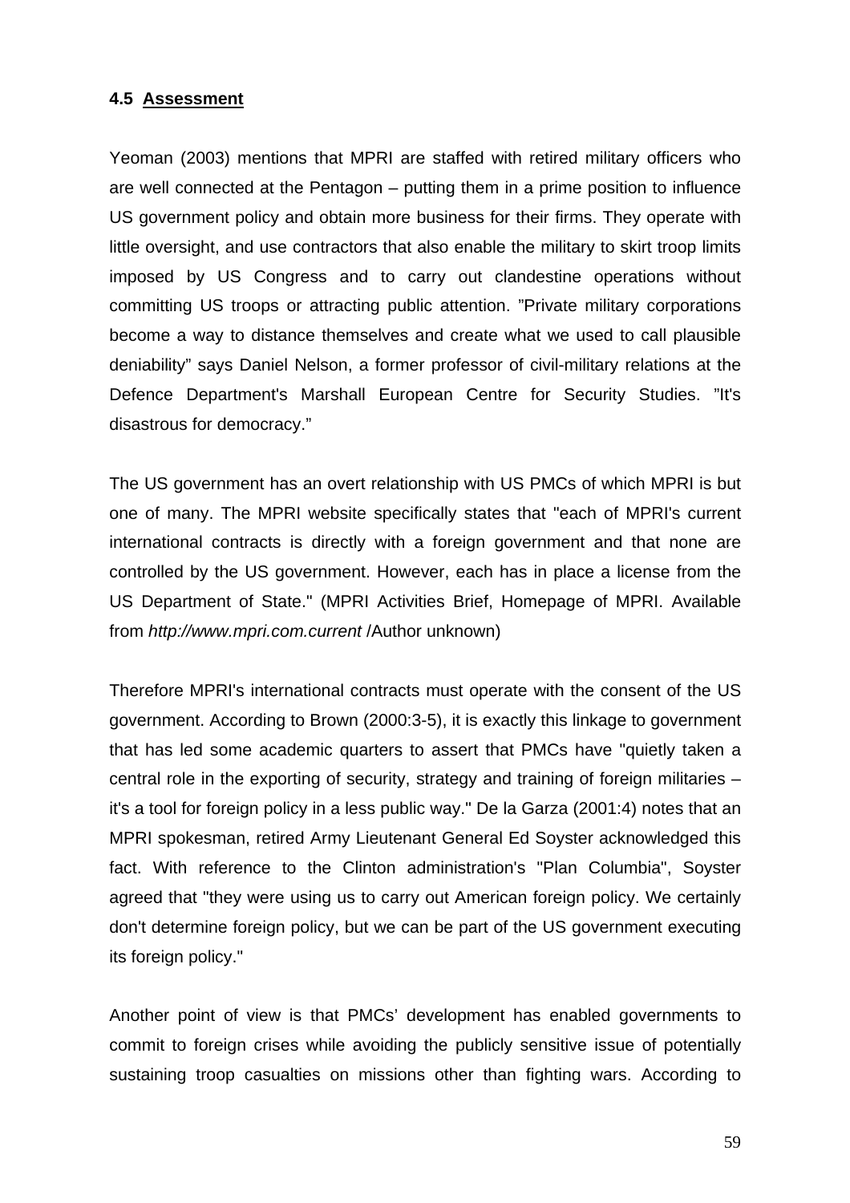### 4.5 **Assessment**

Yeoman (2003) mentions that MPRI are staffed with retired military officers who are well connected at the Pentagon – putting them in a prime position to influence US government policy and obtain more business for their firms. They operate with little oversight, and use contractors that also enable the military to skirt troop limits imposed by US Congress and to carry out clandestine operations without committing US troops or attracting public attention. ”Private military corporations become a way to distance themselves and create what we used to call plausible deniability” says Daniel Nelson, a former professor of civil-military relations at the Defence Department's Marshall European Centre for Security Studies. ”It's disastrous for democracy.”

The US government has an overt relationship with US PMCs of which MPRI is but one of many. The MPRI website specifically states that "each of MPRI's current international contracts is directly with a foreign government and that none are controlled by the US government. However, each has in place a license from the US Department of State." (MPRI Activities Brief, Homepage of MPRI. Available from *http://www.mpri.com.current* /Author unknown)

Therefore MPRI's international contracts must operate with the consent of the US government. According to Brown (2000:3-5), it is exactly this linkage to government that has led some academic quarters to assert that PMCs have "quietly taken a central role in the exporting of security, strategy and training of foreign militaries – it's a tool for foreign policy in a less public way." De la Garza (2001:4) notes that an MPRI spokesman, retired Army Lieutenant General Ed Soyster acknowledged this fact. With reference to the Clinton administration's "Plan Columbia", Soyster agreed that "they were using us to carry out American foreign policy. We certainly don't determine foreign policy, but we can be part of the US government executing its foreign policy."

Another point of view is that PMCs' development has enabled governments to commit to foreign crises while avoiding the publicly sensitive issue of potentially sustaining troop casualties on missions other than fighting wars. According to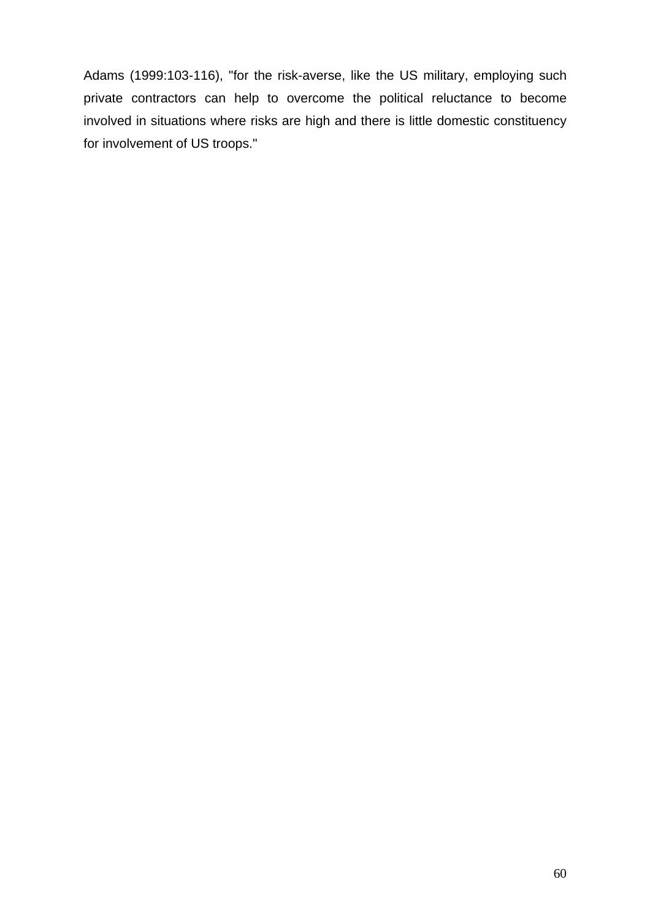Adams (1999:103-116), "for the risk-averse, like the US military, employing such private contractors can help to overcome the political reluctance to become involved in situations where risks are high and there is little domestic constituency for involvement of US troops."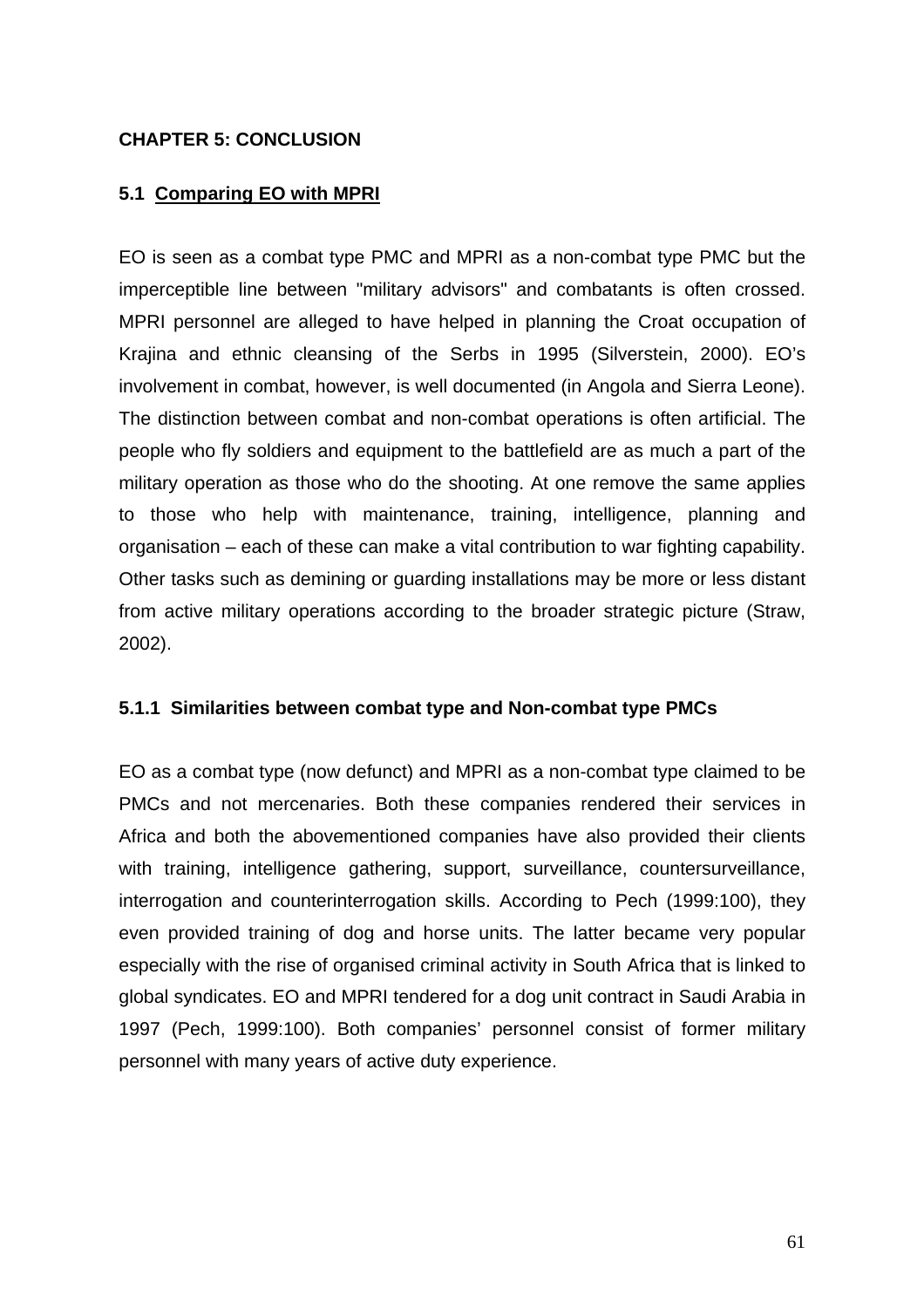# CHAPTER 5: CONCLUSION

## 5.1 Comparing EO with MPRI

EO is seen as a combat type PMC and MPRI as a non-combat type PMC but the imperceptible line between "military advisors" and combatants is often crossed. MPRI personnel are alleged to have helped in planning the Croat occupation of Krajina and ethnic cleansing of the Serbs in 1995 (Silverstein, 2000). EO's involvement in combat, however, is well documented (in Angola and Sierra Leone). The distinction between combat and non-combat operations is often artificial. The people who fly soldiers and equipment to the battlefield are as much a part of the military operation as those who do the shooting. At one remove the same applies to those who help with maintenance, training, intelligence, planning and organisation – each of these can make a vital contribution to war fighting capability. Other tasks such as demining or guarding installations may be more or less distant from active military operations according to the broader strategic picture (Straw, 2002).

### 5.1.1 Similarities between combat type and Non-combat type PMCs

EO as a combat type (now defunct) and MPRI as a non-combat type claimed to be PMCs and not mercenaries. Both these companies rendered their services in Africa and both the abovementioned companies have also provided their clients with training, intelligence gathering, support, surveillance, countersurveillance, interrogation and counterinterrogation skills. According to Pech (1999:100), they even provided training of dog and horse units. The latter became very popular especially with the rise of organised criminal activity in South Africa that is linked to global syndicates. EO and MPRI tendered for a dog unit contract in Saudi Arabia in 1997 (Pech, 1999:100). Both companies' personnel consist of former military personnel with many years of active duty experience.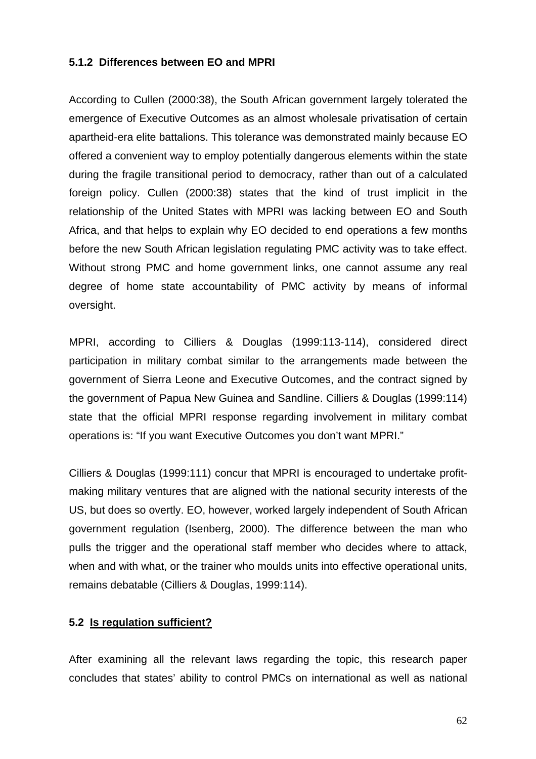### 5.1.2 Differences between EO and MPRI

According to Cullen (2000:38), the South African government largely tolerated the emergence of Executive Outcomes as an almost wholesale privatisation of certain apartheid-era elite battalions. This tolerance was demonstrated mainly because EO offered a convenient way to employ potentially dangerous elements within the state during the fragile transitional period to democracy, rather than out of a calculated foreign policy. Cullen (2000:38) states that the kind of trust implicit in the relationship of the United States with MPRI was lacking between EO and South Africa, and that helps to explain why EO decided to end operations a few months before the new South African legislation regulating PMC activity was to take effect. Without strong PMC and home government links, one cannot assume any real degree of home state accountability of PMC activity by means of informal oversight.

MPRI, according to Cilliers & Douglas (1999:113-114), considered direct participation in military combat similar to the arrangements made between the government of Sierra Leone and Executive Outcomes, and the contract signed by the government of Papua New Guinea and Sandline. Cilliers & Douglas (1999:114) state that the official MPRI response regarding involvement in military combat operations is: "If you want Executive Outcomes you don't want MPRI."

Cilliers & Douglas (1999:111) concur that MPRI is encouraged to undertake profit-making military ventures that are aligned with the national security interests of the US, but does so overtly. EO, however, worked largely independent of South African government regulation (Isenberg, 2000). The difference between the man who pulls the trigger and the operational staff member who decides where to attack, when and with what, or the trainer who moulds units into effective operational units, remains debatable (Cilliers & Douglas, 1999:114).

## 5.2 Is regulation sufficient?

After examining all the relevant laws regarding the topic, this research paper concludes that states' ability to control PMCs on international as well as national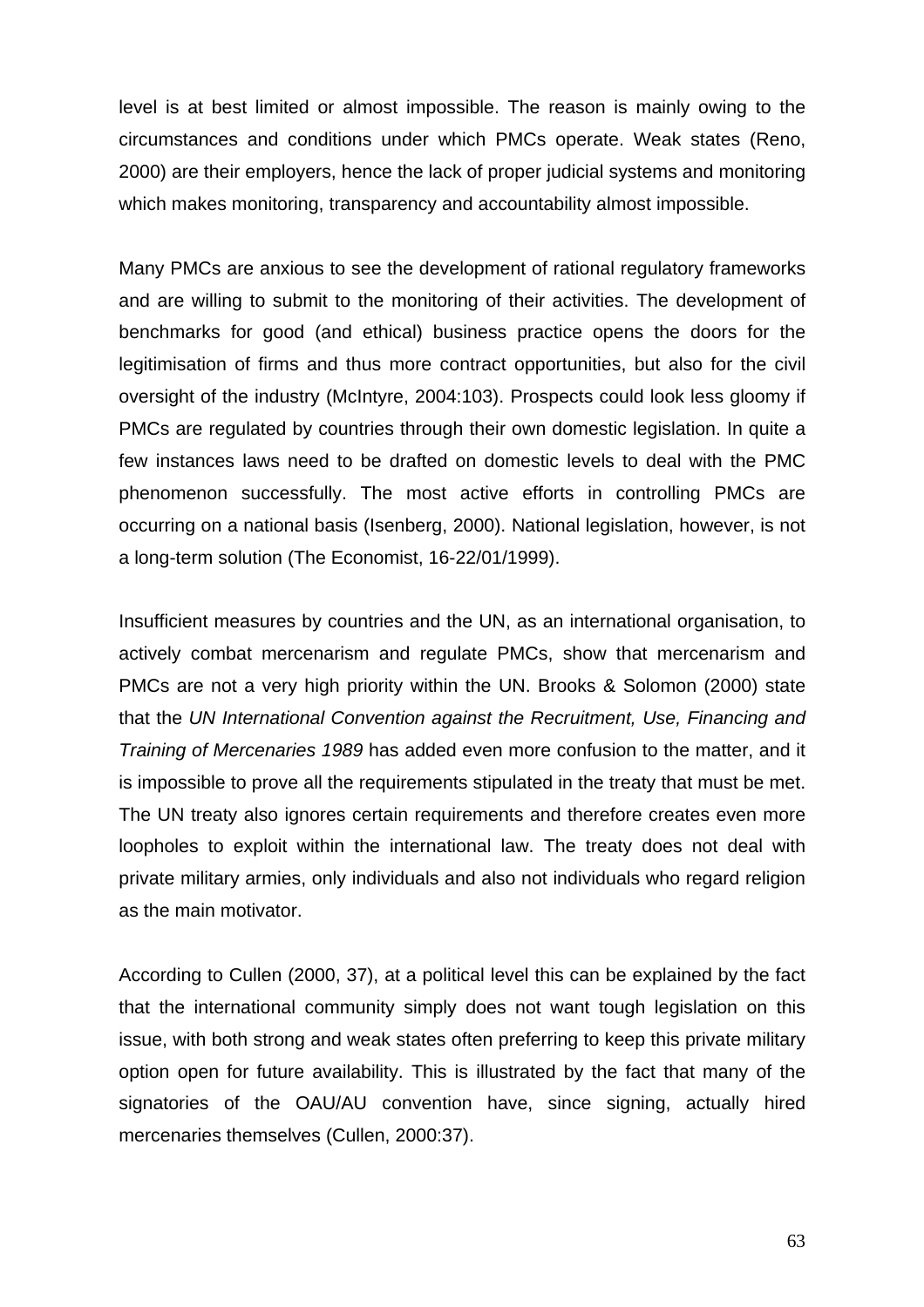level is at best limited or almost impossible. The reason is mainly owing to the circumstances and conditions under which PMCs operate. Weak states (Reno, 2000) are their employers, hence the lack of proper judicial systems and monitoring which makes monitoring, transparency and accountability almost impossible.

Many PMCs are anxious to see the development of rational regulatory frameworks and are willing to submit to the monitoring of their activities. The development of benchmarks for good (and ethical) business practice opens the doors for the legitimisation of firms and thus more contract opportunities, but also for the civil oversight of the industry (McIntyre, 2004:103). Prospects could look less gloomy if PMCs are regulated by countries through their own domestic legislation. In quite a few instances laws need to be drafted on domestic levels to deal with the PMC phenomenon successfully. The most active efforts in controlling PMCs are occurring on a national basis (Isenberg, 2000). National legislation, however, is not a long-term solution (The Economist, 16-22/01/1999).

Insufficient measures by countries and the UN, as an international organisation, to actively combat mercenarism and regulate PMCs, show that mercenarism and PMCs are not a very high priority within the UN. Brooks & Solomon (2000) state that the *UN International Convention against the Recruitment, Use, Financing and Training of Mercenaries 1989* has added even more confusion to the matter, and it is impossible to prove all the requirements stipulated in the treaty that must be met. The UN treaty also ignores certain requirements and therefore creates even more loopholes to exploit within the international law. The treaty does not deal with private military armies, only individuals and also not individuals who regard religion as the main motivator.

According to Cullen (2000, 37), at a political level this can be explained by the fact that the international community simply does not want tough legislation on this issue, with both strong and weak states often preferring to keep this private military option open for future availability. This is illustrated by the fact that many of the signatories of the OAU/AU convention have, since signing, actually hired mercenaries themselves (Cullen, 2000:37).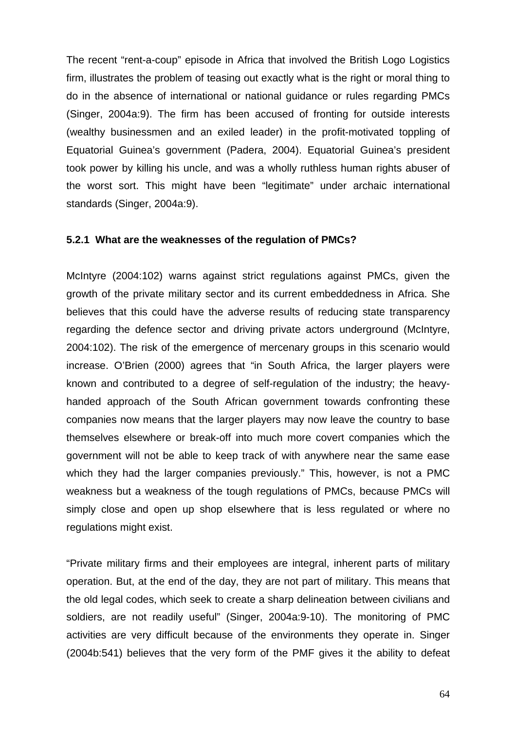The recent "rent-a-coup" episode in Africa that involved the British Logo Logistics firm, illustrates the problem of teasing out exactly what is the right or moral thing to do in the absence of international or national guidance or rules regarding PMCs (Singer, 2004a:9). The firm has been accused of fronting for outside interests (wealthy businessmen and an exiled leader) in the profit-motivated toppling of Equatorial Guinea's government (Padera, 2004). Equatorial Guinea's president took power by killing his uncle, and was a wholly ruthless human rights abuser of the worst sort. This might have been "legitimate" under archaic international standards (Singer, 2004a:9).

### 5.2.1 What are the weaknesses of the regulation of PMCs?

McIntyre (2004:102) warns against strict regulations against PMCs, given the growth of the private military sector and its current embeddedness in Africa. She believes that this could have the adverse results of reducing state transparency regarding the defence sector and driving private actors underground (McIntyre, 2004:102). The risk of the emergence of mercenary groups in this scenario would increase. O'Brien (2000) agrees that "in South Africa, the larger players were known and contributed to a degree of self-regulation of the industry; the heavy-handed approach of the South African government towards confronting these companies now means that the larger players may now leave the country to base themselves elsewhere or break-off into much more covert companies which the government will not be able to keep track of with anywhere near the same ease which they had the larger companies previously." This, however, is not a PMC weakness but a weakness of the tough regulations of PMCs, because PMCs will simply close and open up shop elsewhere that is less regulated or where no regulations might exist.

"Private military firms and their employees are integral, inherent parts of military operation. But, at the end of the day, they are not part of military. This means that the old legal codes, which seek to create a sharp delineation between civilians and soldiers, are not readily useful" (Singer, 2004a:9-10). The monitoring of PMC activities are very difficult because of the environments they operate in. Singer (2004b:541) believes that the very form of the PMF gives it the ability to defeat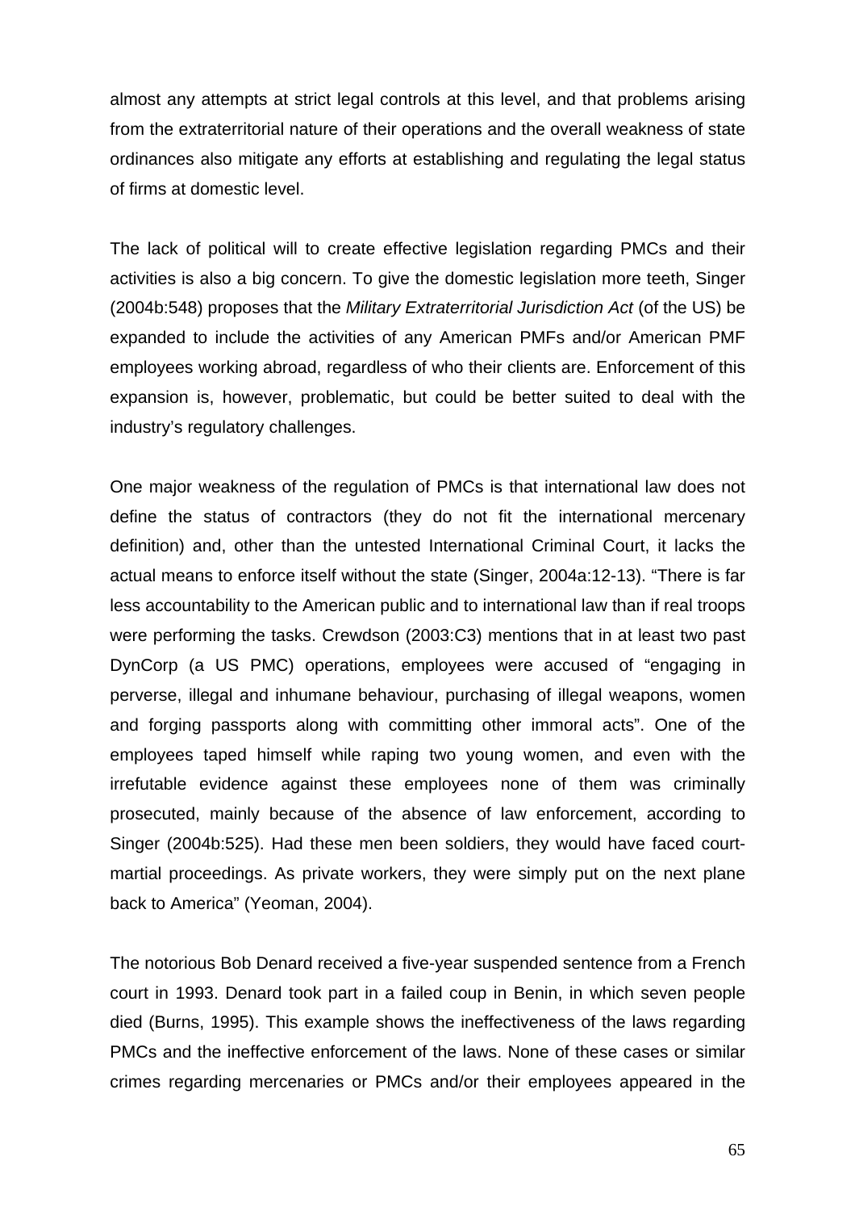almost any attempts at strict legal controls at this level, and that problems arising from the extraterritorial nature of their operations and the overall weakness of state ordinances also mitigate any efforts at establishing and regulating the legal status of firms at domestic level.

The lack of political will to create effective legislation regarding PMCs and their activities is also a big concern. To give the domestic legislation more teeth, Singer (2004b:548) proposes that the *Military Extraterritorial Jurisdiction Act* (of the US) be expanded to include the activities of any American PMFs and/or American PMF employees working abroad, regardless of who their clients are. Enforcement of this expansion is, however, problematic, but could be better suited to deal with the industry's regulatory challenges.

One major weakness of the regulation of PMCs is that international law does not define the status of contractors (they do not fit the international mercenary definition) and, other than the untested International Criminal Court, it lacks the actual means to enforce itself without the state (Singer, 2004a:12-13). "There is far less accountability to the American public and to international law than if real troops were performing the tasks. Crewdson (2003:C3) mentions that in at least two past DynCorp (a US PMC) operations, employees were accused of "engaging in perverse, illegal and inhumane behaviour, purchasing of illegal weapons, women and forging passports along with committing other immoral acts". One of the employees taped himself while raping two young women, and even with the irrefutable evidence against these employees none of them was criminally prosecuted, mainly because of the absence of law enforcement, according to Singer (2004b:525). Had these men been soldiers, they would have faced court-martial proceedings. As private workers, they were simply put on the next plane back to America" (Yeoman, 2004).

The notorious Bob Denard received a five-year suspended sentence from a French court in 1993. Denard took part in a failed coup in Benin, in which seven people died (Burns, 1995). This example shows the ineffectiveness of the laws regarding PMCs and the ineffective enforcement of the laws. None of these cases or similar crimes regarding mercenaries or PMCs and/or their employees appeared in the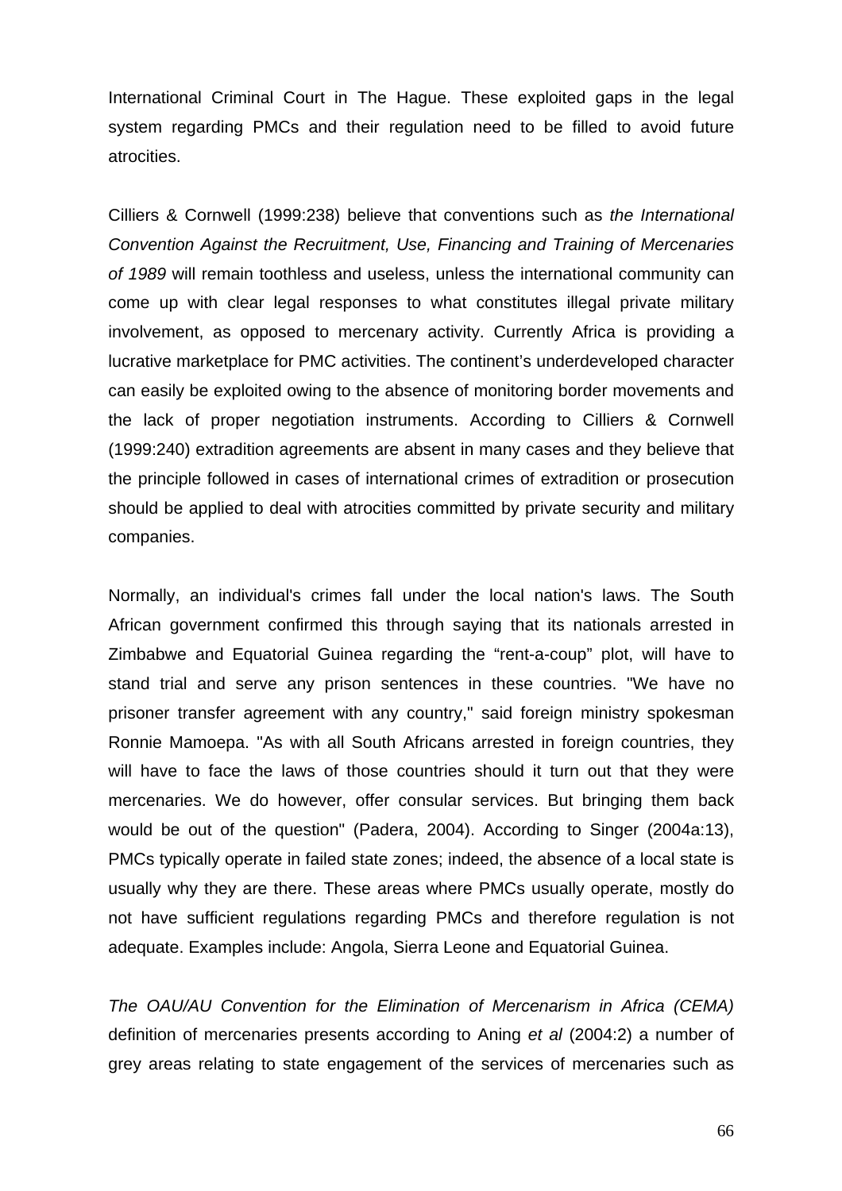International Criminal Court in The Hague. These exploited gaps in the legal system regarding PMCs and their regulation need to be filled to avoid future atrocities.

Cilliers & Cornwell (1999:238) believe that conventions such as *the International Convention Against the Recruitment, Use, Financing and Training of Mercenaries of 1989* will remain toothless and useless, unless the international community can come up with clear legal responses to what constitutes illegal private military involvement, as opposed to mercenary activity. Currently Africa is providing a lucrative marketplace for PMC activities. The continent's underdeveloped character can easily be exploited owing to the absence of monitoring border movements and the lack of proper negotiation instruments. According to Cilliers & Cornwell (1999:240) extradition agreements are absent in many cases and they believe that the principle followed in cases of international crimes of extradition or prosecution should be applied to deal with atrocities committed by private security and military companies.

Normally, an individual's crimes fall under the local nation's laws. The South African government confirmed this through saying that its nationals arrested in Zimbabwe and Equatorial Guinea regarding the "rent-a-coup" plot, will have to stand trial and serve any prison sentences in these countries. "We have no prisoner transfer agreement with any country," said foreign ministry spokesman Ronnie Mamoepa. "As with all South Africans arrested in foreign countries, they will have to face the laws of those countries should it turn out that they were mercenaries. We do however, offer consular services. But bringing them back would be out of the question" (Padera, 2004). According to Singer (2004a:13), PMCs typically operate in failed state zones; indeed, the absence of a local state is usually why they are there. These areas where PMCs usually operate, mostly do not have sufficient regulations regarding PMCs and therefore regulation is not adequate. Examples include: Angola, Sierra Leone and Equatorial Guinea.

*The OAU/AU Convention for the Elimination of Mercenarism in Africa (CEMA)* definition of mercenaries presents according to Aning *et al* (2004:2) a number of grey areas relating to state engagement of the services of mercenaries such as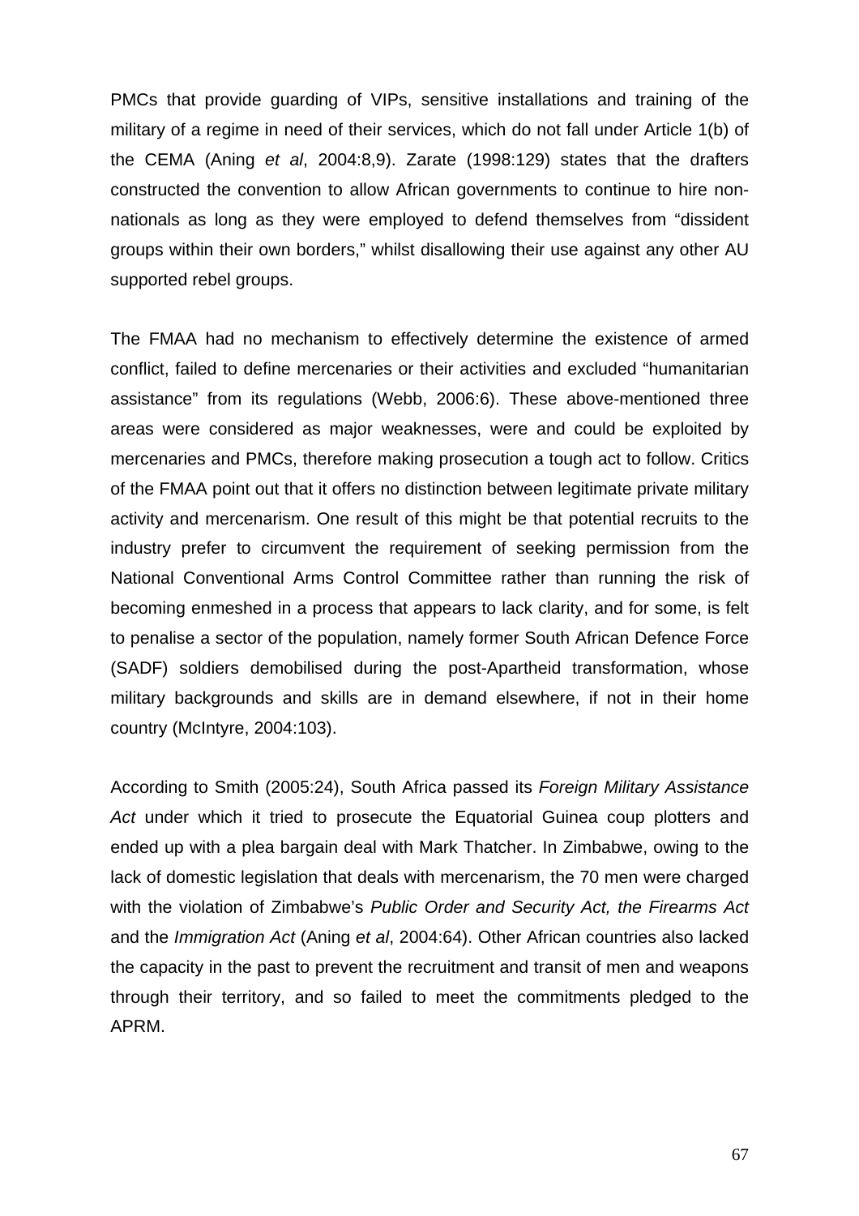PMCs that provide guarding of VIPs, sensitive installations and training of the military of a regime in need of their services, which do not fall under Article 1(b) of the CEMA (Aning *et al*, 2004:8,9). Zarate (1998:129) states that the drafters constructed the convention to allow African governments to continue to hire non-nationals as long as they were employed to defend themselves from "dissident groups within their own borders," whilst disallowing their use against any other AU supported rebel groups.

The FMAA had no mechanism to effectively determine the existence of armed conflict, failed to define mercenaries or their activities and excluded "humanitarian assistance" from its regulations (Webb, 2006:6). These above-mentioned three areas were considered as major weaknesses, were and could be exploited by mercenaries and PMCs, therefore making prosecution a tough act to follow. Critics of the FMAA point out that it offers no distinction between legitimate private military activity and mercenarism. One result of this might be that potential recruits to the industry prefer to circumvent the requirement of seeking permission from the National Conventional Arms Control Committee rather than running the risk of becoming enmeshed in a process that appears to lack clarity, and for some, is felt to penalise a sector of the population, namely former South African Defence Force (SADF) soldiers demobilised during the post-Apartheid transformation, whose military backgrounds and skills are in demand elsewhere, if not in their home country (McIntyre, 2004:103).

According to Smith (2005:24), South Africa passed its *Foreign Military Assistance Act* under which it tried to prosecute the Equatorial Guinea coup plotters and ended up with a plea bargain deal with Mark Thatcher. In Zimbabwe, owing to the lack of domestic legislation that deals with mercenarism, the 70 men were charged with the violation of Zimbabwe's *Public Order and Security Act, the Firearms Act* and the *Immigration Act* (Aning *et al*, 2004:64). Other African countries also lacked the capacity in the past to prevent the recruitment and transit of men and weapons through their territory, and so failed to meet the commitments pledged to the APRM.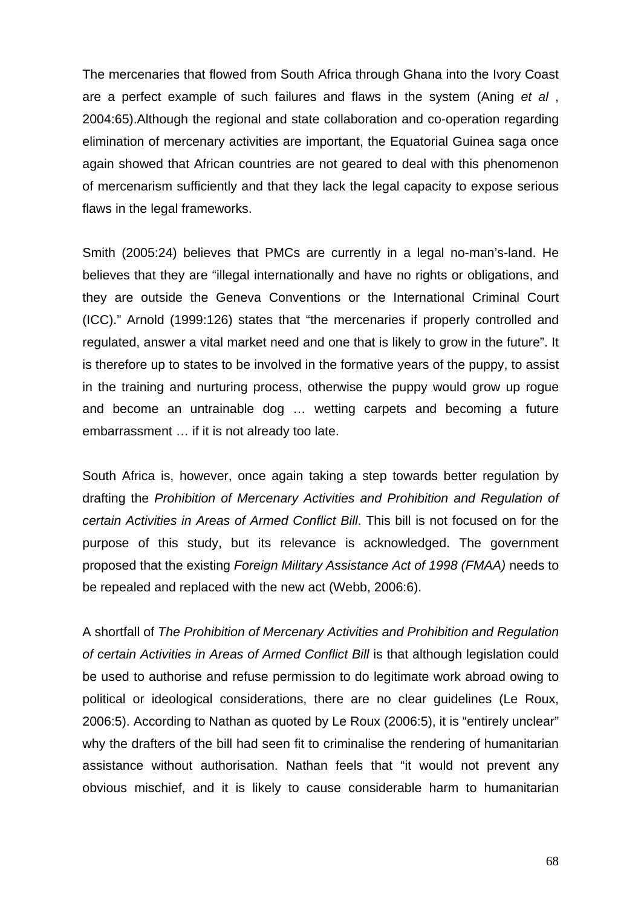The mercenaries that flowed from South Africa through Ghana into the Ivory Coast are a perfect example of such failures and flaws in the system (Aning *et al* , 2004:65).Although the regional and state collaboration and co-operation regarding elimination of mercenary activities are important, the Equatorial Guinea saga once again showed that African countries are not geared to deal with this phenomenon of mercenarism sufficiently and that they lack the legal capacity to expose serious flaws in the legal frameworks.

Smith (2005:24) believes that PMCs are currently in a legal no-man's-land. He believes that they are "illegal internationally and have no rights or obligations, and they are outside the Geneva Conventions or the International Criminal Court (ICC)." Arnold (1999:126) states that "the mercenaries if properly controlled and regulated, answer a vital market need and one that is likely to grow in the future". It is therefore up to states to be involved in the formative years of the puppy, to assist in the training and nurturing process, otherwise the puppy would grow up rogue and become an untrainable dog … wetting carpets and becoming a future embarrassment … if it is not already too late.

South Africa is, however, once again taking a step towards better regulation by drafting the *Prohibition of Mercenary Activities and Prohibition and Regulation of certain Activities in Areas of Armed Conflict Bill*. This bill is not focused on for the purpose of this study, but its relevance is acknowledged. The government proposed that the existing *Foreign Military Assistance Act of 1998 (FMAA)* needs to be repealed and replaced with the new act (Webb, 2006:6).

A shortfall of *The Prohibition of Mercenary Activities and Prohibition and Regulation of certain Activities in Areas of Armed Conflict Bill* is that although legislation could be used to authorise and refuse permission to do legitimate work abroad owing to political or ideological considerations, there are no clear guidelines (Le Roux, 2006:5). According to Nathan as quoted by Le Roux (2006:5), it is "entirely unclear" why the drafters of the bill had seen fit to criminalise the rendering of humanitarian assistance without authorisation. Nathan feels that "it would not prevent any obvious mischief, and it is likely to cause considerable harm to humanitarian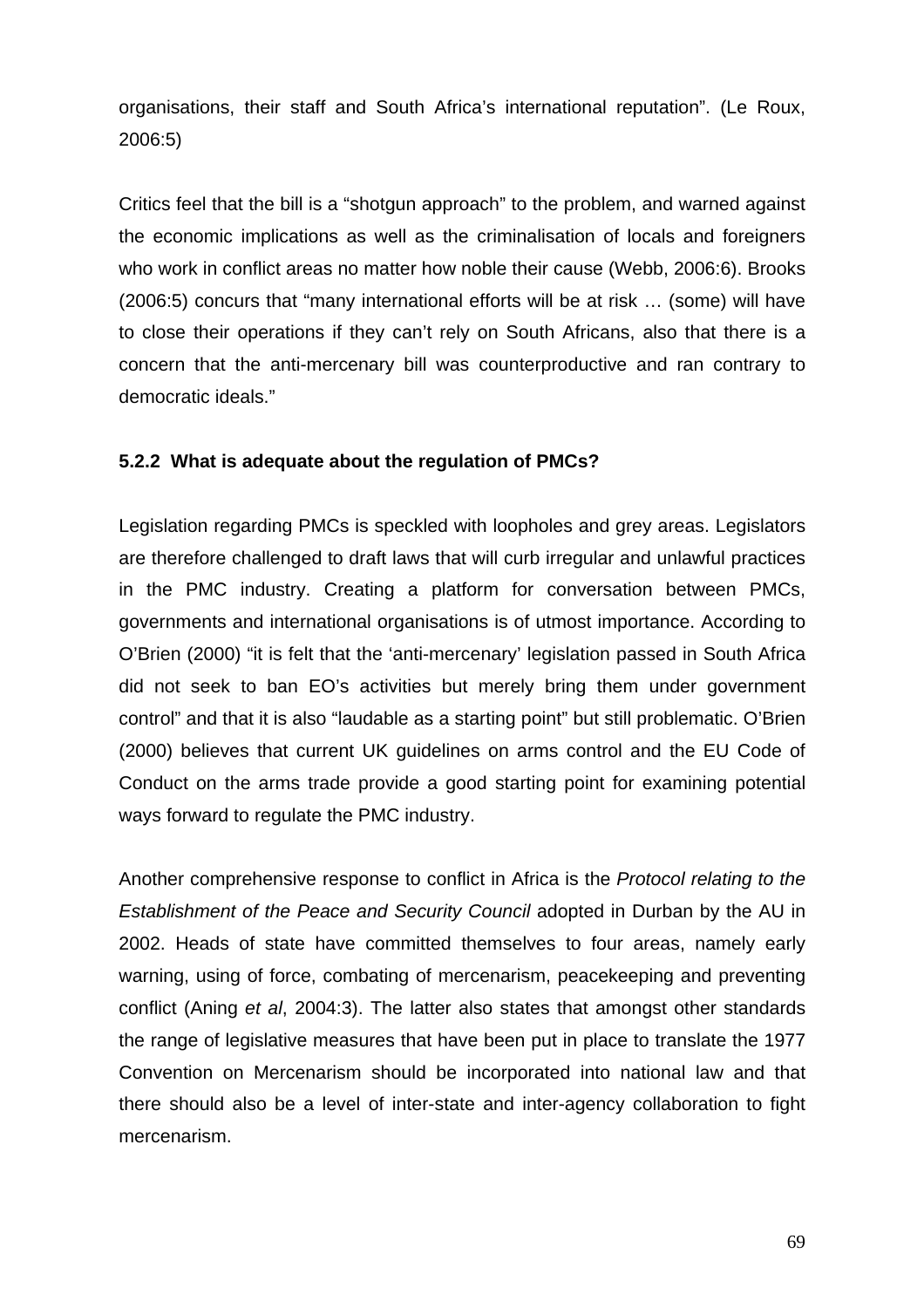organisations, their staff and South Africa's international reputation". (Le Roux, 2006:5)

Critics feel that the bill is a "shotgun approach" to the problem, and warned against the economic implications as well as the criminalisation of locals and foreigners who work in conflict areas no matter how noble their cause (Webb, 2006:6). Brooks (2006:5) concurs that "many international efforts will be at risk … (some) will have to close their operations if they can't rely on South Africans, also that there is a concern that the anti-mercenary bill was counterproductive and ran contrary to democratic ideals."

### 5.2.2 What is adequate about the regulation of PMCs?

Legislation regarding PMCs is speckled with loopholes and grey areas. Legislators are therefore challenged to draft laws that will curb irregular and unlawful practices in the PMC industry. Creating a platform for conversation between PMCs, governments and international organisations is of utmost importance. According to O'Brien (2000) "it is felt that the 'anti-mercenary' legislation passed in South Africa did not seek to ban EO's activities but merely bring them under government control" and that it is also "laudable as a starting point" but still problematic. O'Brien (2000) believes that current UK guidelines on arms control and the EU Code of Conduct on the arms trade provide a good starting point for examining potential ways forward to regulate the PMC industry.

Another comprehensive response to conflict in Africa is the *Protocol relating to the Establishment of the Peace and Security Council* adopted in Durban by the AU in 2002. Heads of state have committed themselves to four areas, namely early warning, using of force, combating of mercenarism, peacekeeping and preventing conflict (Aning *et al*, 2004:3). The latter also states that amongst other standards the range of legislative measures that have been put in place to translate the 1977 Convention on Mercenarism should be incorporated into national law and that there should also be a level of inter-state and inter-agency collaboration to fight mercenarism.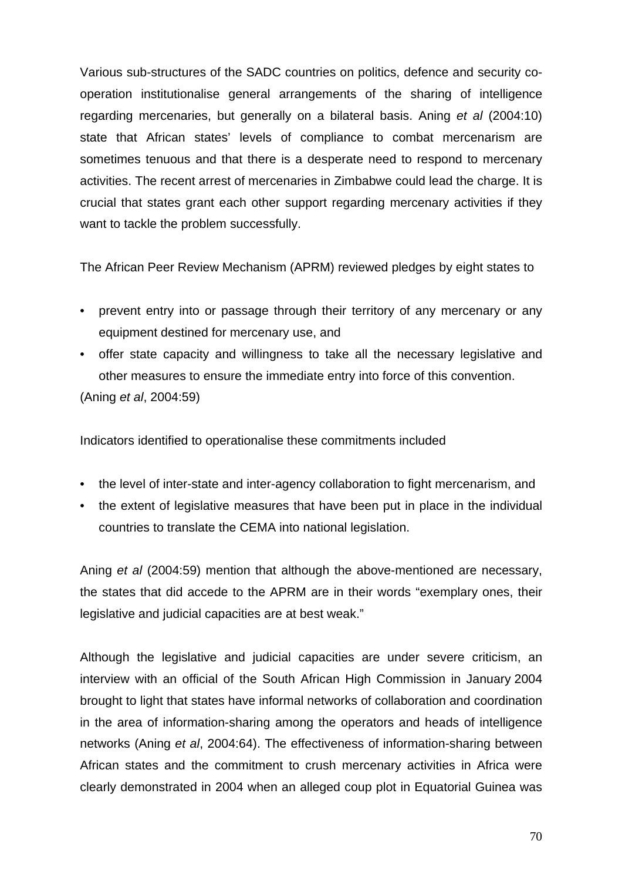Various sub-structures of the SADC countries on politics, defence and security co-operation institutionalise general arrangements of the sharing of intelligence regarding mercenaries, but generally on a bilateral basis. Aning *et al* (2004:10) state that African states' levels of compliance to combat mercenarism are sometimes tenuous and that there is a desperate need to respond to mercenary activities. The recent arrest of mercenaries in Zimbabwe could lead the charge. It is crucial that states grant each other support regarding mercenary activities if they want to tackle the problem successfully.

The African Peer Review Mechanism (APRM) reviewed pledges by eight states to

- prevent entry into or passage through their territory of any mercenary or any equipment destined for mercenary use, and
- offer state capacity and willingness to take all the necessary legislative and other measures to ensure the immediate entry into force of this convention.

(Aning *et al*, 2004:59)

Indicators identified to operationalise these commitments included

- the level of inter-state and inter-agency collaboration to fight mercenarism, and
- the extent of legislative measures that have been put in place in the individual countries to translate the CEMA into national legislation.

Aning *et al* (2004:59) mention that although the above-mentioned are necessary, the states that did accede to the APRM are in their words "exemplary ones, their legislative and judicial capacities are at best weak."

Although the legislative and judicial capacities are under severe criticism, an interview with an official of the South African High Commission in January 2004 brought to light that states have informal networks of collaboration and coordination in the area of information-sharing among the operators and heads of intelligence networks (Aning *et al*, 2004:64). The effectiveness of information-sharing between African states and the commitment to crush mercenary activities in Africa were clearly demonstrated in 2004 when an alleged coup plot in Equatorial Guinea was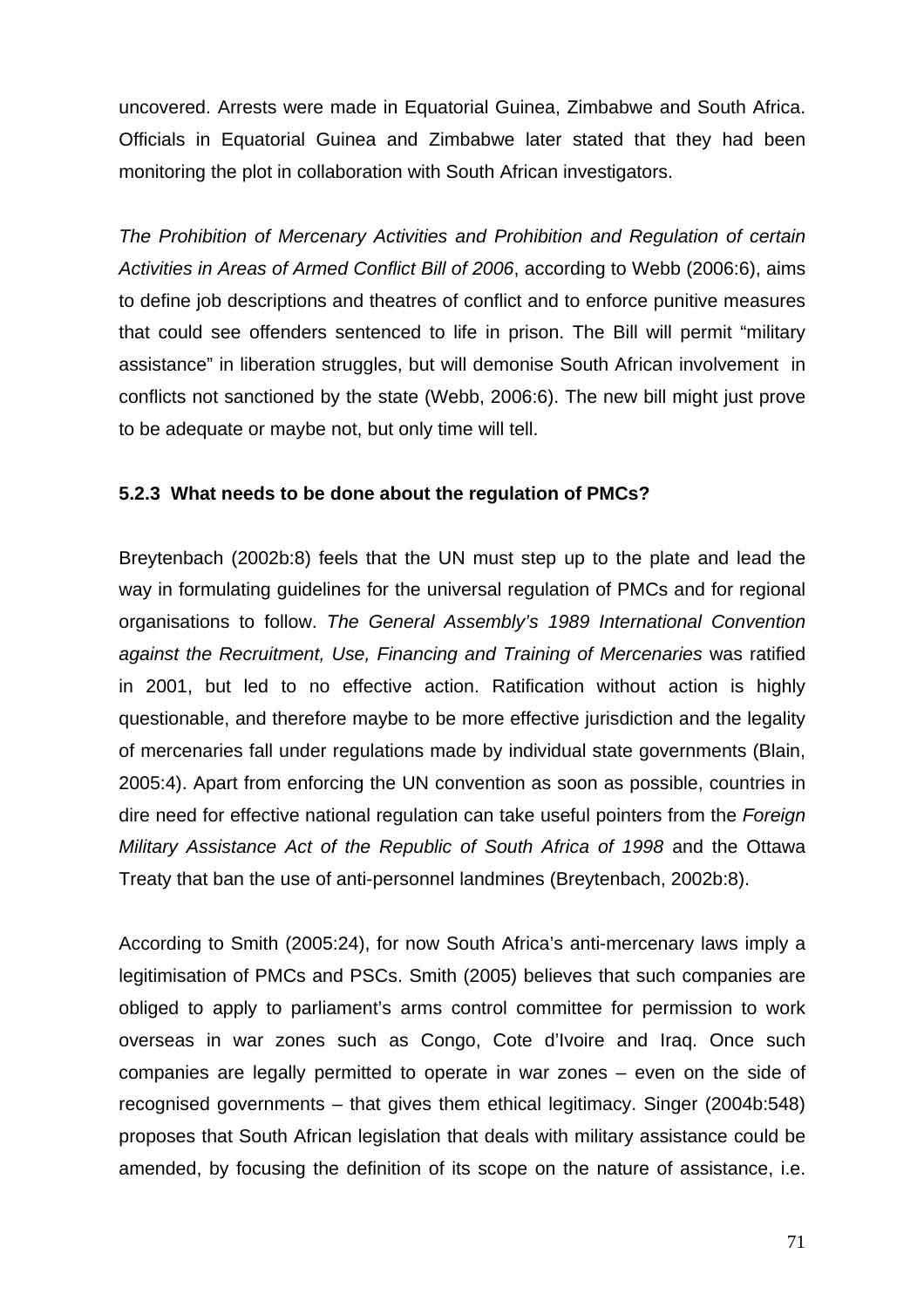uncovered. Arrests were made in Equatorial Guinea, Zimbabwe and South Africa. Officials in Equatorial Guinea and Zimbabwe later stated that they had been monitoring the plot in collaboration with South African investigators.

*The Prohibition of Mercenary Activities and Prohibition and Regulation of certain Activities in Areas of Armed Conflict Bill of 2006*, according to Webb (2006:6), aims to define job descriptions and theatres of conflict and to enforce punitive measures that could see offenders sentenced to life in prison. The Bill will permit "military assistance" in liberation struggles, but will demonise South African involvement in conflicts not sanctioned by the state (Webb, 2006:6). The new bill might just prove to be adequate or maybe not, but only time will tell.

### 5.2.3 What needs to be done about the regulation of PMCs?

Breytenbach (2002b:8) feels that the UN must step up to the plate and lead the way in formulating guidelines for the universal regulation of PMCs and for regional organisations to follow. *The General Assembly's 1989 International Convention against the Recruitment, Use, Financing and Training of Mercenaries* was ratified in 2001, but led to no effective action. Ratification without action is highly questionable, and therefore maybe to be more effective jurisdiction and the legality of mercenaries fall under regulations made by individual state governments (Blain, 2005:4). Apart from enforcing the UN convention as soon as possible, countries in dire need for effective national regulation can take useful pointers from the *Foreign Military Assistance Act of the Republic of South Africa of 1998* and the Ottawa Treaty that ban the use of anti-personnel landmines (Breytenbach, 2002b:8).

According to Smith (2005:24), for now South Africa's anti-mercenary laws imply a legitimisation of PMCs and PSCs. Smith (2005) believes that such companies are obliged to apply to parliament's arms control committee for permission to work overseas in war zones such as Congo, Cote d'Ivoire and Iraq. Once such companies are legally permitted to operate in war zones – even on the side of recognised governments – that gives them ethical legitimacy. Singer (2004b:548) proposes that South African legislation that deals with military assistance could be amended, by focusing the definition of its scope on the nature of assistance, i.e.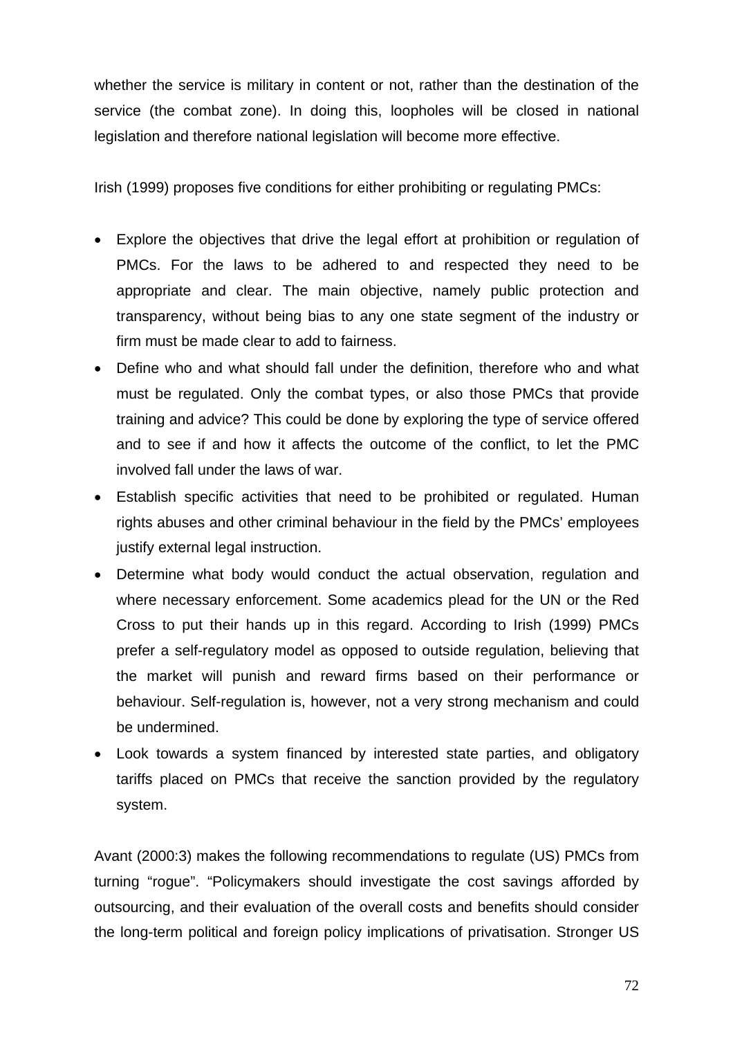whether the service is military in content or not, rather than the destination of the service (the combat zone). In doing this, loopholes will be closed in national legislation and therefore national legislation will become more effective.

Irish (1999) proposes five conditions for either prohibiting or regulating PMCs:

- Explore the objectives that drive the legal effort at prohibition or regulation of PMCs. For the laws to be adhered to and respected they need to be appropriate and clear. The main objective, namely public protection and transparency, without being bias to any one state segment of the industry or firm must be made clear to add to fairness.
- Define who and what should fall under the definition, therefore who and what must be regulated. Only the combat types, or also those PMCs that provide training and advice? This could be done by exploring the type of service offered and to see if and how it affects the outcome of the conflict, to let the PMC involved fall under the laws of war.
- Establish specific activities that need to be prohibited or regulated. Human rights abuses and other criminal behaviour in the field by the PMCs' employees justify external legal instruction.
- Determine what body would conduct the actual observation, regulation and where necessary enforcement. Some academics plead for the UN or the Red Cross to put their hands up in this regard. According to Irish (1999) PMCs prefer a self-regulatory model as opposed to outside regulation, believing that the market will punish and reward firms based on their performance or behaviour. Self-regulation is, however, not a very strong mechanism and could be undermined.
- Look towards a system financed by interested state parties, and obligatory tariffs placed on PMCs that receive the sanction provided by the regulatory system.

Avant (2000:3) makes the following recommendations to regulate (US) PMCs from turning "rogue". "Policymakers should investigate the cost savings afforded by outsourcing, and their evaluation of the overall costs and benefits should consider the long-term political and foreign policy implications of privatisation. Stronger US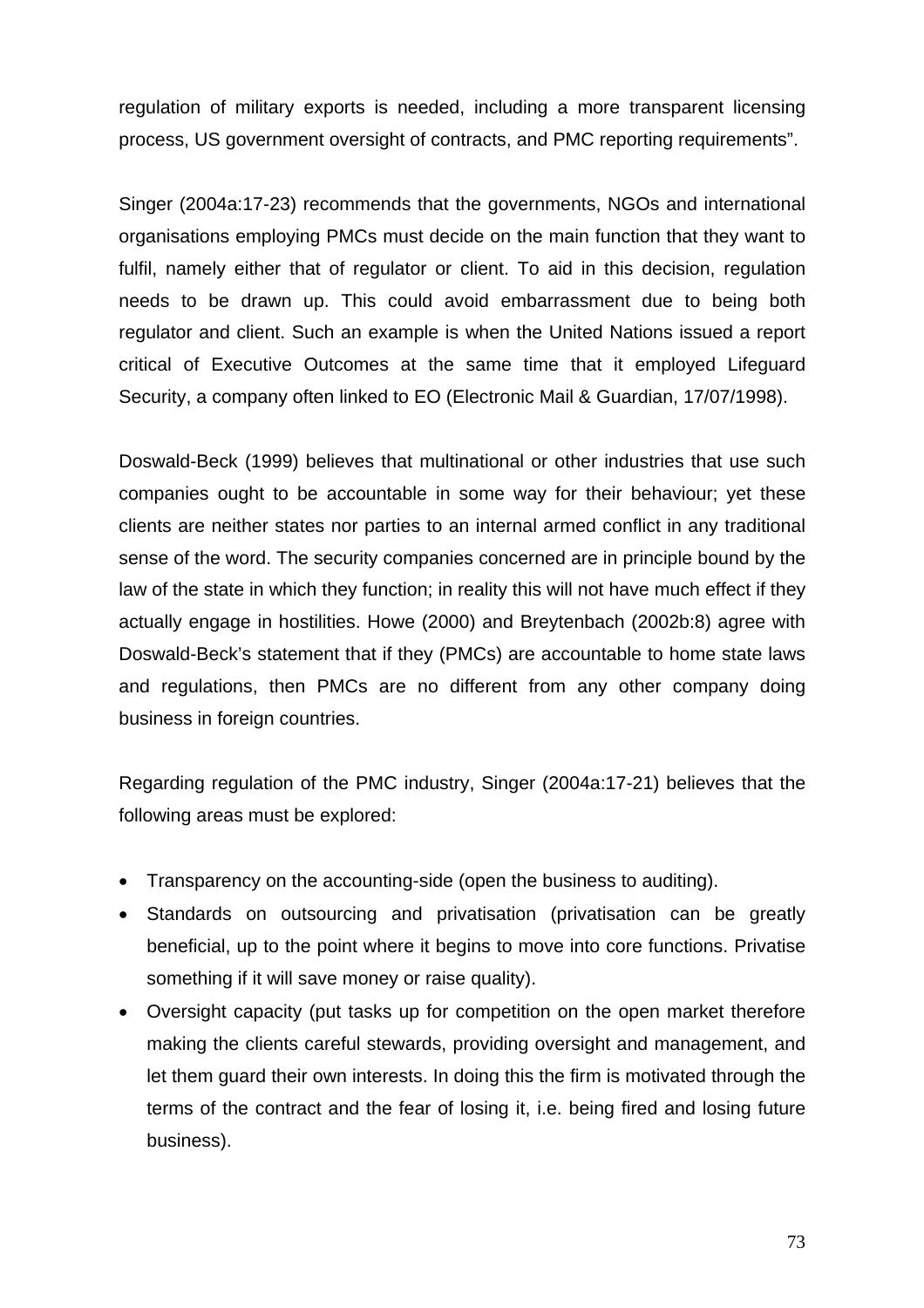regulation of military exports is needed, including a more transparent licensing process, US government oversight of contracts, and PMC reporting requirements".

Singer (2004a:17-23) recommends that the governments, NGOs and international organisations employing PMCs must decide on the main function that they want to fulfil, namely either that of regulator or client. To aid in this decision, regulation needs to be drawn up. This could avoid embarrassment due to being both regulator and client. Such an example is when the United Nations issued a report critical of Executive Outcomes at the same time that it employed Lifeguard Security, a company often linked to EO (Electronic Mail & Guardian, 17/07/1998).

Doswald-Beck (1999) believes that multinational or other industries that use such companies ought to be accountable in some way for their behaviour; yet these clients are neither states nor parties to an internal armed conflict in any traditional sense of the word. The security companies concerned are in principle bound by the law of the state in which they function; in reality this will not have much effect if they actually engage in hostilities. Howe (2000) and Breytenbach (2002b:8) agree with Doswald-Beck's statement that if they (PMCs) are accountable to home state laws and regulations, then PMCs are no different from any other company doing business in foreign countries.

Regarding regulation of the PMC industry, Singer (2004a:17-21) believes that the following areas must be explored:

- Transparency on the accounting-side (open the business to auditing).
- Standards on outsourcing and privatisation (privatisation can be greatly beneficial, up to the point where it begins to move into core functions. Privatise something if it will save money or raise quality).
- Oversight capacity (put tasks up for competition on the open market therefore making the clients careful stewards, providing oversight and management, and let them guard their own interests. In doing this the firm is motivated through the terms of the contract and the fear of losing it, i.e. being fired and losing future business).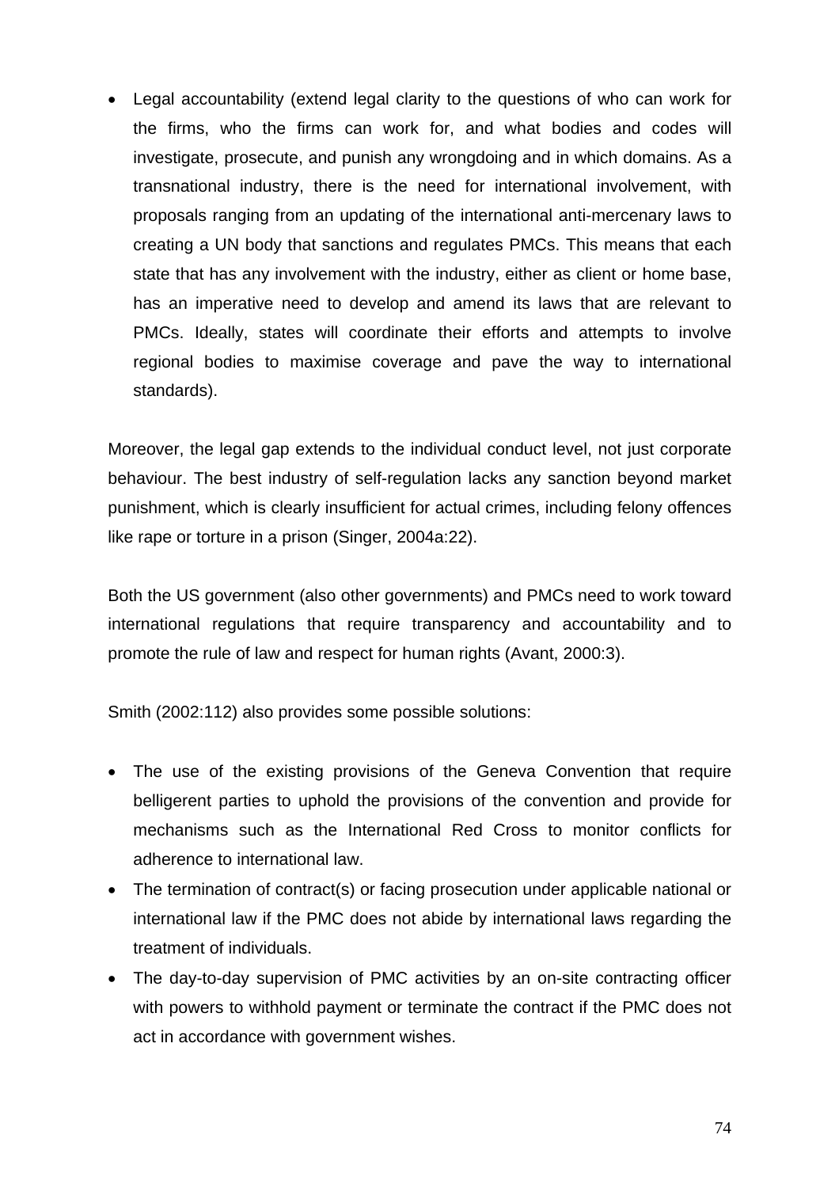- Legal accountability (extend legal clarity to the questions of who can work for the firms, who the firms can work for, and what bodies and codes will investigate, prosecute, and punish any wrongdoing and in which domains. As a transnational industry, there is the need for international involvement, with proposals ranging from an updating of the international anti-mercenary laws to creating a UN body that sanctions and regulates PMCs. This means that each state that has any involvement with the industry, either as client or home base, has an imperative need to develop and amend its laws that are relevant to PMCs. Ideally, states will coordinate their efforts and attempts to involve regional bodies to maximise coverage and pave the way to international standards).

Moreover, the legal gap extends to the individual conduct level, not just corporate behaviour. The best industry of self-regulation lacks any sanction beyond market punishment, which is clearly insufficient for actual crimes, including felony offences like rape or torture in a prison (Singer, 2004a:22).

Both the US government (also other governments) and PMCs need to work toward international regulations that require transparency and accountability and to promote the rule of law and respect for human rights (Avant, 2000:3).

Smith (2002:112) also provides some possible solutions:

- The use of the existing provisions of the Geneva Convention that require belligerent parties to uphold the provisions of the convention and provide for mechanisms such as the International Red Cross to monitor conflicts for adherence to international law.
- The termination of contract(s) or facing prosecution under applicable national or international law if the PMC does not abide by international laws regarding the treatment of individuals.
- The day-to-day supervision of PMC activities by an on-site contracting officer with powers to withhold payment or terminate the contract if the PMC does not act in accordance with government wishes.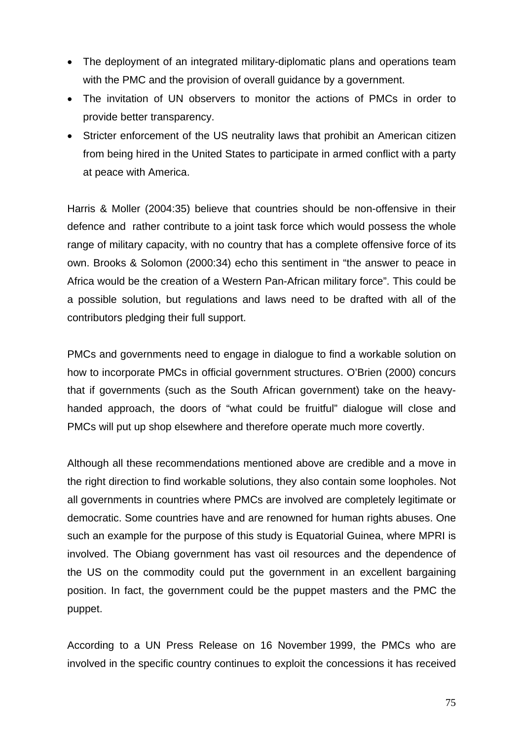- The deployment of an integrated military-diplomatic plans and operations team with the PMC and the provision of overall guidance by a government.
- The invitation of UN observers to monitor the actions of PMCs in order to provide better transparency.
- Stricter enforcement of the US neutrality laws that prohibit an American citizen from being hired in the United States to participate in armed conflict with a party at peace with America.

Harris & Moller (2004:35) believe that countries should be non-offensive in their defence and rather contribute to a joint task force which would possess the whole range of military capacity, with no country that has a complete offensive force of its own. Brooks & Solomon (2000:34) echo this sentiment in "the answer to peace in Africa would be the creation of a Western Pan-African military force". This could be a possible solution, but regulations and laws need to be drafted with all of the contributors pledging their full support.

PMCs and governments need to engage in dialogue to find a workable solution on how to incorporate PMCs in official government structures. O'Brien (2000) concurs that if governments (such as the South African government) take on the heavy-handed approach, the doors of "what could be fruitful" dialogue will close and PMCs will put up shop elsewhere and therefore operate much more covertly.

Although all these recommendations mentioned above are credible and a move in the right direction to find workable solutions, they also contain some loopholes. Not all governments in countries where PMCs are involved are completely legitimate or democratic. Some countries have and are renowned for human rights abuses. One such an example for the purpose of this study is Equatorial Guinea, where MPRI is involved. The Obiang government has vast oil resources and the dependence of the US on the commodity could put the government in an excellent bargaining position. In fact, the government could be the puppet masters and the PMC the puppet.

According to a UN Press Release on 16 November 1999, the PMCs who are involved in the specific country continues to exploit the concessions it has received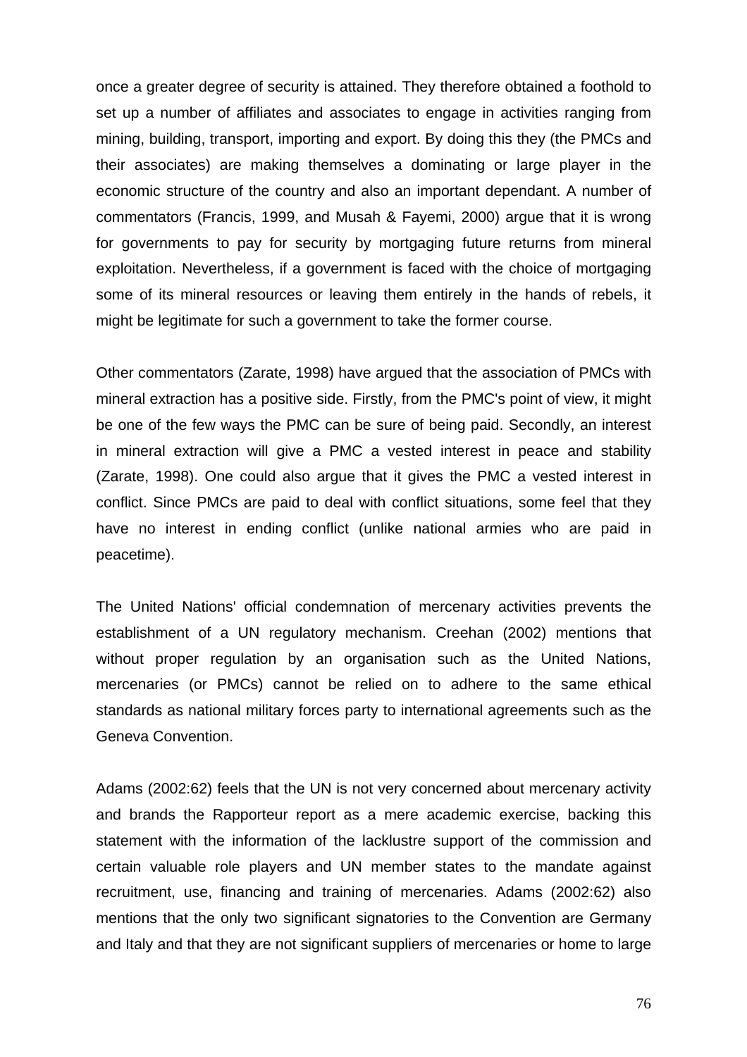once a greater degree of security is attained. They therefore obtained a foothold to set up a number of affiliates and associates to engage in activities ranging from mining, building, transport, importing and export. By doing this they (the PMCs and their associates) are making themselves a dominating or large player in the economic structure of the country and also an important dependant. A number of commentators (Francis, 1999, and Musah & Fayemi, 2000) argue that it is wrong for governments to pay for security by mortgaging future returns from mineral exploitation. Nevertheless, if a government is faced with the choice of mortgaging some of its mineral resources or leaving them entirely in the hands of rebels, it might be legitimate for such a government to take the former course.

Other commentators (Zarate, 1998) have argued that the association of PMCs with mineral extraction has a positive side. Firstly, from the PMC's point of view, it might be one of the few ways the PMC can be sure of being paid. Secondly, an interest in mineral extraction will give a PMC a vested interest in peace and stability (Zarate, 1998). One could also argue that it gives the PMC a vested interest in conflict. Since PMCs are paid to deal with conflict situations, some feel that they have no interest in ending conflict (unlike national armies who are paid in peacetime).

The United Nations' official condemnation of mercenary activities prevents the establishment of a UN regulatory mechanism. Creehan (2002) mentions that without proper regulation by an organisation such as the United Nations, mercenaries (or PMCs) cannot be relied on to adhere to the same ethical standards as national military forces party to international agreements such as the Geneva Convention.

Adams (2002:62) feels that the UN is not very concerned about mercenary activity and brands the Rapporteur report as a mere academic exercise, backing this statement with the information of the lacklustre support of the commission and certain valuable role players and UN member states to the mandate against recruitment, use, financing and training of mercenaries. Adams (2002:62) also mentions that the only two significant signatories to the Convention are Germany and Italy and that they are not significant suppliers of mercenaries or home to large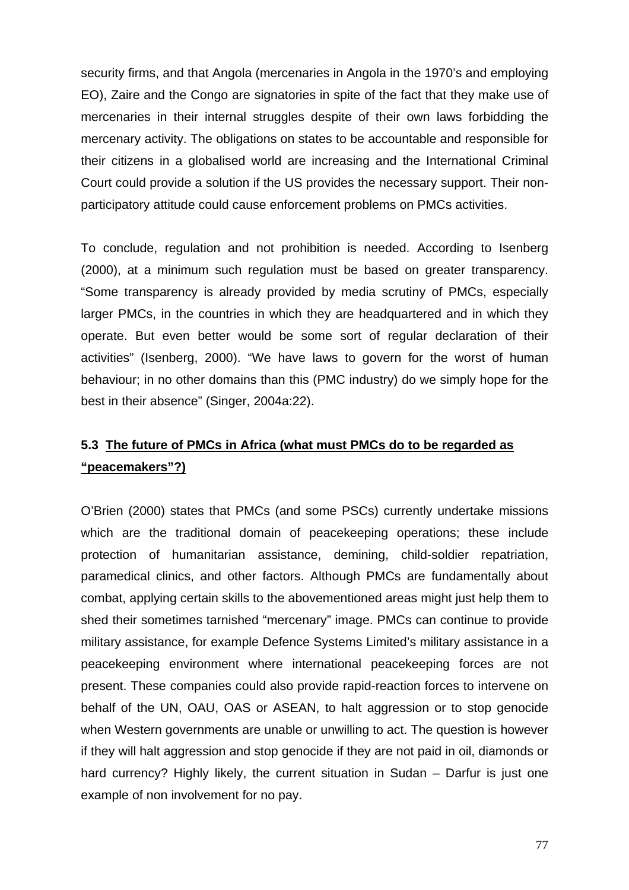security firms, and that Angola (mercenaries in Angola in the 1970's and employing EO), Zaire and the Congo are signatories in spite of the fact that they make use of mercenaries in their internal struggles despite of their own laws forbidding the mercenary activity. The obligations on states to be accountable and responsible for their citizens in a globalised world are increasing and the International Criminal Court could provide a solution if the US provides the necessary support. Their non-participatory attitude could cause enforcement problems on PMCs activities.

To conclude, regulation and not prohibition is needed. According to Isenberg (2000), at a minimum such regulation must be based on greater transparency. "Some transparency is already provided by media scrutiny of PMCs, especially larger PMCs, in the countries in which they are headquartered and in which they operate. But even better would be some sort of regular declaration of their activities" (Isenberg, 2000). "We have laws to govern for the worst of human behaviour; in no other domains than this (PMC industry) do we simply hope for the best in their absence" (Singer, 2004a:22).

### 5.3 <u>The future of PMCs in Africa (what must PMCs do to be regarded as "peacemakers"?)</u>

O'Brien (2000) states that PMCs (and some PSCs) currently undertake missions which are the traditional domain of peacekeeping operations; these include protection of humanitarian assistance, demining, child-soldier repatriation, paramedical clinics, and other factors. Although PMCs are fundamentally about combat, applying certain skills to the abovementioned areas might just help them to shed their sometimes tarnished "mercenary" image. PMCs can continue to provide military assistance, for example Defence Systems Limited's military assistance in a peacekeeping environment where international peacekeeping forces are not present. These companies could also provide rapid-reaction forces to intervene on behalf of the UN, OAU, OAS or ASEAN, to halt aggression or to stop genocide when Western governments are unable or unwilling to act. The question is however if they will halt aggression and stop genocide if they are not paid in oil, diamonds or hard currency? Highly likely, the current situation in Sudan – Darfur is just one example of non involvement for no pay.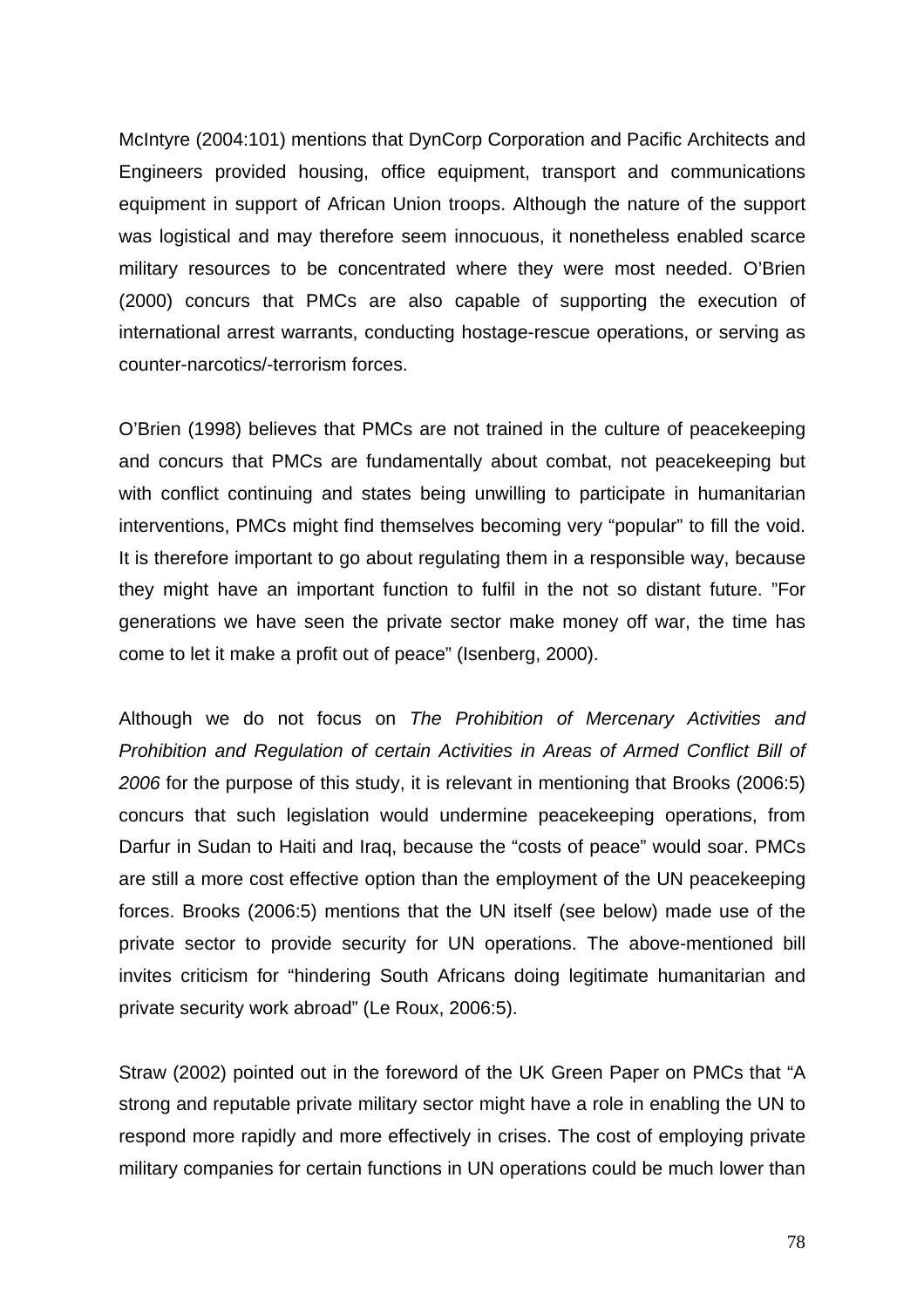McIntyre (2004:101) mentions that DynCorp Corporation and Pacific Architects and Engineers provided housing, office equipment, transport and communications equipment in support of African Union troops. Although the nature of the support was logistical and may therefore seem innocuous, it nonetheless enabled scarce military resources to be concentrated where they were most needed. O'Brien (2000) concurs that PMCs are also capable of supporting the execution of international arrest warrants, conducting hostage-rescue operations, or serving as counter-narcotics/-terrorism forces.

O'Brien (1998) believes that PMCs are not trained in the culture of peacekeeping and concurs that PMCs are fundamentally about combat, not peacekeeping but with conflict continuing and states being unwilling to participate in humanitarian interventions, PMCs might find themselves becoming very "popular" to fill the void. It is therefore important to go about regulating them in a responsible way, because they might have an important function to fulfil in the not so distant future. "For generations we have seen the private sector make money off war, the time has come to let it make a profit out of peace" (Isenberg, 2000).

Although we do not focus on *The Prohibition of Mercenary Activities and Prohibition and Regulation of certain Activities in Areas of Armed Conflict Bill of 2006* for the purpose of this study, it is relevant in mentioning that Brooks (2006:5) concurs that such legislation would undermine peacekeeping operations, from Darfur in Sudan to Haiti and Iraq, because the "costs of peace" would soar. PMCs are still a more cost effective option than the employment of the UN peacekeeping forces. Brooks (2006:5) mentions that the UN itself (see below) made use of the private sector to provide security for UN operations. The above-mentioned bill invites criticism for "hindering South Africans doing legitimate humanitarian and private security work abroad" (Le Roux, 2006:5).

Straw (2002) pointed out in the foreword of the UK Green Paper on PMCs that "A strong and reputable private military sector might have a role in enabling the UN to respond more rapidly and more effectively in crises. The cost of employing private military companies for certain functions in UN operations could be much lower than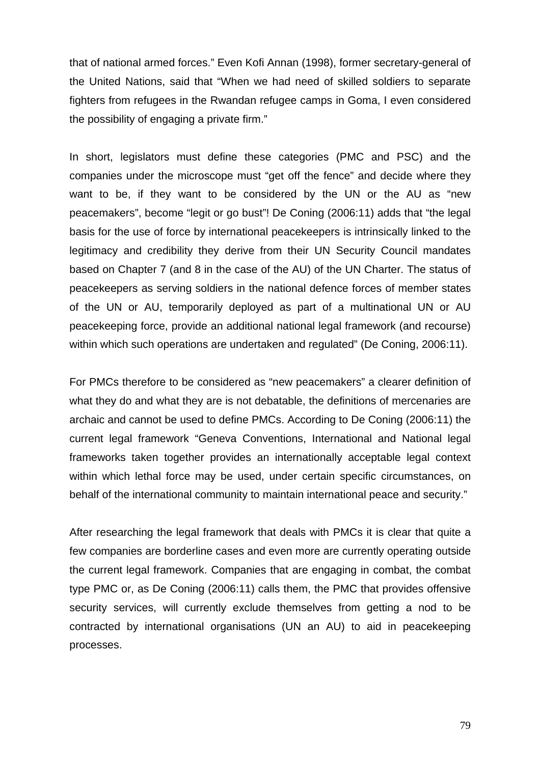that of national armed forces." Even Kofi Annan (1998), former secretary-general of the United Nations, said that "When we had need of skilled soldiers to separate fighters from refugees in the Rwandan refugee camps in Goma, I even considered the possibility of engaging a private firm."

In short, legislators must define these categories (PMC and PSC) and the companies under the microscope must "get off the fence" and decide where they want to be, if they want to be considered by the UN or the AU as "new peacemakers", become "legit or go bust"! De Coning (2006:11) adds that "the legal basis for the use of force by international peacekeepers is intrinsically linked to the legitimacy and credibility they derive from their UN Security Council mandates based on Chapter 7 (and 8 in the case of the AU) of the UN Charter. The status of peacekeepers as serving soldiers in the national defence forces of member states of the UN or AU, temporarily deployed as part of a multinational UN or AU peacekeeping force, provide an additional national legal framework (and recourse) within which such operations are undertaken and regulated" (De Coning, 2006:11).

For PMCs therefore to be considered as "new peacemakers" a clearer definition of what they do and what they are is not debatable, the definitions of mercenaries are archaic and cannot be used to define PMCs. According to De Coning (2006:11) the current legal framework "Geneva Conventions, International and National legal frameworks taken together provides an internationally acceptable legal context within which lethal force may be used, under certain specific circumstances, on behalf of the international community to maintain international peace and security."

After researching the legal framework that deals with PMCs it is clear that quite a few companies are borderline cases and even more are currently operating outside the current legal framework. Companies that are engaging in combat, the combat type PMC or, as De Coning (2006:11) calls them, the PMC that provides offensive security services, will currently exclude themselves from getting a nod to be contracted by international organisations (UN an AU) to aid in peacekeeping processes.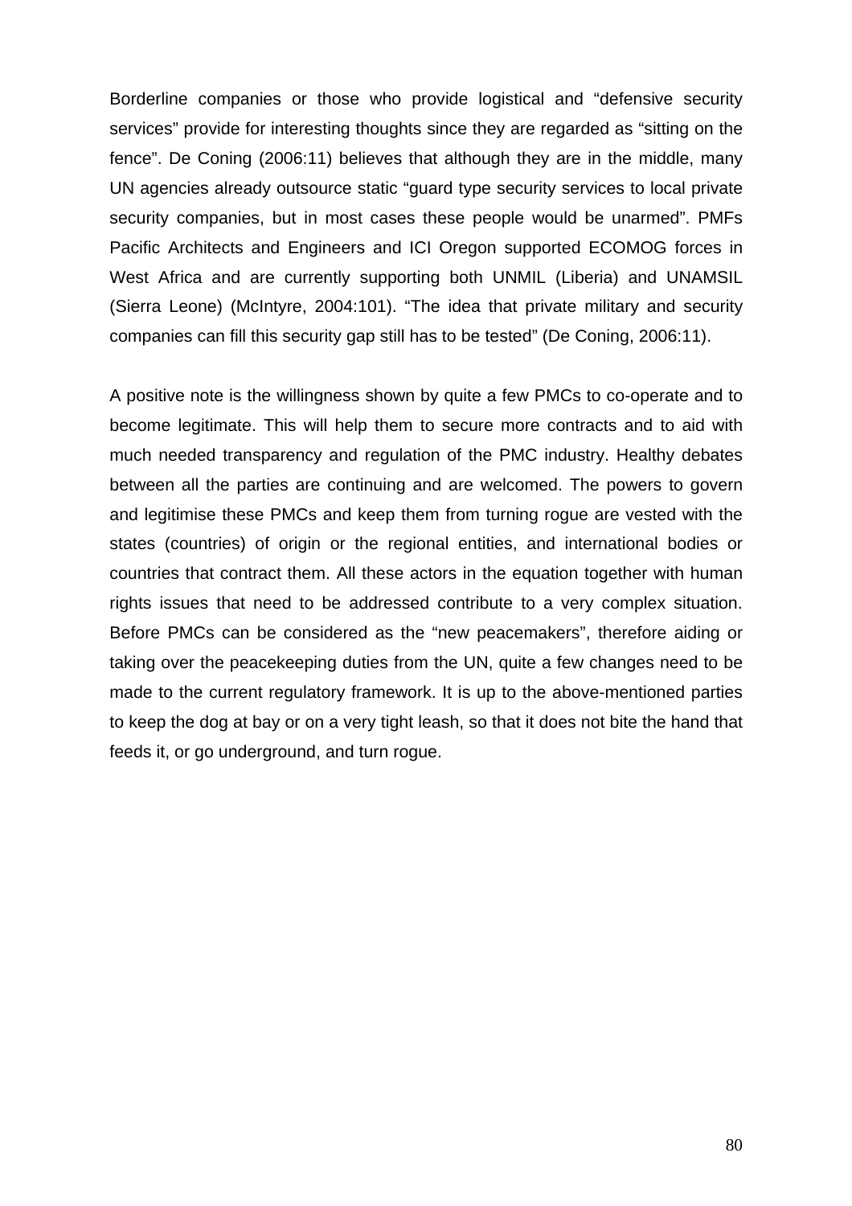Borderline companies or those who provide logistical and "defensive security services" provide for interesting thoughts since they are regarded as "sitting on the fence". De Coning (2006:11) believes that although they are in the middle, many UN agencies already outsource static "guard type security services to local private security companies, but in most cases these people would be unarmed". PMFs Pacific Architects and Engineers and ICI Oregon supported ECOMOG forces in West Africa and are currently supporting both UNMIL (Liberia) and UNAMSIL (Sierra Leone) (McIntyre, 2004:101). "The idea that private military and security companies can fill this security gap still has to be tested" (De Coning, 2006:11).

A positive note is the willingness shown by quite a few PMCs to co-operate and to become legitimate. This will help them to secure more contracts and to aid with much needed transparency and regulation of the PMC industry. Healthy debates between all the parties are continuing and are welcomed. The powers to govern and legitimise these PMCs and keep them from turning rogue are vested with the states (countries) of origin or the regional entities, and international bodies or countries that contract them. All these actors in the equation together with human rights issues that need to be addressed contribute to a very complex situation. Before PMCs can be considered as the "new peacemakers", therefore aiding or taking over the peacekeeping duties from the UN, quite a few changes need to be made to the current regulatory framework. It is up to the above-mentioned parties to keep the dog at bay or on a very tight leash, so that it does not bite the hand that feeds it, or go underground, and turn rogue.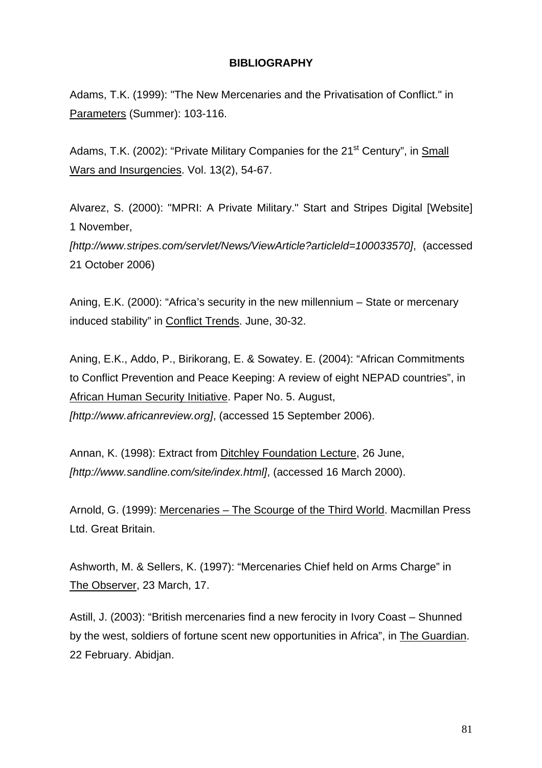**BIBLIOGRAPHY**

Adams, T.K. (1999): "The New Mercenaries and the Privatisation of Conflict." in Parameters (Summer): 103-116.

Adams, T.K. (2002): "Private Military Companies for the 21st Century", in Small Wars and Insurgencies. Vol. 13(2), 54-67.

Alvarez, S. (2000): "MPRI: A Private Military." Start and Stripes Digital [Website] 1 November, *[http://www.stripes.com/servlet/News/ViewArticle?articleId=100033570]*, (accessed 21 October 2006)

Aning, E.K. (2000): "Africa's security in the new millennium – State or mercenary induced stability" in Conflict Trends. June, 30-32.

Aning, E.K., Addo, P., Birikorang, E. & Sowatey. E. (2004): "African Commitments to Conflict Prevention and Peace Keeping: A review of eight NEPAD countries", in African Human Security Initiative. Paper No. 5. August, *[http://www.africanreview.org]*, (accessed 15 September 2006).

Annan, K. (1998): Extract from Ditchley Foundation Lecture, 26 June, *[http://www.sandline.com/site/index.html]*, (accessed 16 March 2000).

Arnold, G. (1999): Mercenaries – The Scourge of the Third World. Macmillan Press Ltd. Great Britain.

Ashworth, M. & Sellers, K. (1997): "Mercenaries Chief held on Arms Charge" in The Observer, 23 March, 17.

Astill, J. (2003): "British mercenaries find a new ferocity in Ivory Coast – Shunned by the west, soldiers of fortune scent new opportunities in Africa", in The Guardian. 22 February. Abidjan.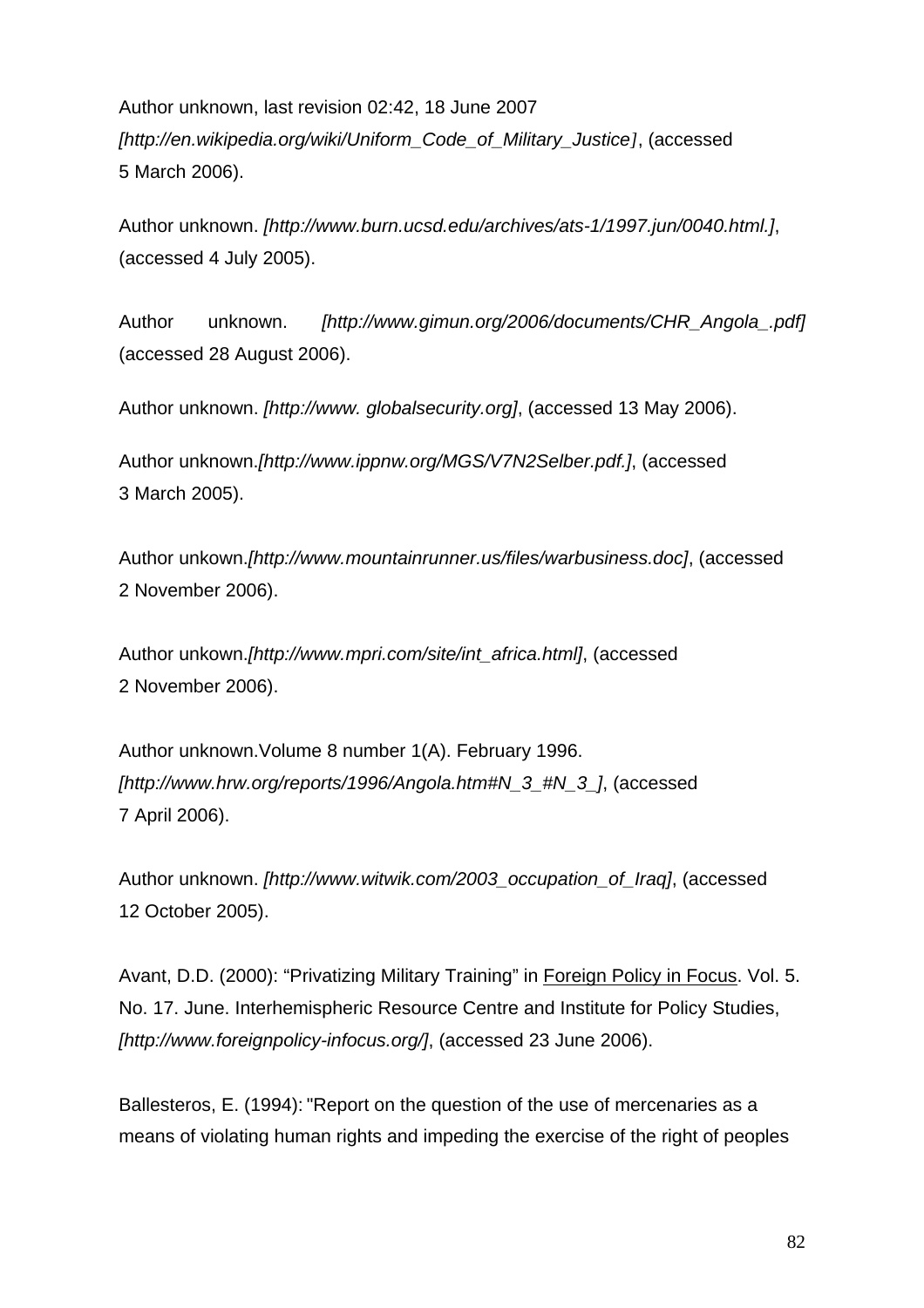Author unknown, last revision 02:42, 18 June 2007 *[http://en.wikipedia.org/wiki/Uniform_Code_of_Military_Justice]*, (accessed 5 March 2006).

Author unknown. *[http://www.burn.ucsd.edu/archives/ats-1/1997.jun/0040.html.]*, (accessed 4 July 2005).

Author unknown. *[http://www.gimun.org/2006/documents/CHR_Angola_.pdf]* (accessed 28 August 2006).

Author unknown. *[http://www. globalsecurity.org]*, (accessed 13 May 2006).

Author unknown.*[http://www.ippnw.org/MGS/V7N2Selber.pdf.]*, (accessed 3 March 2005).

Author unkown.*[http://www.mountainrunner.us/files/warbusiness.doc]*, (accessed 2 November 2006).

Author unkown.*[http://www.mpri.com/site/int_africa.html]*, (accessed 2 November 2006).

Author unknown.Volume 8 number 1(A). February 1996. *[http://www.hrw.org/reports/1996/Angola.htm#N_3_#N_3_]*, (accessed 7 April 2006).

Author unknown. *[http://www.witwik.com/2003_occupation_of_Iraq]*, (accessed 12 October 2005).

Avant, D.D. (2000): "Privatizing Military Training" in Foreign Policy in Focus. Vol. 5. No. 17. June. Interhemispheric Resource Centre and Institute for Policy Studies, *[http://www.foreignpolicy-infocus.org/]*, (accessed 23 June 2006).

Ballesteros, E. (1994): "Report on the question of the use of mercenaries as a means of violating human rights and impeding the exercise of the right of peoples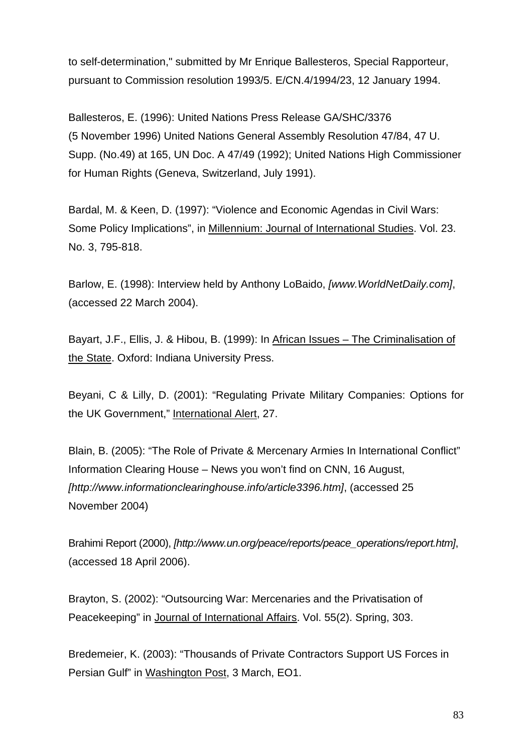to self-determination," submitted by Mr Enrique Ballesteros, Special Rapporteur, pursuant to Commission resolution 1993/5. E/CN.4/1994/23, 12 January 1994.

Ballesteros, E. (1996): United Nations Press Release GA/SHC/3376 (5 November 1996) United Nations General Assembly Resolution 47/84, 47 U. Supp. (No.49) at 165, UN Doc. A 47/49 (1992); United Nations High Commissioner for Human Rights (Geneva, Switzerland, July 1991).

Bardal, M. & Keen, D. (1997): "Violence and Economic Agendas in Civil Wars: Some Policy Implications", in Millennium: Journal of International Studies. Vol. 23. No. 3, 795-818.

Barlow, E. (1998): Interview held by Anthony LoBaido, *[www.WorldNetDaily.com]*, (accessed 22 March 2004).

Bayart, J.F., Ellis, J. & Hibou, B. (1999): In African Issues – The Criminalisation of the State. Oxford: Indiana University Press.

Beyani, C & Lilly, D. (2001): "Regulating Private Military Companies: Options for the UK Government," International Alert, 27.

Blain, B. (2005): "The Role of Private & Mercenary Armies In International Conflict" Information Clearing House – News you won't find on CNN, 16 August, *[http://www.informationclearinghouse.info/article3396.htm]*, (accessed 25 November 2004)

Brahimi Report (2000), *[http://www.un.org/peace/reports/peace_operations/report.htm]*, (accessed 18 April 2006).

Brayton, S. (2002): "Outsourcing War: Mercenaries and the Privatisation of Peacekeeping" in Journal of International Affairs. Vol. 55(2). Spring, 303.

Bredemeier, K. (2003): "Thousands of Private Contractors Support US Forces in Persian Gulf" in Washington Post, 3 March, EO1.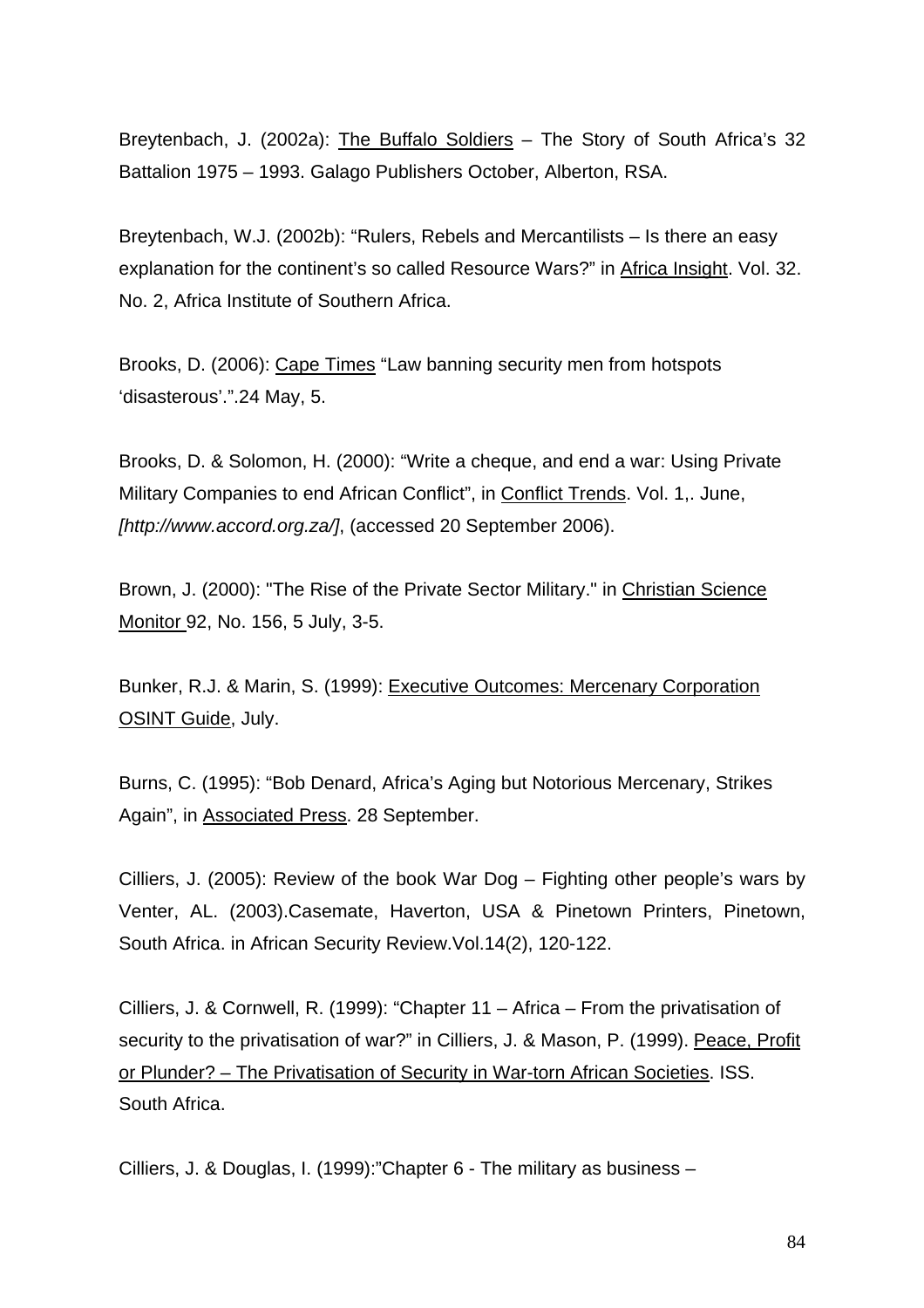Breytenbach, J. (2002a): The Buffalo Soldiers – The Story of South Africa's 32 Battalion 1975 – 1993. Galago Publishers October, Alberton, RSA.

Breytenbach, W.J. (2002b): "Rulers, Rebels and Mercantilists – Is there an easy explanation for the continent's so called Resource Wars?" in Africa Insight. Vol. 32. No. 2, Africa Institute of Southern Africa.

Brooks, D. (2006): Cape Times "Law banning security men from hotspots 'disasterous'.".24 May, 5.

Brooks, D. & Solomon, H. (2000): "Write a cheque, and end a war: Using Private Military Companies to end African Conflict", in Conflict Trends. Vol. 1,. June, *[http://www.accord.org.za/]*, (accessed 20 September 2006).

Brown, J. (2000): "The Rise of the Private Sector Military." in Christian Science Monitor 92, No. 156, 5 July, 3-5.

Bunker, R.J. & Marin, S. (1999): Executive Outcomes: Mercenary Corporation OSINT Guide, July.

Burns, C. (1995): "Bob Denard, Africa's Aging but Notorious Mercenary, Strikes Again", in Associated Press. 28 September.

Cilliers, J. (2005): Review of the book War Dog – Fighting other people's wars by Venter, AL. (2003).Casemate, Haverton, USA & Pinetown Printers, Pinetown, South Africa. in African Security Review.Vol.14(2), 120-122.

Cilliers, J. & Cornwell, R. (1999): "Chapter 11 – Africa – From the privatisation of security to the privatisation of war?" in Cilliers, J. & Mason, P. (1999). Peace, Profit or Plunder? – The Privatisation of Security in War-torn African Societies. ISS. South Africa.

Cilliers, J. & Douglas, I. (1999):"Chapter 6 - The military as business –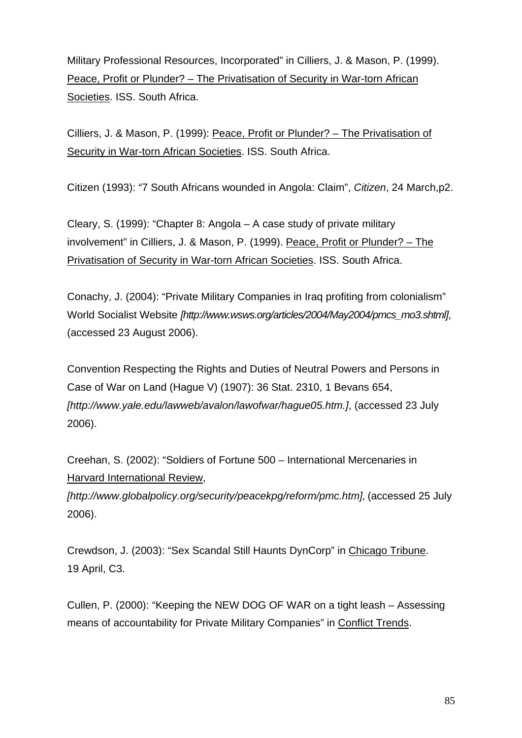Military Professional Resources, Incorporated" in Cilliers, J. & Mason, P. (1999). <u>Peace, Profit or Plunder? – The Privatisation of Security in War-torn African Societies</u>. ISS. South Africa.

Cilliers, J. & Mason, P. (1999): <u>Peace, Profit or Plunder? – The Privatisation of Security in War-torn African Societies</u>. ISS. South Africa.

Citizen (1993): "7 South Africans wounded in Angola: Claim", *Citizen*, 24 March,p2.

Cleary, S. (1999): "Chapter 8: Angola – A case study of private military involvement" in Cilliers, J. & Mason, P. (1999). <u>Peace, Profit or Plunder? – The Privatisation of Security in War-torn African Societies</u>. ISS. South Africa.

Conachy, J. (2004): "Private Military Companies in Iraq profiting from colonialism" World Socialist Website *[http://www.wsws.org/articles/2004/May2004/pmcs_mo3.shtml]*, (accessed 23 August 2006).

Convention Respecting the Rights and Duties of Neutral Powers and Persons in Case of War on Land (Hague V) (1907): 36 Stat. 2310, 1 Bevans 654, *[http://www.yale.edu/lawweb/avalon/lawofwar/hague05.htm.]*, (accessed 23 July 2006).

Creehan, S. (2002): "Soldiers of Fortune 500 – International Mercenaries in <u>Harvard International Review</u>, *[http://www.globalpolicy.org/security/peacekpg/reform/pmc.htm],* (accessed 25 July 2006).

Crewdson, J. (2003): "Sex Scandal Still Haunts DynCorp" in <u>Chicago Tribune</u>. 19 April, C3.

Cullen, P. (2000): "Keeping the NEW DOG OF WAR on a tight leash – Assessing means of accountability for Private Military Companies" in <u>Conflict Trends</u>.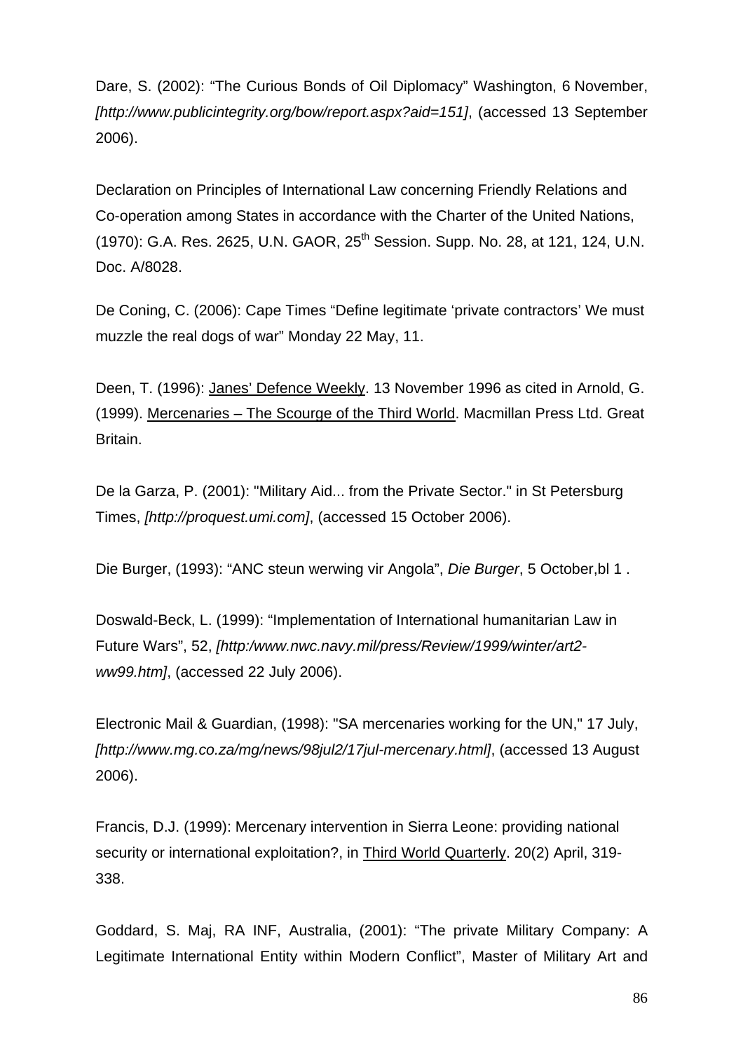Dare, S. (2002): “The Curious Bonds of Oil Diplomacy” Washington, 6 November, *[http://www.publicintegrity.org/bow/report.aspx?aid=151]*, (accessed 13 September 2006).

Declaration on Principles of International Law concerning Friendly Relations and Co-operation among States in accordance with the Charter of the United Nations, (1970): G.A. Res. 2625, U.N. GAOR, 25th Session. Supp. No. 28, at 121, 124, U.N. Doc. A/8028.

De Coning, C. (2006): Cape Times “Define legitimate ‘private contractors’ We must muzzle the real dogs of war” Monday 22 May, 11.

Deen, T. (1996): Janes’ Defence Weekly. 13 November 1996 as cited in Arnold, G. (1999). Mercenaries – The Scourge of the Third World. Macmillan Press Ltd. Great Britain.

De la Garza, P. (2001): "Military Aid... from the Private Sector." in St Petersburg Times, *[http://proquest.umi.com]*, (accessed 15 October 2006).

Die Burger, (1993): “ANC steun werwing vir Angola”, *Die Burger*, 5 October,bl 1 .

Doswald-Beck, L. (1999): “Implementation of International humanitarian Law in Future Wars”, 52, *[http:/www.nwc.navy.mil/press/Review/1999/winter/art2-ww99.htm]*, (accessed 22 July 2006).

Electronic Mail & Guardian, (1998): "SA mercenaries working for the UN," 17 July, *[http://www.mg.co.za/mg/news/98jul2/17jul-mercenary.html]*, (accessed 13 August 2006).

Francis, D.J. (1999): Mercenary intervention in Sierra Leone: providing national security or international exploitation?, in Third World Quarterly. 20(2) April, 319-338.

Goddard, S. Maj, RA INF, Australia, (2001): “The private Military Company: A Legitimate International Entity within Modern Conflict”, Master of Military Art and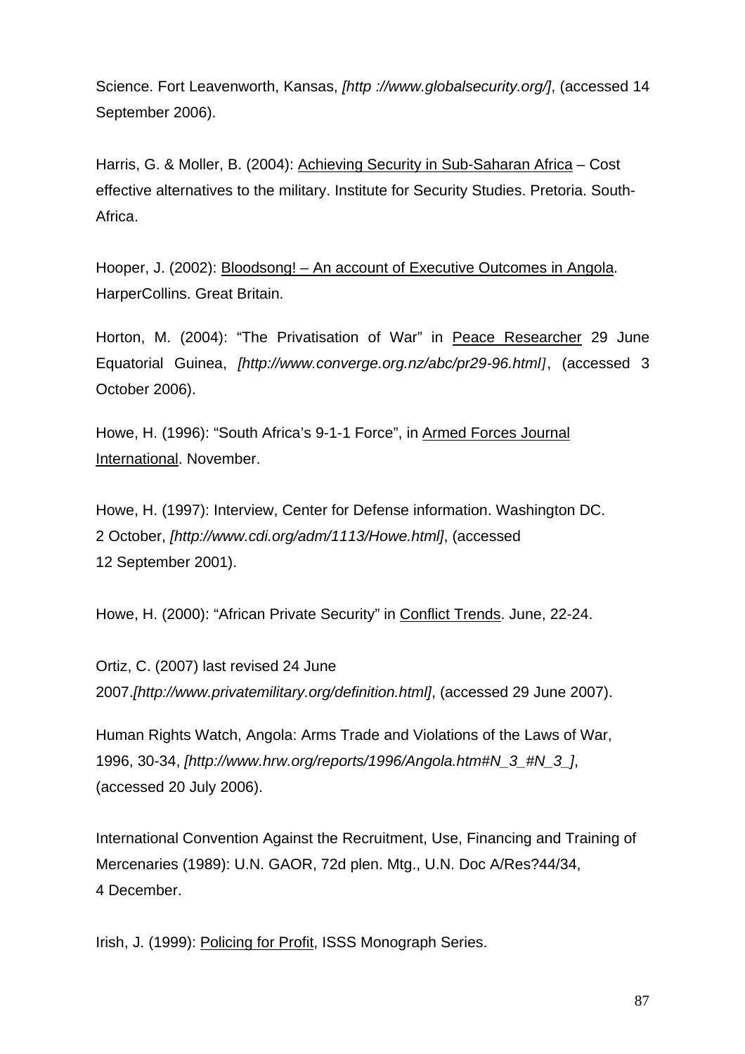Science. Fort Leavenworth, Kansas, *[http ://www.globalsecurity.org/]*, (accessed 14 September 2006).

Harris, G. & Moller, B. (2004): Achieving Security in Sub-Saharan Africa – Cost effective alternatives to the military. Institute for Security Studies. Pretoria. South-Africa.

Hooper, J. (2002): Bloodsong! – An account of Executive Outcomes in Angola. HarperCollins. Great Britain.

Horton, M. (2004): "The Privatisation of War" in Peace Researcher 29 June Equatorial Guinea, *[http://www.converge.org.nz/abc/pr29-96.html]*, (accessed 3 October 2006).

Howe, H. (1996): "South Africa's 9-1-1 Force", in Armed Forces Journal International. November.

Howe, H. (1997): Interview, Center for Defense information. Washington DC. 2 October, *[http://www.cdi.org/adm/1113/Howe.html]*, (accessed 12 September 2001).

Howe, H. (2000): "African Private Security" in Conflict Trends. June, 22-24.

Ortiz, C. (2007) last revised 24 June 2007.*[http://www.privatemilitary.org/definition.html]*, (accessed 29 June 2007).

Human Rights Watch, Angola: Arms Trade and Violations of the Laws of War, 1996, 30-34, *[http://www.hrw.org/reports/1996/Angola.htm#N_3_#N_3_]*, (accessed 20 July 2006).

International Convention Against the Recruitment, Use, Financing and Training of Mercenaries (1989): U.N. GAOR, 72d plen. Mtg., U.N. Doc A/Res?44/34, 4 December.

Irish, J. (1999): Policing for Profit, ISSS Monograph Series.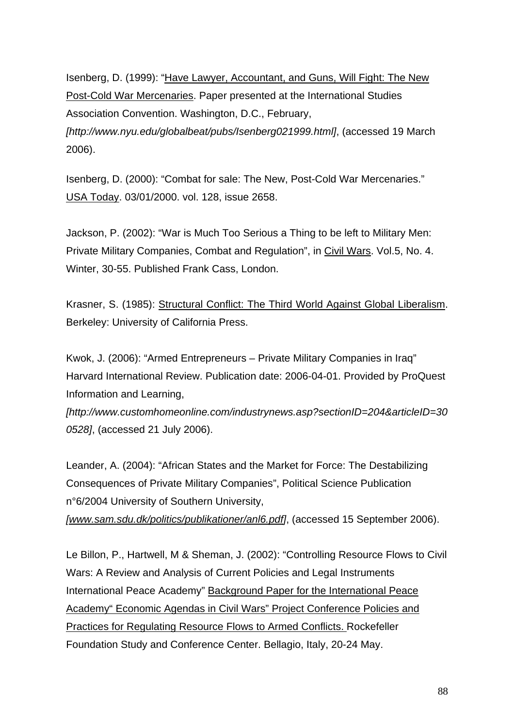Isenberg, D. (1999): "Have Lawyer, Accountant, and Guns, Will Fight: The New Post-Cold War Mercenaries. Paper presented at the International Studies Association Convention. Washington, D.C., February, *[http://www.nyu.edu/globalbeat/pubs/Isenberg021999.html]*, (accessed 19 March 2006).

Isenberg, D. (2000): "Combat for sale: The New, Post-Cold War Mercenaries." USA Today. 03/01/2000. vol. 128, issue 2658.

Jackson, P. (2002): "War is Much Too Serious a Thing to be left to Military Men: Private Military Companies, Combat and Regulation", in Civil Wars. Vol.5, No. 4. Winter, 30-55. Published Frank Cass, London.

Krasner, S. (1985): Structural Conflict: The Third World Against Global Liberalism. Berkeley: University of California Press.

Kwok, J. (2006): "Armed Entrepreneurs – Private Military Companies in Iraq" Harvard International Review. Publication date: 2006-04-01. Provided by ProQuest Information and Learning, *[http://www.customhomeonline.com/industrynews.asp?sectionID=204&articleID=300528]*, (accessed 21 July 2006).

Leander, A. (2004): "African States and the Market for Force: The Destabilizing Consequences of Private Military Companies", Political Science Publication n°6/2004 University of Southern University, *[www.sam.sdu.dk/politics/publikationer/anl6.pdf]*, (accessed 15 September 2006).

Le Billon, P., Hartwell, M & Sheman, J. (2002): "Controlling Resource Flows to Civil Wars: A Review and Analysis of Current Policies and Legal Instruments International Peace Academy" Background Paper for the International Peace Academy" Economic Agendas in Civil Wars" Project Conference Policies and Practices for Regulating Resource Flows to Armed Conflicts. Rockefeller Foundation Study and Conference Center. Bellagio, Italy, 20-24 May.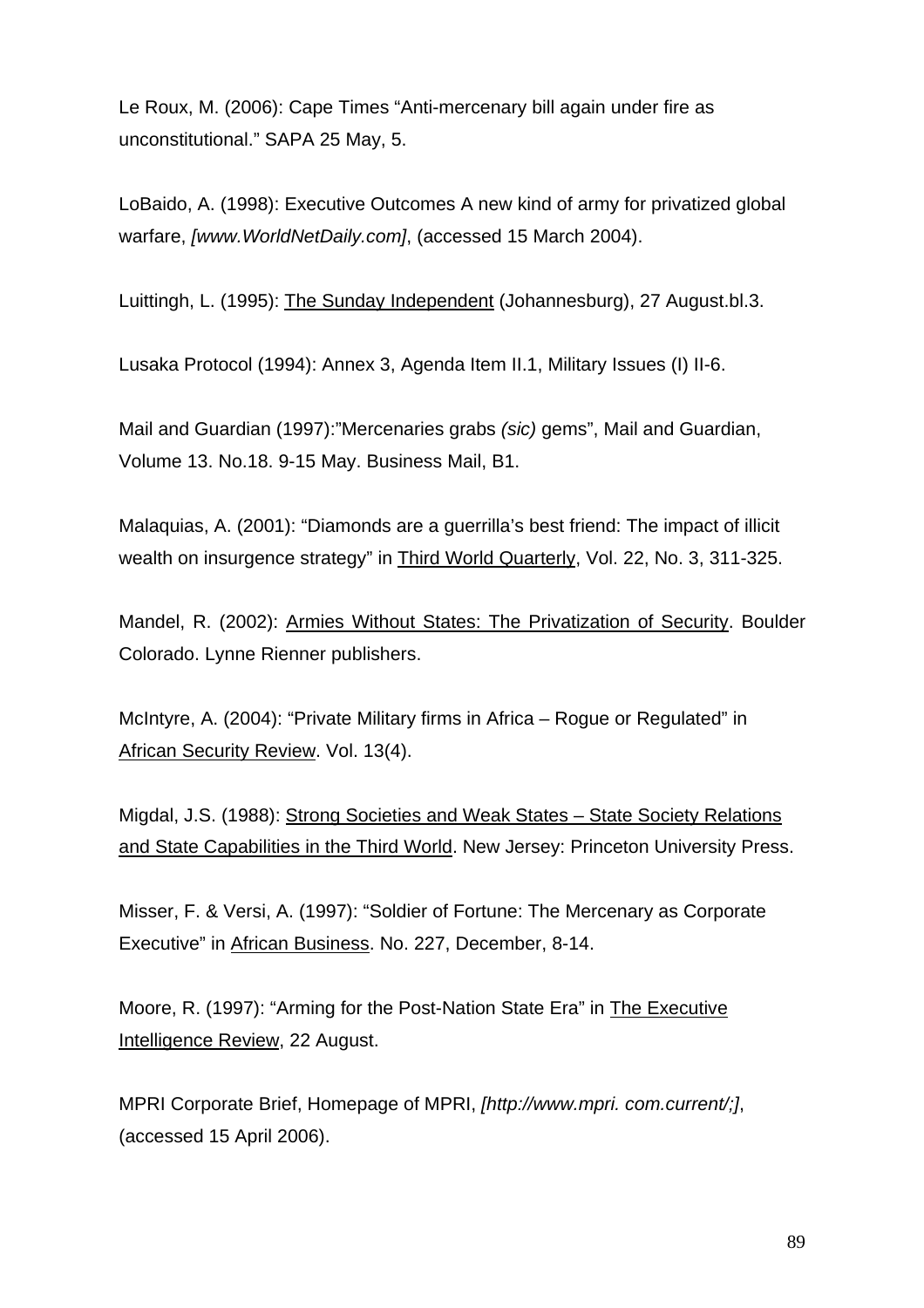Le Roux, M. (2006): Cape Times "Anti-mercenary bill again under fire as unconstitutional." SAPA 25 May, 5.

LoBaido, A. (1998): Executive Outcomes A new kind of army for privatized global warfare, *[www.WorldNetDaily.com]*, (accessed 15 March 2004).

Luittingh, L. (1995): <u>The Sunday Independent</u> (Johannesburg), 27 August.bl.3.

Lusaka Protocol (1994): Annex 3, Agenda Item II.1, Military Issues (I) II-6.

Mail and Guardian (1997):"Mercenaries grabs *(sic)* gems", Mail and Guardian, Volume 13. No.18. 9-15 May. Business Mail, B1.

Malaquias, A. (2001): "Diamonds are a guerrilla's best friend: The impact of illicit wealth on insurgence strategy" in <u>Third World Quarterly</u>, Vol. 22, No. 3, 311-325.

Mandel, R. (2002): <u>Armies Without States: The Privatization of Security</u>. Boulder Colorado. Lynne Rienner publishers.

McIntyre, A. (2004): "Private Military firms in Africa – Rogue or Regulated" in <u>African Security Review</u>. Vol. 13(4).

Migdal, J.S. (1988): <u>Strong Societies and Weak States – State Society Relations and State Capabilities in the Third World</u>. New Jersey: Princeton University Press.

Misser, F. & Versi, A. (1997): "Soldier of Fortune: The Mercenary as Corporate Executive" in <u>African Business</u>. No. 227, December, 8-14.

Moore, R. (1997): "Arming for the Post-Nation State Era" in <u>The Executive Intelligence Review</u>, 22 August.

MPRI Corporate Brief, Homepage of MPRI, *[http://www.mpri. com.current/;]*, (accessed 15 April 2006).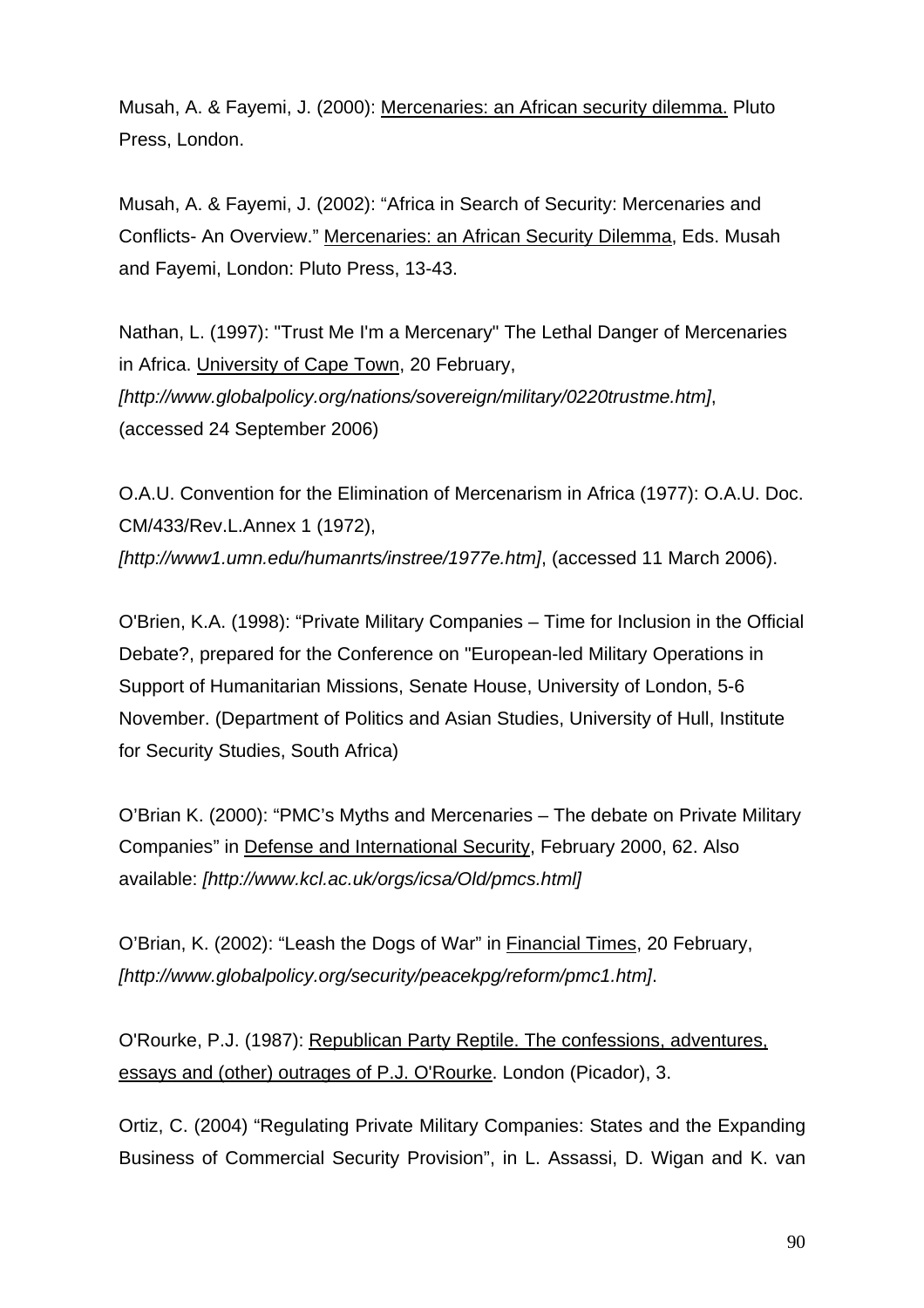Musah, A. & Fayemi, J. (2000): Mercenaries: an African security dilemma. Pluto Press, London.

Musah, A. & Fayemi, J. (2002): "Africa in Search of Security: Mercenaries and Conflicts- An Overview." Mercenaries: an African Security Dilemma, Eds. Musah and Fayemi, London: Pluto Press, 13-43.

Nathan, L. (1997): "Trust Me I'm a Mercenary" The Lethal Danger of Mercenaries in Africa. University of Cape Town, 20 February, *[http://www.globalpolicy.org/nations/sovereign/military/0220trustme.htm]*, (accessed 24 September 2006)

O.A.U. Convention for the Elimination of Mercenarism in Africa (1977): O.A.U. Doc. CM/433/Rev.L.Annex 1 (1972), *[http://www1.umn.edu/humanrts/instree/1977e.htm]*, (accessed 11 March 2006).

O'Brien, K.A. (1998): "Private Military Companies – Time for Inclusion in the Official Debate?, prepared for the Conference on "European-led Military Operations in Support of Humanitarian Missions, Senate House, University of London, 5-6 November. (Department of Politics and Asian Studies, University of Hull, Institute for Security Studies, South Africa)

O'Brian K. (2000): "PMC's Myths and Mercenaries – The debate on Private Military Companies" in Defense and International Security, February 2000, 62. Also available: *[http://www.kcl.ac.uk/orgs/icsa/Old/pmcs.html]*

O'Brian, K. (2002): "Leash the Dogs of War" in Financial Times, 20 February, *[http://www.globalpolicy.org/security/peacekpg/reform/pmc1.htm]*.

O'Rourke, P.J. (1987): Republican Party Reptile. The confessions, adventures, essays and (other) outrages of P.J. O'Rourke. London (Picador), 3.

Ortiz, C. (2004) "Regulating Private Military Companies: States and the Expanding Business of Commercial Security Provision", in L. Assassi, D. Wigan and K. van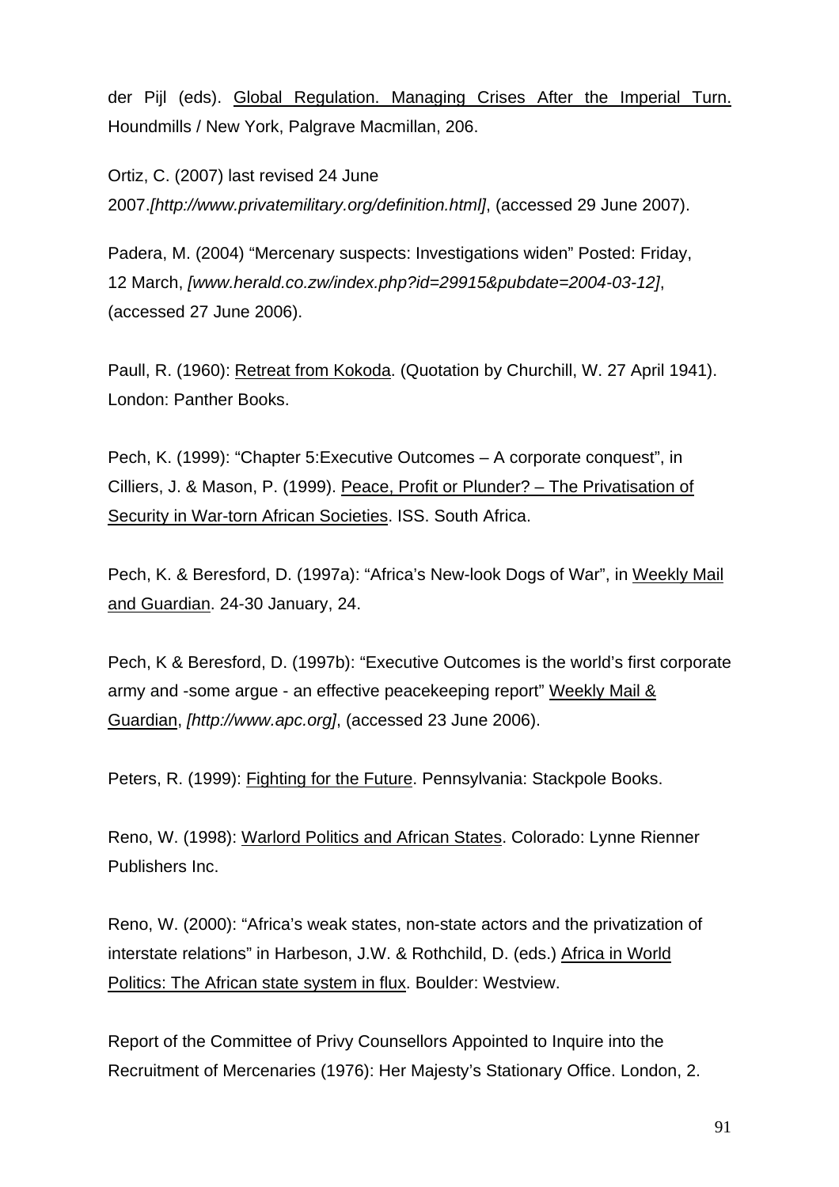der Pijl (eds). Global Regulation. Managing Crises After the Imperial Turn. Houndmills / New York, Palgrave Macmillan, 206.

Ortiz, C. (2007) last revised 24 June 2007.*[http://www.privatemilitary.org/definition.html]*, (accessed 29 June 2007).

Padera, M. (2004) "Mercenary suspects: Investigations widen" Posted: Friday, 12 March, *[www.herald.co.zw/index.php?id=29915&pubdate=2004-03-12]*, (accessed 27 June 2006).

Paull, R. (1960): Retreat from Kokoda. (Quotation by Churchill, W. 27 April 1941). London: Panther Books.

Pech, K. (1999): "Chapter 5:Executive Outcomes – A corporate conquest", in Cilliers, J. & Mason, P. (1999). Peace, Profit or Plunder? – The Privatisation of Security in War-torn African Societies. ISS. South Africa.

Pech, K. & Beresford, D. (1997a): "Africa's New-look Dogs of War", in Weekly Mail and Guardian. 24-30 January, 24.

Pech, K & Beresford, D. (1997b): "Executive Outcomes is the world's first corporate army and -some argue - an effective peacekeeping report" Weekly Mail & Guardian, *[http://www.apc.org]*, (accessed 23 June 2006).

Peters, R. (1999): Fighting for the Future. Pennsylvania: Stackpole Books.

Reno, W. (1998): Warlord Politics and African States. Colorado: Lynne Rienner Publishers Inc.

Reno, W. (2000): "Africa's weak states, non-state actors and the privatization of interstate relations" in Harbeson, J.W. & Rothchild, D. (eds.) Africa in World Politics: The African state system in flux. Boulder: Westview.

Report of the Committee of Privy Counsellors Appointed to Inquire into the Recruitment of Mercenaries (1976): Her Majesty's Stationary Office. London, 2.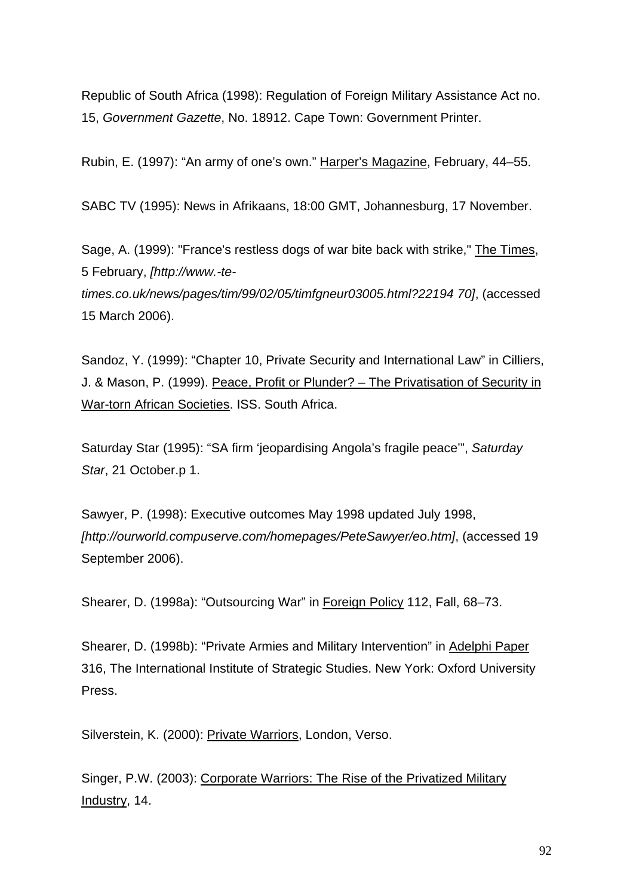Republic of South Africa (1998): Regulation of Foreign Military Assistance Act no. 15, *Government Gazette*, No. 18912. Cape Town: Government Printer.

Rubin, E. (1997): “An army of one’s own.” <u>Harper’s Magazine</u>, February, 44–55.

SABC TV (1995): News in Afrikaans, 18:00 GMT, Johannesburg, 17 November.

Sage, A. (1999): "France's restless dogs of war bite back with strike," <u>The Times</u>, 5 February, *[http://www.-te-times.co.uk/news/pages/tim/99/02/05/timfgneur03005.html?22194 70]*, (accessed 15 March 2006).

Sandoz, Y. (1999): “Chapter 10, Private Security and International Law” in Cilliers, J. & Mason, P. (1999). <u>Peace, Profit or Plunder? – The Privatisation of Security in War-torn African Societies</u>. ISS. South Africa.

Saturday Star (1995): “SA firm ‘jeopardising Angola’s fragile peace’”, *Saturday Star*, 21 October.p 1.

Sawyer, P. (1998): Executive outcomes May 1998 updated July 1998, *[http://ourworld.compuserve.com/homepages/PeteSawyer/eo.htm]*, (accessed 19 September 2006).

Shearer, D. (1998a): “Outsourcing War” in <u>Foreign Policy</u> 112, Fall, 68–73.

Shearer, D. (1998b): “Private Armies and Military Intervention” in <u>Adelphi Paper</u> 316, The International Institute of Strategic Studies. New York: Oxford University Press.

Silverstein, K. (2000): <u>Private Warriors</u>, London, Verso.

Singer, P.W. (2003): <u>Corporate Warriors: The Rise of the Privatized Military Industry</u>, 14.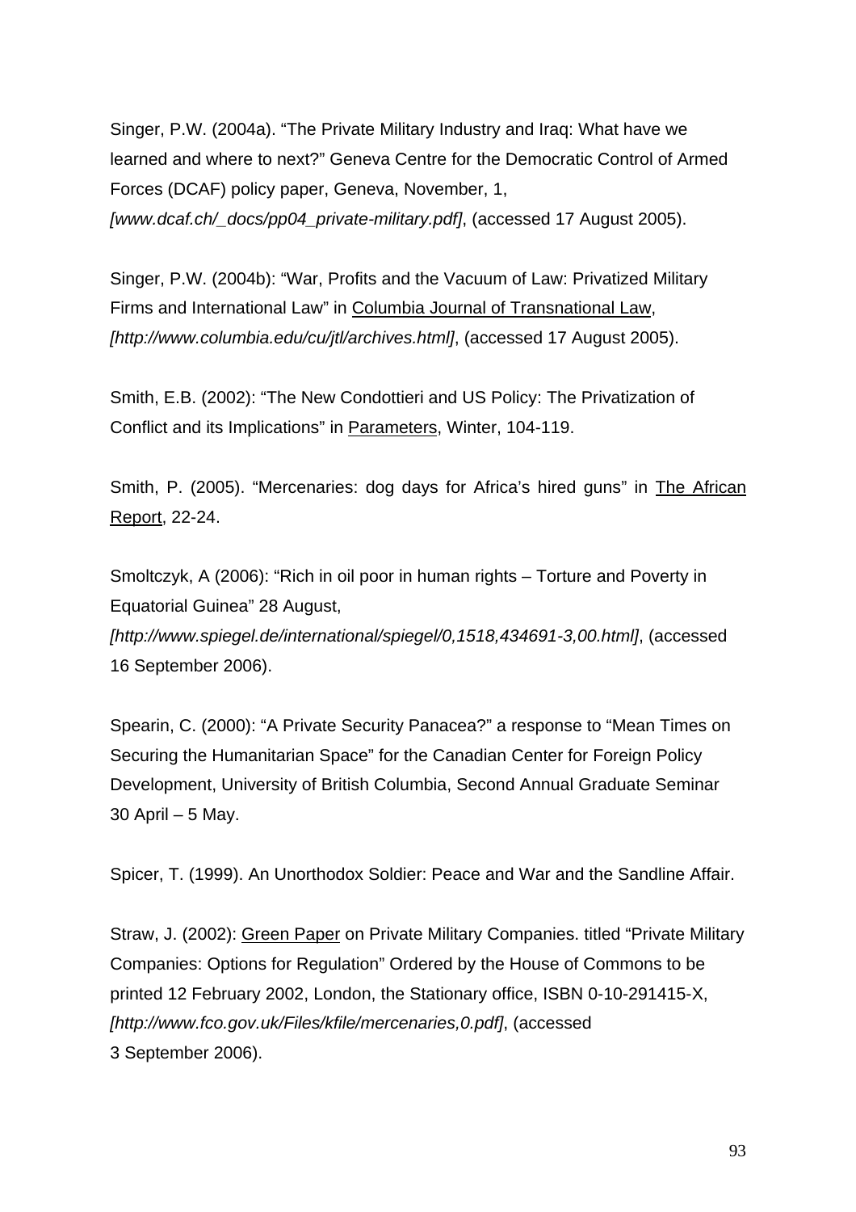Singer, P.W. (2004a). “The Private Military Industry and Iraq: What have we learned and where to next?” Geneva Centre for the Democratic Control of Armed Forces (DCAF) policy paper, Geneva, November, 1, *[www.dcaf.ch/_docs/pp04_private-military.pdf]*, (accessed 17 August 2005).

Singer, P.W. (2004b): “War, Profits and the Vacuum of Law: Privatized Military Firms and International Law” in <u>Columbia Journal of Transnational Law</u>, *[http://www.columbia.edu/cu/jtl/archives.html]*, (accessed 17 August 2005).

Smith, E.B. (2002): “The New Condottieri and US Policy: The Privatization of Conflict and its Implications” in <u>Parameters</u>, Winter, 104-119.

Smith, P. (2005). “Mercenaries: dog days for Africa’s hired guns” in <u>The African Report</u>, 22-24.

Smoltczyk, A (2006): “Rich in oil poor in human rights – Torture and Poverty in Equatorial Guinea” 28 August, *[http://www.spiegel.de/international/spiegel/0,1518,434691-3,00.html]*, (accessed 16 September 2006).

Spearin, C. (2000): “A Private Security Panacea?” a response to “Mean Times on Securing the Humanitarian Space” for the Canadian Center for Foreign Policy Development, University of British Columbia, Second Annual Graduate Seminar 30 April – 5 May.

Spicer, T. (1999). An Unorthodox Soldier: Peace and War and the Sandline Affair.

Straw, J. (2002): <u>Green Paper</u> on Private Military Companies. titled “Private Military Companies: Options for Regulation” Ordered by the House of Commons to be printed 12 February 2002, London, the Stationary office, ISBN 0-10-291415-X, *[http://www.fco.gov.uk/Files/kfile/mercenaries,0.pdf]*, (accessed 3 September 2006).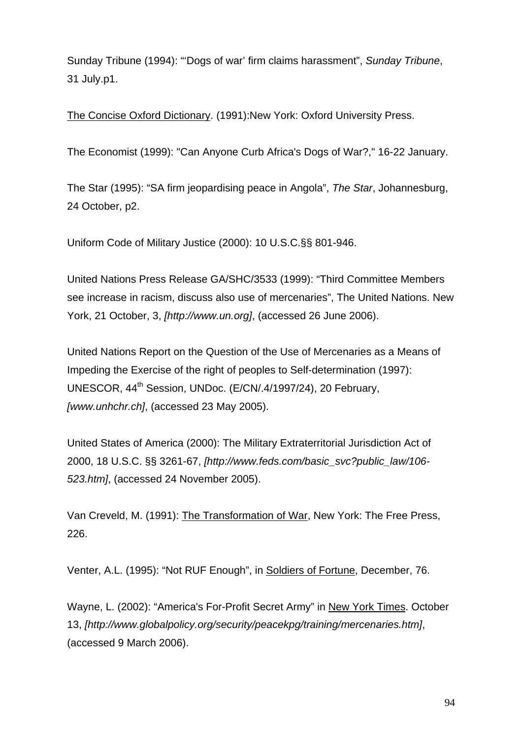Sunday Tribune (1994): "'Dogs of war' firm claims harassment", *Sunday Tribune*, 31 July.p1.

The Concise Oxford Dictionary. (1991):New York: Oxford University Press.

The Economist (1999): "Can Anyone Curb Africa's Dogs of War?," 16-22 January.

The Star (1995): "SA firm jeopardising peace in Angola", *The Star*, Johannesburg, 24 October, p2.

Uniform Code of Military Justice (2000): 10 U.S.C.§§ 801-946.

United Nations Press Release GA/SHC/3533 (1999): "Third Committee Members see increase in racism, discuss also use of mercenaries", The United Nations. New York, 21 October, 3, *[http://www.un.org]*, (accessed 26 June 2006).

United Nations Report on the Question of the Use of Mercenaries as a Means of Impeding the Exercise of the right of peoples to Self-determination (1997): UNESCOR, 44th Session, UNDoc. (E/CN/.4/1997/24), 20 February, *[www.unhchr.ch]*, (accessed 23 May 2005).

United States of America (2000): The Military Extraterritorial Jurisdiction Act of 2000, 18 U.S.C. §§ 3261-67, *[http://www.feds.com/basic_svc?public_law/106-523.htm]*, (accessed 24 November 2005).

Van Creveld, M. (1991): The Transformation of War, New York: The Free Press, 226.

Venter, A.L. (1995): "Not RUF Enough", in Soldiers of Fortune, December, 76.

Wayne, L. (2002): "America's For-Profit Secret Army" in New York Times. October 13, *[http://www.globalpolicy.org/security/peacekpg/training/mercenaries.htm]*, (accessed 9 March 2006).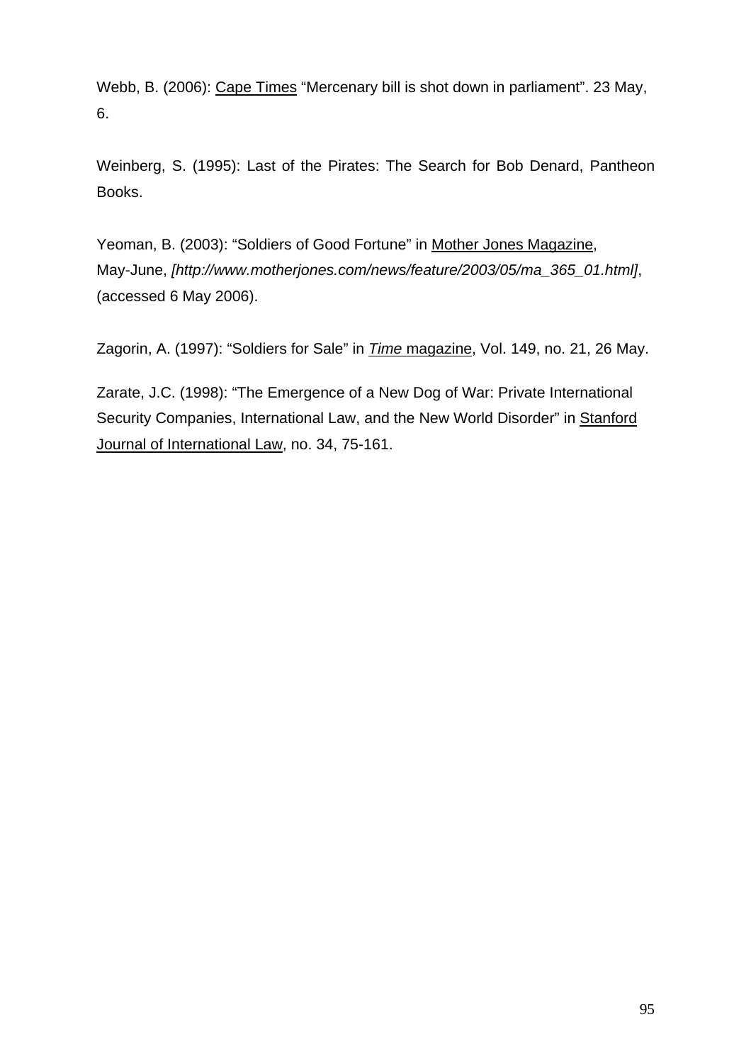Webb, B. (2006): Cape Times “Mercenary bill is shot down in parliament”. 23 May, 6.

Weinberg, S. (1995): Last of the Pirates: The Search for Bob Denard, Pantheon Books.

Yeoman, B. (2003): “Soldiers of Good Fortune” in Mother Jones Magazine, May-June, *[http://www.motherjones.com/news/feature/2003/05/ma_365_01.html]*, (accessed 6 May 2006).

Zagorin, A. (1997): “Soldiers for Sale” in *Time* magazine, Vol. 149, no. 21, 26 May.

Zarate, J.C. (1998): “The Emergence of a New Dog of War: Private International Security Companies, International Law, and the New World Disorder” in Stanford Journal of International Law, no. 34, 75-161.